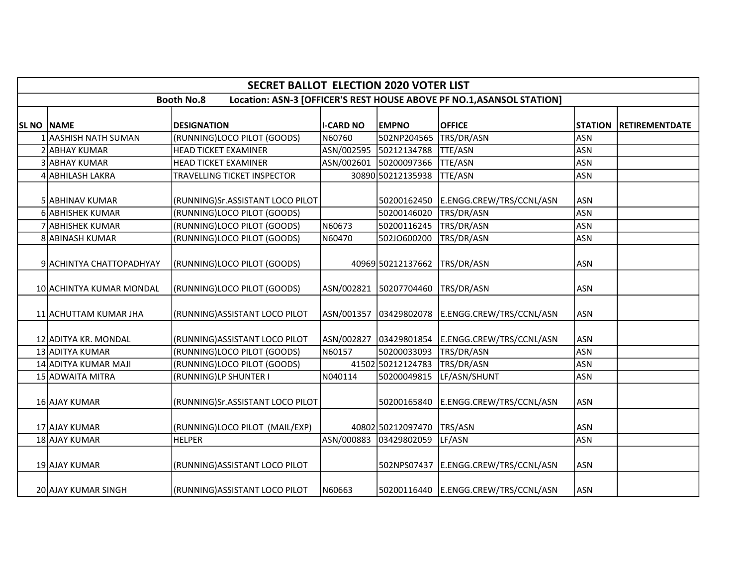| SECRET BALLOT ELECTION 2020 VOTER LIST | | | | | | | |
|---|---|---|---|---|---|---|---|
| Booth No.8 Location: ASN-3 [OFFICER'S REST HOUSE ABOVE PF NO.1,ASANSOL STATION] | | | | | | | |
| SL NO | NAME | DESIGNATION | I-CARD NO | EMPNO | OFFICE | STATION | RETIREMENTDATE |
| 1 | AASHISH NATH SUMAN | (RUNNING)LOCO PILOT (GOODS) | N60760 | 502NP204565 | TRS/DR/ASN | ASN | |
| 2 | ABHAY KUMAR | HEAD TICKET EXAMINER | ASN/002595 | 50212134788 | TTE/ASN | ASN | |
| 3 | ABHAY KUMAR | HEAD TICKET EXAMINER | ASN/002601 | 50200097366 | TTE/ASN | ASN | |
| 4 | ABHILASH LAKRA | TRAVELLING TICKET INSPECTOR | 30890 | 50212135938 | TTE/ASN | ASN | |
| 5 | ABHINAV KUMAR | (RUNNING)Sr.ASSISTANT LOCO PILOT | | 50200162450 | E.ENGG.CREW/TRS/CCNL/ASN | ASN | |
| 6 | ABHISHEK KUMAR | (RUNNING)LOCO PILOT (GOODS) | | 50200146020 | TRS/DR/ASN | ASN | |
| 7 | ABHISHEK KUMAR | (RUNNING)LOCO PILOT (GOODS) | N60673 | 50200116245 | TRS/DR/ASN | ASN | |
| 8 | ABINASH KUMAR | (RUNNING)LOCO PILOT (GOODS) | N60470 | 502JO600200 | TRS/DR/ASN | ASN | |
| 9 | ACHINTYA CHATTOPADHYAY | (RUNNING)LOCO PILOT (GOODS) | 40969 | 50212137662 | TRS/DR/ASN | ASN | |
| 10 | ACHINTYA KUMAR MONDAL | (RUNNING)LOCO PILOT (GOODS) | ASN/002821 | 50207704460 | TRS/DR/ASN | ASN | |
| 11 | ACHUTTAM KUMAR JHA | (RUNNING)ASSISTANT LOCO PILOT | ASN/001357 | 03429802078 | E.ENGG.CREW/TRS/CCNL/ASN | ASN | |
| 12 | ADITYA KR. MONDAL | (RUNNING)ASSISTANT LOCO PILOT | ASN/002827 | 03429801854 | E.ENGG.CREW/TRS/CCNL/ASN | ASN | |
| 13 | ADITYA KUMAR | (RUNNING)LOCO PILOT (GOODS) | N60157 | 50200033093 | TRS/DR/ASN | ASN | |
| 14 | ADITYA KUMAR MAJI | (RUNNING)LOCO PILOT (GOODS) | 41502 | 50212124783 | TRS/DR/ASN | ASN | |
| 15 | ADWAITA MITRA | (RUNNING)LP SHUNTER I | N040114 | 50200049815 | LF/ASN/SHUNT | ASN | |
| 16 | AJAY KUMAR | (RUNNING)Sr.ASSISTANT LOCO PILOT | | 50200165840 | E.ENGG.CREW/TRS/CCNL/ASN | ASN | |
| 17 | AJAY KUMAR | (RUNNING)LOCO PILOT (MAIL/EXP) | 40802 | 50212097470 | TRS/ASN | ASN | |
| 18 | AJAY KUMAR | HELPER | ASN/000883 | 03429802059 | LF/ASN | ASN | |
| 19 | AJAY KUMAR | (RUNNING)ASSISTANT LOCO PILOT | | 502NPS07437 | E.ENGG.CREW/TRS/CCNL/ASN | ASN | |
| 20 | AJAY KUMAR SINGH | (RUNNING)ASSISTANT LOCO PILOT | N60663 | 50200116440 | E.ENGG.CREW/TRS/CCNL/ASN | ASN | |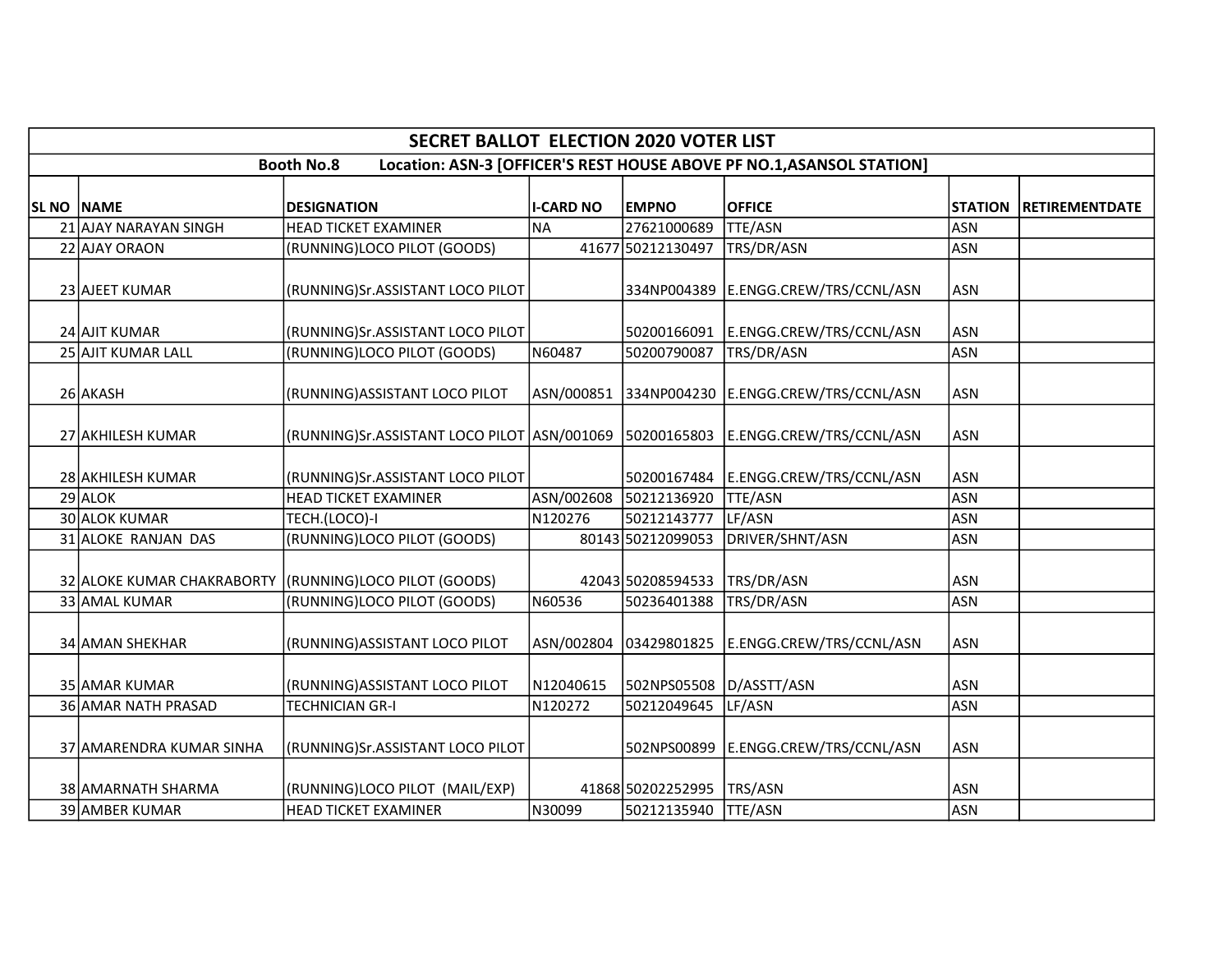| SECRET BALLOT ELECTION 2020 VOTER LIST | | | | | | | |
|---|---|---|---|---|---|---|---|
| Booth No.8 Location: ASN-3 [OFFICER'S REST HOUSE ABOVE PF NO.1,ASANSOL STATION] | | | | | | | |
| SL NO | NAME | DESIGNATION | I-CARD NO | EMPNO | OFFICE | STATION | RETIREMENTDATE |
| 21 | AJAY NARAYAN SINGH | HEAD TICKET EXAMINER | NA | 27621000689 | TTE/ASN | ASN | |
| 22 | AJAY ORAON | (RUNNING)LOCO PILOT (GOODS) | 41677 | 50212130497 | TRS/DR/ASN | ASN | |
| 23 | AJEET KUMAR | (RUNNING)Sr.ASSISTANT LOCO PILOT | | 334NP004389 | E.ENGG.CREW/TRS/CCNL/ASN | ASN | |
| 24 | AJIT KUMAR | (RUNNING)Sr.ASSISTANT LOCO PILOT | | 50200166091 | E.ENGG.CREW/TRS/CCNL/ASN | ASN | |
| 25 | AJIT KUMAR LALL | (RUNNING)LOCO PILOT (GOODS) | N60487 | 50200790087 | TRS/DR/ASN | ASN | |
| 26 | AKASH | (RUNNING)ASSISTANT LOCO PILOT | ASN/000851 | 334NP004230 | E.ENGG.CREW/TRS/CCNL/ASN | ASN | |
| 27 | AKHILESH KUMAR | (RUNNING)Sr.ASSISTANT LOCO PILOT | ASN/001069 | 50200165803 | E.ENGG.CREW/TRS/CCNL/ASN | ASN | |
| 28 | AKHILESH KUMAR | (RUNNING)Sr.ASSISTANT LOCO PILOT | | 50200167484 | E.ENGG.CREW/TRS/CCNL/ASN | ASN | |
| 29 | ALOK | HEAD TICKET EXAMINER | ASN/002608 | 50212136920 | TTE/ASN | ASN | |
| 30 | ALOK KUMAR | TECH.(LOCO)-I | N120276 | 50212143777 | LF/ASN | ASN | |
| 31 | ALOKE RANJAN DAS | (RUNNING)LOCO PILOT (GOODS) | 80143 | 50212099053 | DRIVER/SHNT/ASN | ASN | |
| 32 | ALOKE KUMAR CHAKRABORTY | (RUNNING)LOCO PILOT (GOODS) | 42043 | 50208594533 | TRS/DR/ASN | ASN | |
| 33 | AMAL KUMAR | (RUNNING)LOCO PILOT (GOODS) | N60536 | 50236401388 | TRS/DR/ASN | ASN | |
| 34 | AMAN SHEKHAR | (RUNNING)ASSISTANT LOCO PILOT | ASN/002804 | 03429801825 | E.ENGG.CREW/TRS/CCNL/ASN | ASN | |
| 35 | AMAR KUMAR | (RUNNING)ASSISTANT LOCO PILOT | N12040615 | 502NPS05508 | D/ASSTT/ASN | ASN | |
| 36 | AMAR NATH PRASAD | TECHNICIAN GR-I | N120272 | 50212049645 | LF/ASN | ASN | |
| 37 | AMARENDRA KUMAR SINHA | (RUNNING)Sr.ASSISTANT LOCO PILOT | | 502NPS00899 | E.ENGG.CREW/TRS/CCNL/ASN | ASN | |
| 38 | AMARNATH SHARMA | (RUNNING)LOCO PILOT (MAIL/EXP) | 41868 | 50202252995 | TRS/ASN | ASN | |
| 39 | AMBER KUMAR | HEAD TICKET EXAMINER | N30099 | 50212135940 | TTE/ASN | ASN | |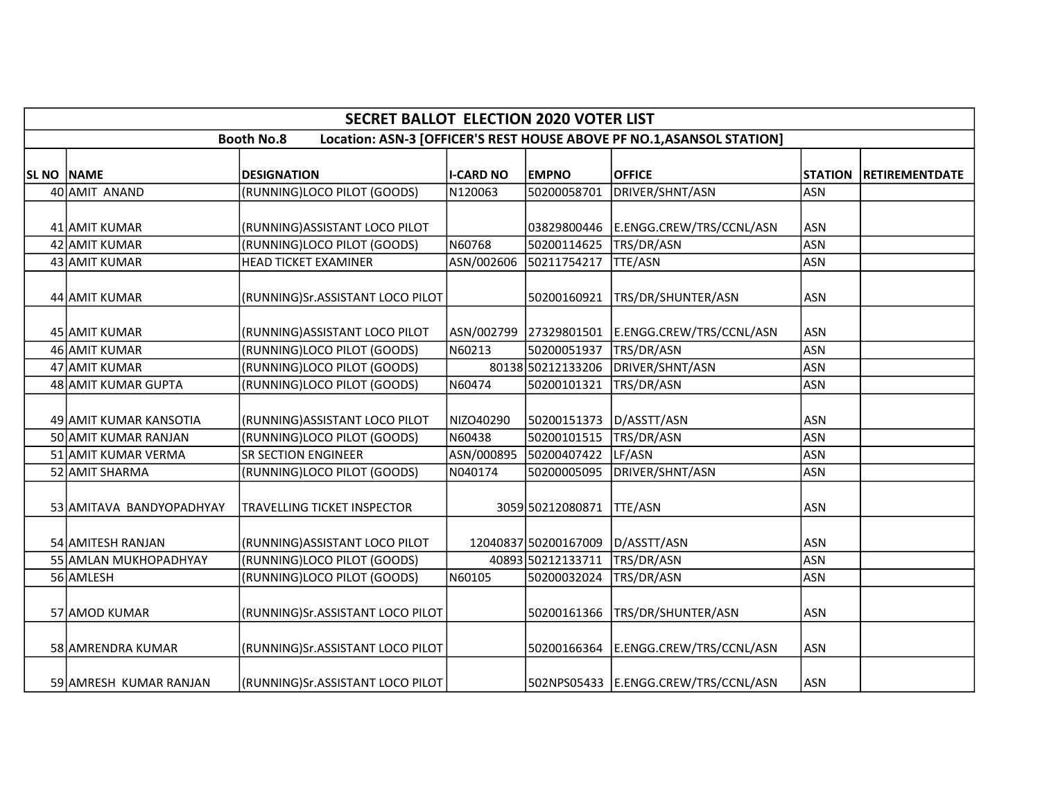## SECRET BALLOT ELECTION 2020 VOTER LIST

**Booth No.8 Location: ASN-3 [OFFICER'S REST HOUSE ABOVE PF NO.1,ASANSOL STATION]**

| SL NO | NAME | DESIGNATION | I-CARD NO | EMPNO | OFFICE | STATION | RETIREMENTDATE |
|---|---|---|---|---|---|---|---|
| 40 | AMIT ANAND | (RUNNING)LOCO PILOT (GOODS) | N120063 | 50200058701 | DRIVER/SHNT/ASN | ASN | |
| 41 | AMIT KUMAR | (RUNNING)ASSISTANT LOCO PILOT | | 03829800446 | E.ENGG.CREW/TRS/CCNL/ASN | ASN | |
| 42 | AMIT KUMAR | (RUNNING)LOCO PILOT (GOODS) | N60768 | 50200114625 | TRS/DR/ASN | ASN | |
| 43 | AMIT KUMAR | HEAD TICKET EXAMINER | ASN/002606 | 50211754217 | TTE/ASN | ASN | |
| 44 | AMIT KUMAR | (RUNNING)Sr.ASSISTANT LOCO PILOT | | 50200160921 | TRS/DR/SHUNTER/ASN | ASN | |
| 45 | AMIT KUMAR | (RUNNING)ASSISTANT LOCO PILOT | ASN/002799 | 27329801501 | E.ENGG.CREW/TRS/CCNL/ASN | ASN | |
| 46 | AMIT KUMAR | (RUNNING)LOCO PILOT (GOODS) | N60213 | 50200051937 | TRS/DR/ASN | ASN | |
| 47 | AMIT KUMAR | (RUNNING)LOCO PILOT (GOODS) | 80138 | 50212133206 | DRIVER/SHNT/ASN | ASN | |
| 48 | AMIT KUMAR GUPTA | (RUNNING)LOCO PILOT (GOODS) | N60474 | 50200101321 | TRS/DR/ASN | ASN | |
| 49 | AMIT KUMAR KANSOTIA | (RUNNING)ASSISTANT LOCO PILOT | NIZO40290 | 50200151373 | D/ASSTT/ASN | ASN | |
| 50 | AMIT KUMAR RANJAN | (RUNNING)LOCO PILOT (GOODS) | N60438 | 50200101515 | TRS/DR/ASN | ASN | |
| 51 | AMIT KUMAR VERMA | SR SECTION ENGINEER | ASN/000895 | 50200407422 | LF/ASN | ASN | |
| 52 | AMIT SHARMA | (RUNNING)LOCO PILOT (GOODS) | N040174 | 50200005095 | DRIVER/SHNT/ASN | ASN | |
| 53 | AMITAVA BANDYOPADHYAY | TRAVELLING TICKET INSPECTOR | 3059 | 50212080871 | TTE/ASN | ASN | |
| 54 | AMITESH RANJAN | (RUNNING)ASSISTANT LOCO PILOT | 12040837 | 50200167009 | D/ASSTT/ASN | ASN | |
| 55 | AMLAN MUKHOPADHYAY | (RUNNING)LOCO PILOT (GOODS) | 40893 | 50212133711 | TRS/DR/ASN | ASN | |
| 56 | AMLESH | (RUNNING)LOCO PILOT (GOODS) | N60105 | 50200032024 | TRS/DR/ASN | ASN | |
| 57 | AMOD KUMAR | (RUNNING)Sr.ASSISTANT LOCO PILOT | | 50200161366 | TRS/DR/SHUNTER/ASN | ASN | |
| 58 | AMRENDRA KUMAR | (RUNNING)Sr.ASSISTANT LOCO PILOT | | 50200166364 | E.ENGG.CREW/TRS/CCNL/ASN | ASN | |
| 59 | AMRESH KUMAR RANJAN | (RUNNING)Sr.ASSISTANT LOCO PILOT | | 502NPS05433 | E.ENGG.CREW/TRS/CCNL/ASN | ASN | |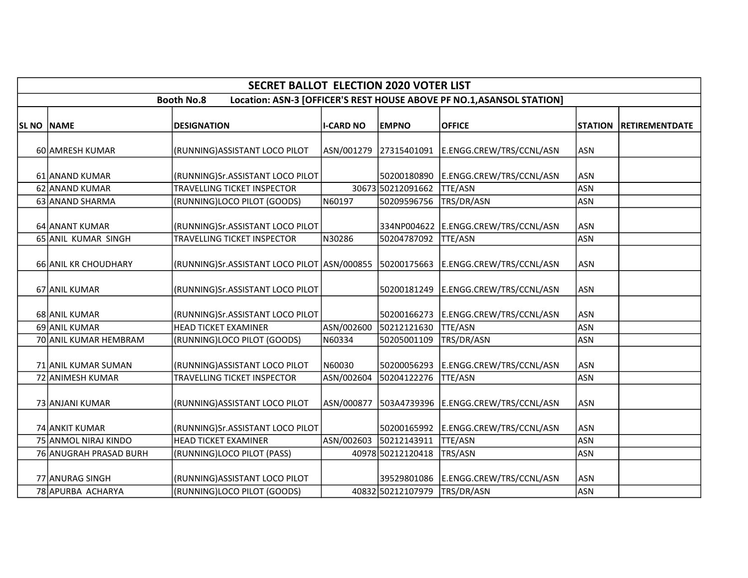# SECRET BALLOT ELECTION 2020 VOTER LIST

**Booth No.8 Location: ASN-3 [OFFICER'S REST HOUSE ABOVE PF NO.1,ASANSOL STATION]**

| SL NO | NAME | DESIGNATION | I-CARD NO | EMPNO | OFFICE | STATION | RETIREMENTDATE |
|---|---|---|---|---|---|---|---|
| 60 | AMRESH KUMAR | (RUNNING)ASSISTANT LOCO PILOT | ASN/001279 | 27315401091 | E.ENGG.CREW/TRS/CCNL/ASN | ASN | |
| 61 | ANAND KUMAR | (RUNNING)Sr.ASSISTANT LOCO PILOT | | 50200180890 | E.ENGG.CREW/TRS/CCNL/ASN | ASN | |
| 62 | ANAND KUMAR | TRAVELLING TICKET INSPECTOR | 30673 | 50212091662 | TTE/ASN | ASN | |
| 63 | ANAND SHARMA | (RUNNING)LOCO PILOT (GOODS) | N60197 | 50209596756 | TRS/DR/ASN | ASN | |
| 64 | ANANT KUMAR | (RUNNING)Sr.ASSISTANT LOCO PILOT | | 334NP004622 | E.ENGG.CREW/TRS/CCNL/ASN | ASN | |
| 65 | ANIL KUMAR SINGH | TRAVELLING TICKET INSPECTOR | N30286 | 50204787092 | TTE/ASN | ASN | |
| 66 | ANIL KR CHOUDHARY | (RUNNING)Sr.ASSISTANT LOCO PILOT | ASN/000855 | 50200175663 | E.ENGG.CREW/TRS/CCNL/ASN | ASN | |
| 67 | ANIL KUMAR | (RUNNING)Sr.ASSISTANT LOCO PILOT | | 50200181249 | E.ENGG.CREW/TRS/CCNL/ASN | ASN | |
| 68 | ANIL KUMAR | (RUNNING)Sr.ASSISTANT LOCO PILOT | | 50200166273 | E.ENGG.CREW/TRS/CCNL/ASN | ASN | |
| 69 | ANIL KUMAR | HEAD TICKET EXAMINER | ASN/002600 | 50212121630 | TTE/ASN | ASN | |
| 70 | ANIL KUMAR HEMBRAM | (RUNNING)LOCO PILOT (GOODS) | N60334 | 50205001109 | TRS/DR/ASN | ASN | |
| 71 | ANIL KUMAR SUMAN | (RUNNING)ASSISTANT LOCO PILOT | N60030 | 50200056293 | E.ENGG.CREW/TRS/CCNL/ASN | ASN | |
| 72 | ANIMESH KUMAR | TRAVELLING TICKET INSPECTOR | ASN/002604 | 50204122276 | TTE/ASN | ASN | |
| 73 | ANJANI KUMAR | (RUNNING)ASSISTANT LOCO PILOT | ASN/000877 | 503A4739396 | E.ENGG.CREW/TRS/CCNL/ASN | ASN | |
| 74 | ANKIT KUMAR | (RUNNING)Sr.ASSISTANT LOCO PILOT | | 50200165992 | E.ENGG.CREW/TRS/CCNL/ASN | ASN | |
| 75 | ANMOL NIRAJ KINDO | HEAD TICKET EXAMINER | ASN/002603 | 50212143911 | TTE/ASN | ASN | |
| 76 | ANUGRAH PRASAD BURH | (RUNNING)LOCO PILOT (PASS) | 40978 | 50212120418 | TRS/ASN | ASN | |
| 77 | ANURAG SINGH | (RUNNING)ASSISTANT LOCO PILOT | | 39529801086 | E.ENGG.CREW/TRS/CCNL/ASN | ASN | |
| 78 | APURBA ACHARYA | (RUNNING)LOCO PILOT (GOODS) | 40832 | 50212107979 | TRS/DR/ASN | ASN | |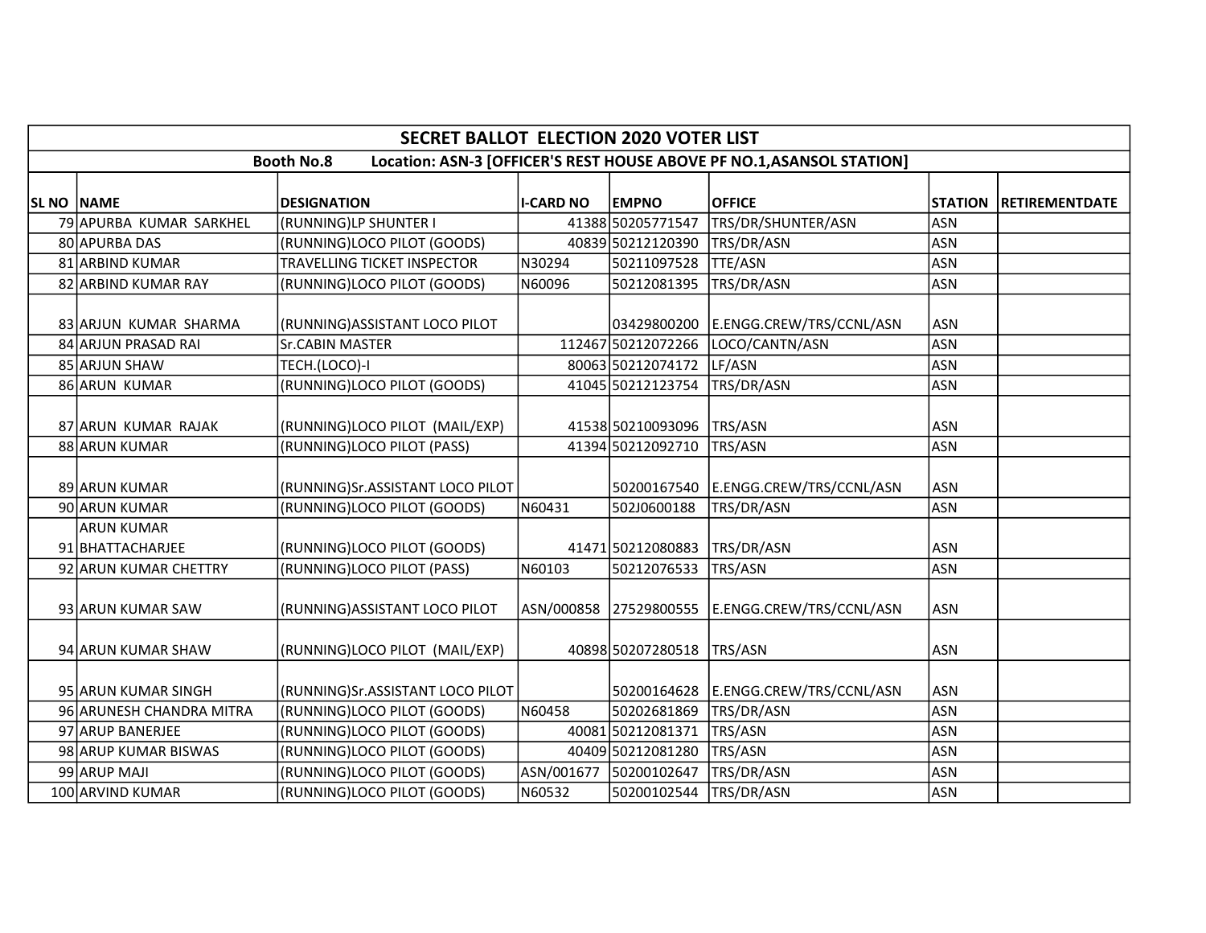| SECRET BALLOT ELECTION 2020 VOTER LIST | | | | | | | |
|---|---|---|---|---|---|---|---|
| Booth No.8 Location: ASN-3 [OFFICER'S REST HOUSE ABOVE PF NO.1,ASANSOL STATION] | | | | | | | |
| **SL NO** | **NAME** | **DESIGNATION** | **I-CARD NO** | **EMPNO** | **OFFICE** | **STATION** | **RETIREMENTDATE** |
| 79 | APURBA KUMAR SARKHEL | (RUNNING)LP SHUNTER I | 41388 | 50205771547 | TRS/DR/SHUNTER/ASN | ASN | |
| 80 | APURBA DAS | (RUNNING)LOCO PILOT (GOODS) | 40839 | 50212120390 | TRS/DR/ASN | ASN | |
| 81 | ARBIND KUMAR | TRAVELLING TICKET INSPECTOR | N30294 | 50211097528 | TTE/ASN | ASN | |
| 82 | ARBIND KUMAR RAY | (RUNNING)LOCO PILOT (GOODS) | N60096 | 50212081395 | TRS/DR/ASN | ASN | |
| 83 | ARJUN KUMAR SHARMA | (RUNNING)ASSISTANT LOCO PILOT | | 03429800200 | E.ENGG.CREW/TRS/CCNL/ASN | ASN | |
| 84 | ARJUN PRASAD RAI | Sr.CABIN MASTER | 112467 | 50212072266 | LOCO/CANTN/ASN | ASN | |
| 85 | ARJUN SHAW | TECH.(LOCO)-I | 80063 | 50212074172 | LF/ASN | ASN | |
| 86 | ARUN KUMAR | (RUNNING)LOCO PILOT (GOODS) | 41045 | 50212123754 | TRS/DR/ASN | ASN | |
| 87 | ARUN KUMAR RAJAK | (RUNNING)LOCO PILOT (MAIL/EXP) | 41538 | 50210093096 | TRS/ASN | ASN | |
| 88 | ARUN KUMAR | (RUNNING)LOCO PILOT (PASS) | 41394 | 50212092710 | TRS/ASN | ASN | |
| 89 | ARUN KUMAR | (RUNNING)Sr.ASSISTANT LOCO PILOT | | 50200167540 | E.ENGG.CREW/TRS/CCNL/ASN | ASN | |
| 90 | ARUN KUMAR | (RUNNING)LOCO PILOT (GOODS) | N60431 | 502J0600188 | TRS/DR/ASN | ASN | |
| 91 | ARUN KUMAR BHATTACHARJEE | (RUNNING)LOCO PILOT (GOODS) | 41471 | 50212080883 | TRS/DR/ASN | ASN | |
| 92 | ARUN KUMAR CHETTRY | (RUNNING)LOCO PILOT (PASS) | N60103 | 50212076533 | TRS/ASN | ASN | |
| 93 | ARUN KUMAR SAW | (RUNNING)ASSISTANT LOCO PILOT | ASN/000858 | 27529800555 | E.ENGG.CREW/TRS/CCNL/ASN | ASN | |
| 94 | ARUN KUMAR SHAW | (RUNNING)LOCO PILOT (MAIL/EXP) | 40898 | 50207280518 | TRS/ASN | ASN | |
| 95 | ARUN KUMAR SINGH | (RUNNING)Sr.ASSISTANT LOCO PILOT | | 50200164628 | E.ENGG.CREW/TRS/CCNL/ASN | ASN | |
| 96 | ARUNESH CHANDRA MITRA | (RUNNING)LOCO PILOT (GOODS) | N60458 | 50202681869 | TRS/DR/ASN | ASN | |
| 97 | ARUP BANERJEE | (RUNNING)LOCO PILOT (GOODS) | 40081 | 50212081371 | TRS/ASN | ASN | |
| 98 | ARUP KUMAR BISWAS | (RUNNING)LOCO PILOT (GOODS) | 40409 | 50212081280 | TRS/ASN | ASN | |
| 99 | ARUP MAJI | (RUNNING)LOCO PILOT (GOODS) | ASN/001677 | 50200102647 | TRS/DR/ASN | ASN | |
| 100 | ARVIND KUMAR | (RUNNING)LOCO PILOT (GOODS) | N60532 | 50200102544 | TRS/DR/ASN | ASN | |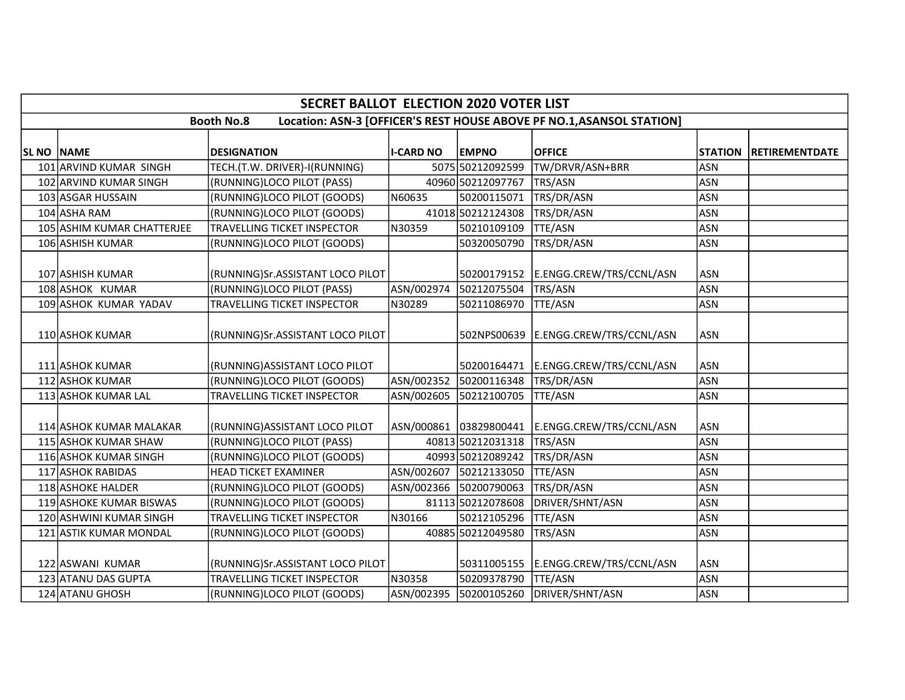| SECRET BALLOT ELECTION 2020 VOTER LIST | | | | | | | |
|---|---|---|---|---|---|---|---|
| Booth No.8 Location: ASN-3 [OFFICER'S REST HOUSE ABOVE PF NO.1,ASANSOL STATION] | | | | | | | |
| SL NO | NAME | DESIGNATION | I-CARD NO | EMPNO | OFFICE | STATION | RETIREMENTDATE |
| 101 | ARVIND KUMAR SINGH | TECH.(T.W. DRIVER)-I(RUNNING) | 5075 | 50212092599 | TW/DRVR/ASN+BRR | ASN | |
| 102 | ARVIND KUMAR SINGH | (RUNNING)LOCO PILOT (PASS) | 40960 | 50212097767 | TRS/ASN | ASN | |
| 103 | ASGAR HUSSAIN | (RUNNING)LOCO PILOT (GOODS) | N60635 | 50200115071 | TRS/DR/ASN | ASN | |
| 104 | ASHA RAM | (RUNNING)LOCO PILOT (GOODS) | 41018 | 50212124308 | TRS/DR/ASN | ASN | |
| 105 | ASHIM KUMAR CHATTERJEE | TRAVELLING TICKET INSPECTOR | N30359 | 50210109109 | TTE/ASN | ASN | |
| 106 | ASHISH KUMAR | (RUNNING)LOCO PILOT (GOODS) | | 50320050790 | TRS/DR/ASN | ASN | |
| 107 | ASHISH KUMAR | (RUNNING)Sr.ASSISTANT LOCO PILOT | | 50200179152 | E.ENGG.CREW/TRS/CCNL/ASN | ASN | |
| 108 | ASHOK KUMAR | (RUNNING)LOCO PILOT (PASS) | ASN/002974 | 50212075504 | TRS/ASN | ASN | |
| 109 | ASHOK KUMAR YADAV | TRAVELLING TICKET INSPECTOR | N30289 | 50211086970 | TTE/ASN | ASN | |
| 110 | ASHOK KUMAR | (RUNNING)Sr.ASSISTANT LOCO PILOT | | 502NPS00639 | E.ENGG.CREW/TRS/CCNL/ASN | ASN | |
| 111 | ASHOK KUMAR | (RUNNING)ASSISTANT LOCO PILOT | | 50200164471 | E.ENGG.CREW/TRS/CCNL/ASN | ASN | |
| 112 | ASHOK KUMAR | (RUNNING)LOCO PILOT (GOODS) | ASN/002352 | 50200116348 | TRS/DR/ASN | ASN | |
| 113 | ASHOK KUMAR LAL | TRAVELLING TICKET INSPECTOR | ASN/002605 | 50212100705 | TTE/ASN | ASN | |
| 114 | ASHOK KUMAR MALAKAR | (RUNNING)ASSISTANT LOCO PILOT | ASN/000861 | 03829800441 | E.ENGG.CREW/TRS/CCNL/ASN | ASN | |
| 115 | ASHOK KUMAR SHAW | (RUNNING)LOCO PILOT (PASS) | 40813 | 50212031318 | TRS/ASN | ASN | |
| 116 | ASHOK KUMAR SINGH | (RUNNING)LOCO PILOT (GOODS) | 40993 | 50212089242 | TRS/DR/ASN | ASN | |
| 117 | ASHOK RABIDAS | HEAD TICKET EXAMINER | ASN/002607 | 50212133050 | TTE/ASN | ASN | |
| 118 | ASHOKE HALDER | (RUNNING)LOCO PILOT (GOODS) | ASN/002366 | 50200790063 | TRS/DR/ASN | ASN | |
| 119 | ASHOKE KUMAR BISWAS | (RUNNING)LOCO PILOT (GOODS) | 81113 | 50212078608 | DRIVER/SHNT/ASN | ASN | |
| 120 | ASHWINI KUMAR SINGH | TRAVELLING TICKET INSPECTOR | N30166 | 50212105296 | TTE/ASN | ASN | |
| 121 | ASTIK KUMAR MONDAL | (RUNNING)LOCO PILOT (GOODS) | 40885 | 50212049580 | TRS/ASN | ASN | |
| 122 | ASWANI KUMAR | (RUNNING)Sr.ASSISTANT LOCO PILOT | | 50311005155 | E.ENGG.CREW/TRS/CCNL/ASN | ASN | |
| 123 | ATANU DAS GUPTA | TRAVELLING TICKET INSPECTOR | N30358 | 50209378790 | TTE/ASN | ASN | |
| 124 | ATANU GHOSH | (RUNNING)LOCO PILOT (GOODS) | ASN/002395 | 50200105260 | DRIVER/SHNT/ASN | ASN | |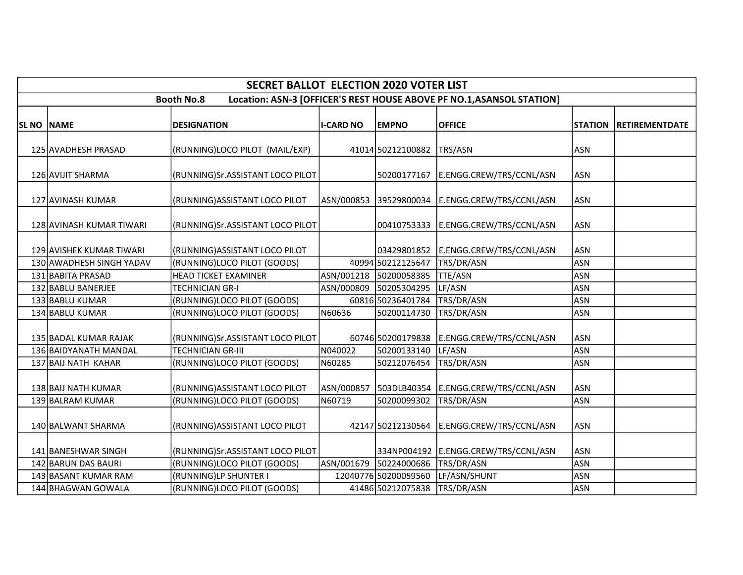| SECRET BALLOT ELECTION 2020 VOTER LIST | | | | | | | |
|---|---|---|---|---|---|---|---|
| Booth No.8 Location: ASN-3 [OFFICER'S REST HOUSE ABOVE PF NO.1,ASANSOL STATION] | | | | | | | |
| **SL NO** | **NAME** | **DESIGNATION** | **I-CARD NO** | **EMPNO** | **OFFICE** | **STATION** | **RETIREMENTDATE** |
| 125 | AVADHESH PRASAD | (RUNNING)LOCO PILOT (MAIL/EXP) | 41014 | 50212100882 | TRS/ASN | ASN | |
| 126 | AVIJIT SHARMA | (RUNNING)Sr.ASSISTANT LOCO PILOT | | 50200177167 | E.ENGG.CREW/TRS/CCNL/ASN | ASN | |
| 127 | AVINASH KUMAR | (RUNNING)ASSISTANT LOCO PILOT | ASN/000853 | 39529800034 | E.ENGG.CREW/TRS/CCNL/ASN | ASN | |
| 128 | AVINASH KUMAR TIWARI | (RUNNING)Sr.ASSISTANT LOCO PILOT | | 00410753333 | E.ENGG.CREW/TRS/CCNL/ASN | ASN | |
| 129 | AVISHEK KUMAR TIWARI | (RUNNING)ASSISTANT LOCO PILOT | | 03429801852 | E.ENGG.CREW/TRS/CCNL/ASN | ASN | |
| 130 | AWADHESH SINGH YADAV | (RUNNING)LOCO PILOT (GOODS) | 40994 | 50212125647 | TRS/DR/ASN | ASN | |
| 131 | BABITA PRASAD | HEAD TICKET EXAMINER | ASN/001218 | 50200058385 | TTE/ASN | ASN | |
| 132 | BABLU BANERJEE | TECHNICIAN GR-I | ASN/000809 | 50205304295 | LF/ASN | ASN | |
| 133 | BABLU KUMAR | (RUNNING)LOCO PILOT (GOODS) | 60816 | 50236401784 | TRS/DR/ASN | ASN | |
| 134 | BABLU KUMAR | (RUNNING)LOCO PILOT (GOODS) | N60636 | 50200114730 | TRS/DR/ASN | ASN | |
| 135 | BADAL KUMAR RAJAK | (RUNNING)Sr.ASSISTANT LOCO PILOT | 60746 | 50200179838 | E.ENGG.CREW/TRS/CCNL/ASN | ASN | |
| 136 | BAIDYANATH MANDAL | TECHNICIAN GR-III | N040022 | 50200133140 | LF/ASN | ASN | |
| 137 | BAIJ NATH KAHAR | (RUNNING)LOCO PILOT (GOODS) | N60285 | 50212076454 | TRS/DR/ASN | ASN | |
| 138 | BAIJ NATH KUMAR | (RUNNING)ASSISTANT LOCO PILOT | ASN/000857 | 503DLB40354 | E.ENGG.CREW/TRS/CCNL/ASN | ASN | |
| 139 | BALRAM KUMAR | (RUNNING)LOCO PILOT (GOODS) | N60719 | 50200099302 | TRS/DR/ASN | ASN | |
| 140 | BALWANT SHARMA | (RUNNING)ASSISTANT LOCO PILOT | 42147 | 50212130564 | E.ENGG.CREW/TRS/CCNL/ASN | ASN | |
| 141 | BANESHWAR SINGH | (RUNNING)Sr.ASSISTANT LOCO PILOT | | 334NP004192 | E.ENGG.CREW/TRS/CCNL/ASN | ASN | |
| 142 | BARUN DAS BAURI | (RUNNING)LOCO PILOT (GOODS) | ASN/001679 | 50224000686 | TRS/DR/ASN | ASN | |
| 143 | BASANT KUMAR RAM | (RUNNING)LP SHUNTER I | 12040776 | 50200059560 | LF/ASN/SHUNT | ASN | |
| 144 | BHAGWAN GOWALA | (RUNNING)LOCO PILOT (GOODS) | 41486 | 50212075838 | TRS/DR/ASN | ASN | |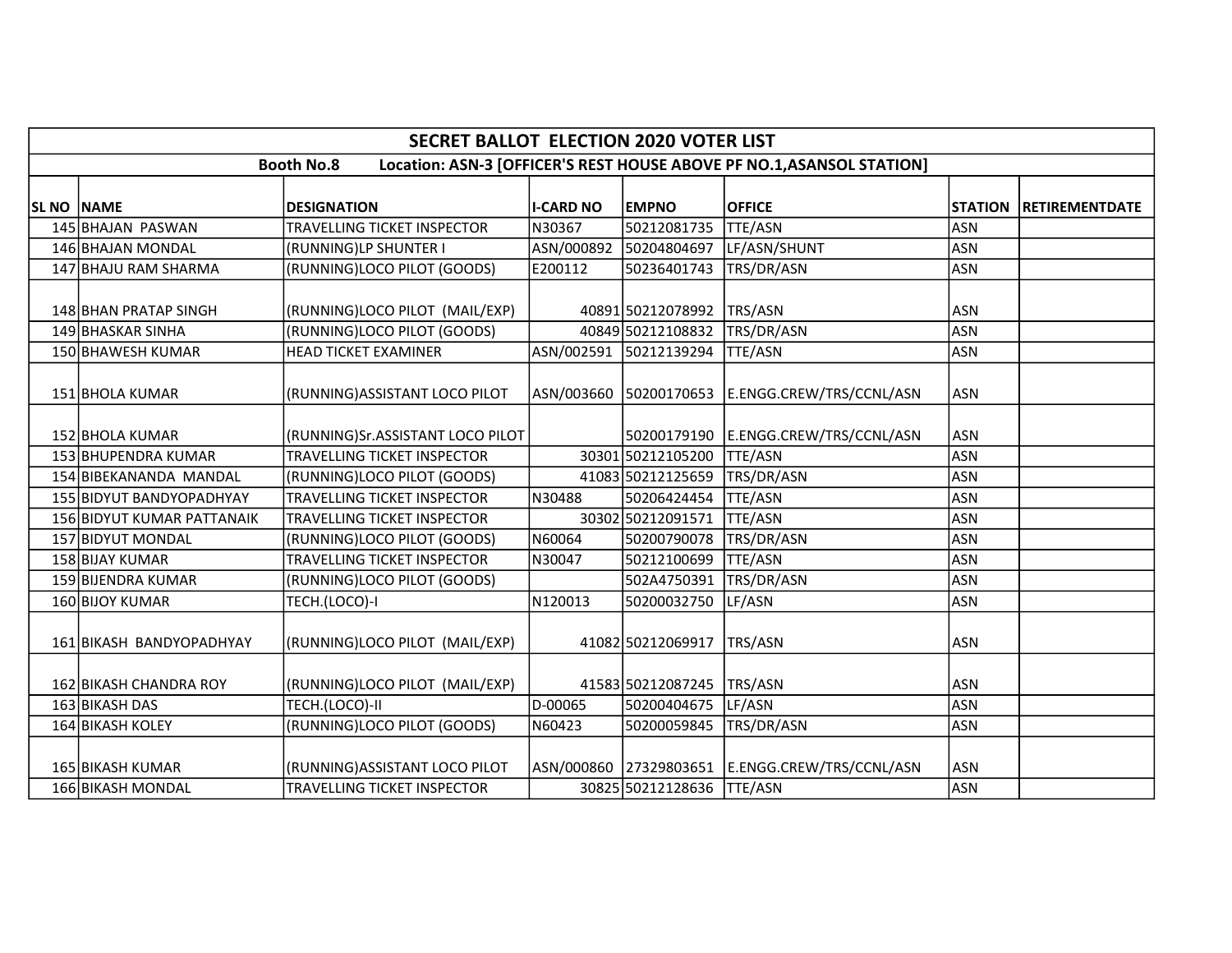## SECRET BALLOT ELECTION 2020 VOTER LIST

**Booth No.8 Location: ASN-3 [OFFICER'S REST HOUSE ABOVE PF NO.1,ASANSOL STATION]**

| SL NO | NAME | DESIGNATION | I-CARD NO | EMPNO | OFFICE | STATION | RETIREMENTDATE |
|---|---|---|---|---|---|---|---|
| 145 | BHAJAN PASWAN | TRAVELLING TICKET INSPECTOR | N30367 | 50212081735 | TTE/ASN | ASN | |
| 146 | BHAJAN MONDAL | (RUNNING)LP SHUNTER I | ASN/000892 | 50204804697 | LF/ASN/SHUNT | ASN | |
| 147 | BHAJU RAM SHARMA | (RUNNING)LOCO PILOT (GOODS) | E200112 | 50236401743 | TRS/DR/ASN | ASN | |
| 148 | BHAN PRATAP SINGH | (RUNNING)LOCO PILOT (MAIL/EXP) | 40891 | 50212078992 | TRS/ASN | ASN | |
| 149 | BHASKAR SINHA | (RUNNING)LOCO PILOT (GOODS) | 40849 | 50212108832 | TRS/DR/ASN | ASN | |
| 150 | BHAWESH KUMAR | HEAD TICKET EXAMINER | ASN/002591 | 50212139294 | TTE/ASN | ASN | |
| 151 | BHOLA KUMAR | (RUNNING)ASSISTANT LOCO PILOT | ASN/003660 | 50200170653 | E.ENGG.CREW/TRS/CCNL/ASN | ASN | |
| 152 | BHOLA KUMAR | (RUNNING)Sr.ASSISTANT LOCO PILOT | | 50200179190 | E.ENGG.CREW/TRS/CCNL/ASN | ASN | |
| 153 | BHUPENDRA KUMAR | TRAVELLING TICKET INSPECTOR | 30301 | 50212105200 | TTE/ASN | ASN | |
| 154 | BIBEKANANDA MANDAL | (RUNNING)LOCO PILOT (GOODS) | 41083 | 50212125659 | TRS/DR/ASN | ASN | |
| 155 | BIDYUT BANDYOPADHYAY | TRAVELLING TICKET INSPECTOR | N30488 | 50206424454 | TTE/ASN | ASN | |
| 156 | BIDYUT KUMAR PATTANAIK | TRAVELLING TICKET INSPECTOR | 30302 | 50212091571 | TTE/ASN | ASN | |
| 157 | BIDYUT MONDAL | (RUNNING)LOCO PILOT (GOODS) | N60064 | 50200790078 | TRS/DR/ASN | ASN | |
| 158 | BIJAY KUMAR | TRAVELLING TICKET INSPECTOR | N30047 | 50212100699 | TTE/ASN | ASN | |
| 159 | BIJENDRA KUMAR | (RUNNING)LOCO PILOT (GOODS) | | 502A4750391 | TRS/DR/ASN | ASN | |
| 160 | BIJOY KUMAR | TECH.(LOCO)-I | N120013 | 50200032750 | LF/ASN | ASN | |
| 161 | BIKASH BANDYOPADHYAY | (RUNNING)LOCO PILOT (MAIL/EXP) | 41082 | 50212069917 | TRS/ASN | ASN | |
| 162 | BIKASH CHANDRA ROY | (RUNNING)LOCO PILOT (MAIL/EXP) | 41583 | 50212087245 | TRS/ASN | ASN | |
| 163 | BIKASH DAS | TECH.(LOCO)-II | D-00065 | 50200404675 | LF/ASN | ASN | |
| 164 | BIKASH KOLEY | (RUNNING)LOCO PILOT (GOODS) | N60423 | 50200059845 | TRS/DR/ASN | ASN | |
| 165 | BIKASH KUMAR | (RUNNING)ASSISTANT LOCO PILOT | ASN/000860 | 27329803651 | E.ENGG.CREW/TRS/CCNL/ASN | ASN | |
| 166 | BIKASH MONDAL | TRAVELLING TICKET INSPECTOR | 30825 | 50212128636 | TTE/ASN | ASN | |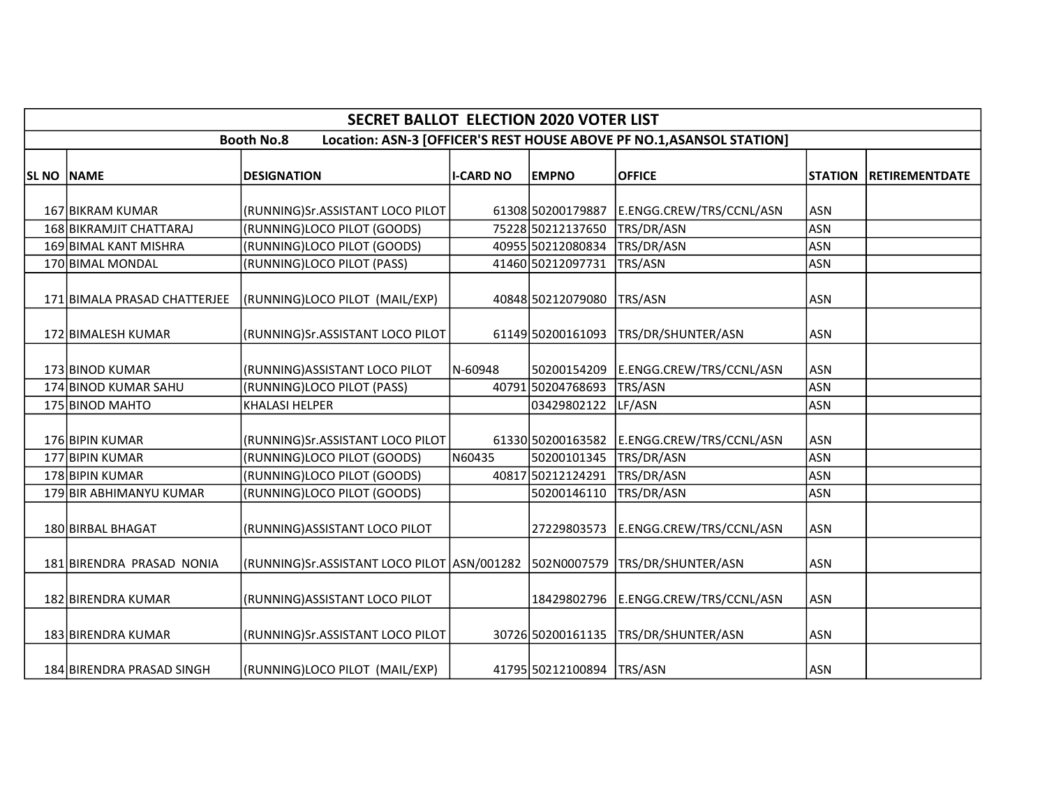## SECRET BALLOT ELECTION 2020 VOTER LIST

**Booth No.8 Location: ASN-3 [OFFICER'S REST HOUSE ABOVE PF NO.1,ASANSOL STATION]**

| SL NO | NAME | DESIGNATION | I-CARD NO | EMPNO | OFFICE | STATION | RETIREMENTDATE |
|---|---|---|---|---|---|---|---|
| 167 | BIKRAM KUMAR | (RUNNING)Sr.ASSISTANT LOCO PILOT | 61308 | 50200179887 | E.ENGG.CREW/TRS/CCNL/ASN | ASN | |
| 168 | BIKRAMJIT CHATTARAJ | (RUNNING)LOCO PILOT (GOODS) | 75228 | 50212137650 | TRS/DR/ASN | ASN | |
| 169 | BIMAL KANT MISHRA | (RUNNING)LOCO PILOT (GOODS) | 40955 | 50212080834 | TRS/DR/ASN | ASN | |
| 170 | BIMAL MONDAL | (RUNNING)LOCO PILOT (PASS) | 41460 | 50212097731 | TRS/ASN | ASN | |
| 171 | BIMALA PRASAD CHATTERJEE | (RUNNING)LOCO PILOT (MAIL/EXP) | 40848 | 50212079080 | TRS/ASN | ASN | |
| 172 | BIMALESH KUMAR | (RUNNING)Sr.ASSISTANT LOCO PILOT | 61149 | 50200161093 | TRS/DR/SHUNTER/ASN | ASN | |
| 173 | BINOD KUMAR | (RUNNING)ASSISTANT LOCO PILOT | N-60948 | 50200154209 | E.ENGG.CREW/TRS/CCNL/ASN | ASN | |
| 174 | BINOD KUMAR SAHU | (RUNNING)LOCO PILOT (PASS) | 40791 | 50204768693 | TRS/ASN | ASN | |
| 175 | BINOD MAHTO | KHALASI HELPER | | 03429802122 | LF/ASN | ASN | |
| 176 | BIPIN KUMAR | (RUNNING)Sr.ASSISTANT LOCO PILOT | 61330 | 50200163582 | E.ENGG.CREW/TRS/CCNL/ASN | ASN | |
| 177 | BIPIN KUMAR | (RUNNING)LOCO PILOT (GOODS) | N60435 | 50200101345 | TRS/DR/ASN | ASN | |
| 178 | BIPIN KUMAR | (RUNNING)LOCO PILOT (GOODS) | 40817 | 50212124291 | TRS/DR/ASN | ASN | |
| 179 | BIR ABHIMANYU KUMAR | (RUNNING)LOCO PILOT (GOODS) | | 50200146110 | TRS/DR/ASN | ASN | |
| 180 | BIRBAL BHAGAT | (RUNNING)ASSISTANT LOCO PILOT | | 27229803573 | E.ENGG.CREW/TRS/CCNL/ASN | ASN | |
| 181 | BIRENDRA PRASAD NONIA | (RUNNING)Sr.ASSISTANT LOCO PILOT | ASN/001282 | 502N0007579 | TRS/DR/SHUNTER/ASN | ASN | |
| 182 | BIRENDRA KUMAR | (RUNNING)ASSISTANT LOCO PILOT | | 18429802796 | E.ENGG.CREW/TRS/CCNL/ASN | ASN | |
| 183 | BIRENDRA KUMAR | (RUNNING)Sr.ASSISTANT LOCO PILOT | 30726 | 50200161135 | TRS/DR/SHUNTER/ASN | ASN | |
| 184 | BIRENDRA PRASAD SINGH | (RUNNING)LOCO PILOT (MAIL/EXP) | 41795 | 50212100894 | TRS/ASN | ASN | |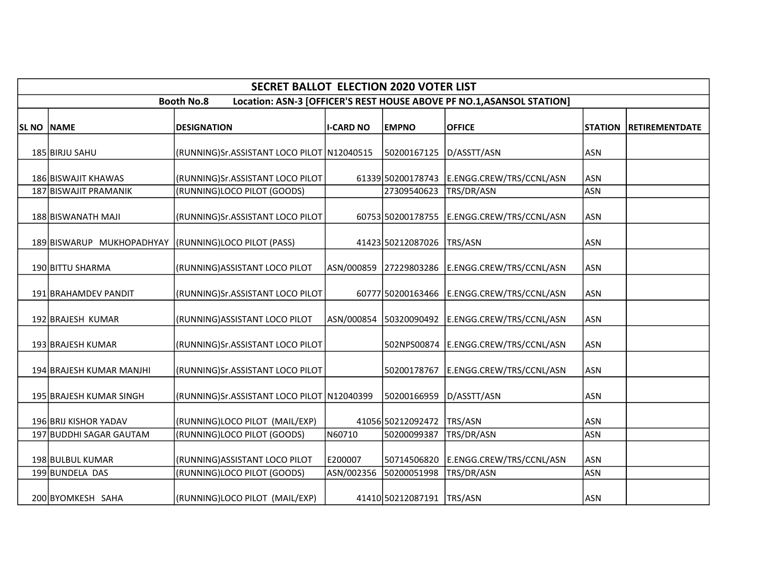## SECRET BALLOT ELECTION 2020 VOTER LIST

**Booth No.8 Location: ASN-3 [OFFICER'S REST HOUSE ABOVE PF NO.1,ASANSOL STATION]**

| SL NO | NAME | DESIGNATION | I-CARD NO | EMPNO | OFFICE | STATION | RETIREMENTDATE |
|---|---|---|---|---|---|---|---|
| 185 | BIRJU SAHU | (RUNNING)Sr.ASSISTANT LOCO PILOT | N12040515 | 50200167125 | D/ASSTT/ASN | ASN | |
| 186 | BISWAJIT KHAWAS | (RUNNING)Sr.ASSISTANT LOCO PILOT | 61339 | 50200178743 | E.ENGG.CREW/TRS/CCNL/ASN | ASN | |
| 187 | BISWAJIT PRAMANIK | (RUNNING)LOCO PILOT (GOODS) | | 27309540623 | TRS/DR/ASN | ASN | |
| 188 | BISWANATH MAJI | (RUNNING)Sr.ASSISTANT LOCO PILOT | 60753 | 50200178755 | E.ENGG.CREW/TRS/CCNL/ASN | ASN | |
| 189 | BISWARUP MUKHOPADHYAY | (RUNNING)LOCO PILOT (PASS) | 41423 | 50212087026 | TRS/ASN | ASN | |
| 190 | BITTU SHARMA | (RUNNING)ASSISTANT LOCO PILOT | ASN/000859 | 27229803286 | E.ENGG.CREW/TRS/CCNL/ASN | ASN | |
| 191 | BRAHAMDEV PANDIT | (RUNNING)Sr.ASSISTANT LOCO PILOT | 60777 | 50200163466 | E.ENGG.CREW/TRS/CCNL/ASN | ASN | |
| 192 | BRAJESH KUMAR | (RUNNING)ASSISTANT LOCO PILOT | ASN/000854 | 50320090492 | E.ENGG.CREW/TRS/CCNL/ASN | ASN | |
| 193 | BRAJESH KUMAR | (RUNNING)Sr.ASSISTANT LOCO PILOT | | 502NPS00874 | E.ENGG.CREW/TRS/CCNL/ASN | ASN | |
| 194 | BRAJESH KUMAR MANJHI | (RUNNING)Sr.ASSISTANT LOCO PILOT | | 50200178767 | E.ENGG.CREW/TRS/CCNL/ASN | ASN | |
| 195 | BRAJESH KUMAR SINGH | (RUNNING)Sr.ASSISTANT LOCO PILOT | N12040399 | 50200166959 | D/ASSTT/ASN | ASN | |
| 196 | BRIJ KISHOR YADAV | (RUNNING)LOCO PILOT (MAIL/EXP) | 41056 | 50212092472 | TRS/ASN | ASN | |
| 197 | BUDDHI SAGAR GAUTAM | (RUNNING)LOCO PILOT (GOODS) | N60710 | 50200099387 | TRS/DR/ASN | ASN | |
| 198 | BULBUL KUMAR | (RUNNING)ASSISTANT LOCO PILOT | E200007 | 50714506820 | E.ENGG.CREW/TRS/CCNL/ASN | ASN | |
| 199 | BUNDELA DAS | (RUNNING)LOCO PILOT (GOODS) | ASN/002356 | 50200051998 | TRS/DR/ASN | ASN | |
| 200 | BYOMKESH SAHA | (RUNNING)LOCO PILOT (MAIL/EXP) | 41410 | 50212087191 | TRS/ASN | ASN | |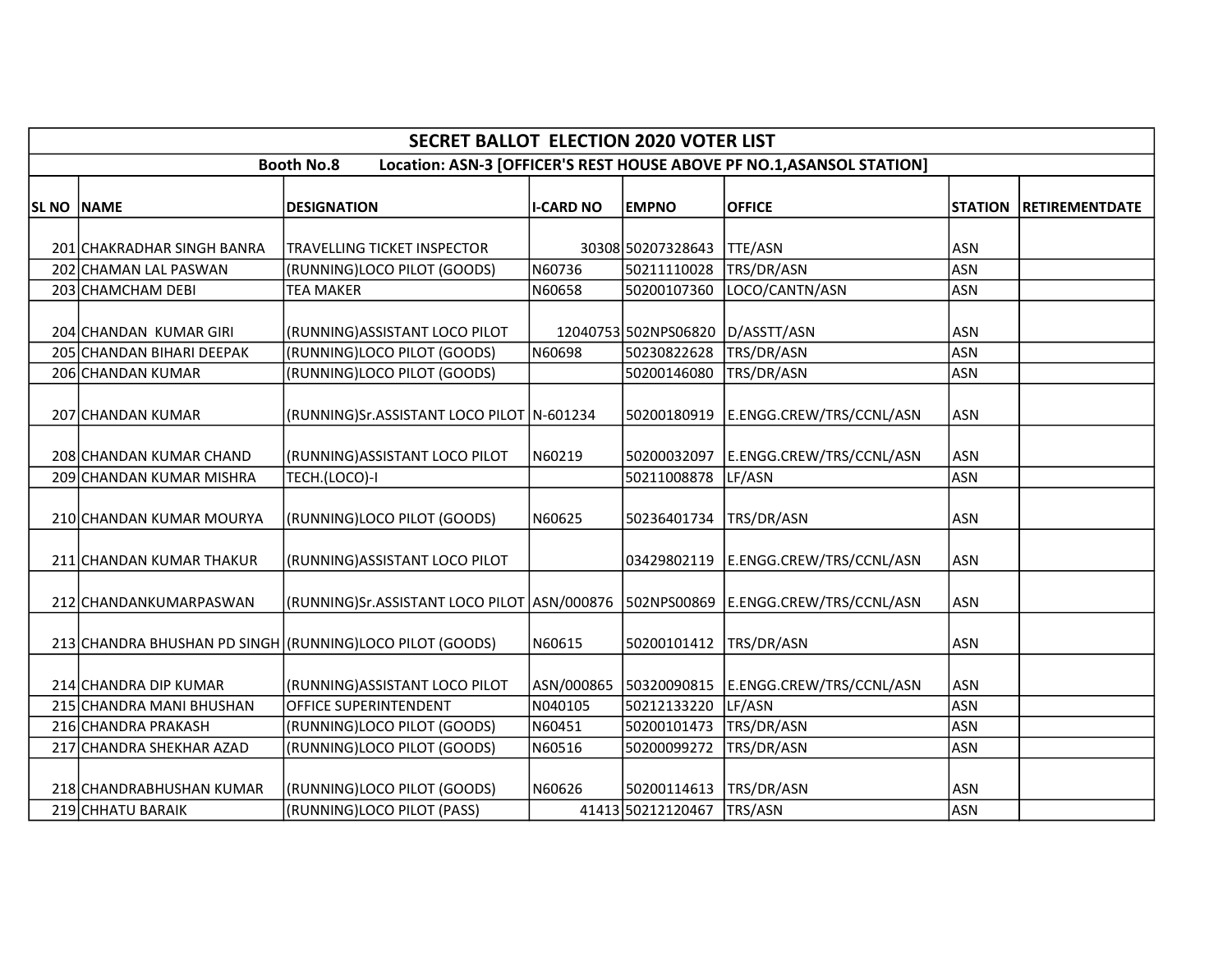| SECRET BALLOT ELECTION 2020 VOTER LIST | | | | | | | |
|---|---|---|---|---|---|---|---|
| Booth No.8 Location: ASN-3 [OFFICER'S REST HOUSE ABOVE PF NO.1,ASANSOL STATION] | | | | | | | |
| SL NO | NAME | DESIGNATION | I-CARD NO | EMPNO | OFFICE | STATION | RETIREMENTDATE |
| 201 | CHAKRADHAR SINGH BANRA | TRAVELLING TICKET INSPECTOR | 30308 | 50207328643 | TTE/ASN | ASN | |
| 202 | CHAMAN LAL PASWAN | (RUNNING)LOCO PILOT (GOODS) | N60736 | 50211110028 | TRS/DR/ASN | ASN | |
| 203 | CHAMCHAM DEBI | TEA MAKER | N60658 | 50200107360 | LOCO/CANTN/ASN | ASN | |
| 204 | CHANDAN KUMAR GIRI | (RUNNING)ASSISTANT LOCO PILOT | 12040753 | 502NPS06820 | D/ASSTT/ASN | ASN | |
| 205 | CHANDAN BIHARI DEEPAK | (RUNNING)LOCO PILOT (GOODS) | N60698 | 50230822628 | TRS/DR/ASN | ASN | |
| 206 | CHANDAN KUMAR | (RUNNING)LOCO PILOT (GOODS) | | 50200146080 | TRS/DR/ASN | ASN | |
| 207 | CHANDAN KUMAR | (RUNNING)Sr.ASSISTANT LOCO PILOT | N-601234 | 50200180919 | E.ENGG.CREW/TRS/CCNL/ASN | ASN | |
| 208 | CHANDAN KUMAR CHAND | (RUNNING)ASSISTANT LOCO PILOT | N60219 | 50200032097 | E.ENGG.CREW/TRS/CCNL/ASN | ASN | |
| 209 | CHANDAN KUMAR MISHRA | TECH.(LOCO)-I | | 50211008878 | LF/ASN | ASN | |
| 210 | CHANDAN KUMAR MOURYA | (RUNNING)LOCO PILOT (GOODS) | N60625 | 50236401734 | TRS/DR/ASN | ASN | |
| 211 | CHANDAN KUMAR THAKUR | (RUNNING)ASSISTANT LOCO PILOT | | 03429802119 | E.ENGG.CREW/TRS/CCNL/ASN | ASN | |
| 212 | CHANDANKUMARPASWAN | (RUNNING)Sr.ASSISTANT LOCO PILOT | ASN/000876 | 502NPS00869 | E.ENGG.CREW/TRS/CCNL/ASN | ASN | |
| 213 | CHANDRA BHUSHAN PD SINGH | (RUNNING)LOCO PILOT (GOODS) | N60615 | 50200101412 | TRS/DR/ASN | ASN | |
| 214 | CHANDRA DIP KUMAR | (RUNNING)ASSISTANT LOCO PILOT | ASN/000865 | 50320090815 | E.ENGG.CREW/TRS/CCNL/ASN | ASN | |
| 215 | CHANDRA MANI BHUSHAN | OFFICE SUPERINTENDENT | N040105 | 50212133220 | LF/ASN | ASN | |
| 216 | CHANDRA PRAKASH | (RUNNING)LOCO PILOT (GOODS) | N60451 | 50200101473 | TRS/DR/ASN | ASN | |
| 217 | CHANDRA SHEKHAR AZAD | (RUNNING)LOCO PILOT (GOODS) | N60516 | 50200099272 | TRS/DR/ASN | ASN | |
| 218 | CHANDRABHUSHAN KUMAR | (RUNNING)LOCO PILOT (GOODS) | N60626 | 50200114613 | TRS/DR/ASN | ASN | |
| 219 | CHHATU BARAIK | (RUNNING)LOCO PILOT (PASS) | 41413 | 50212120467 | TRS/ASN | ASN | |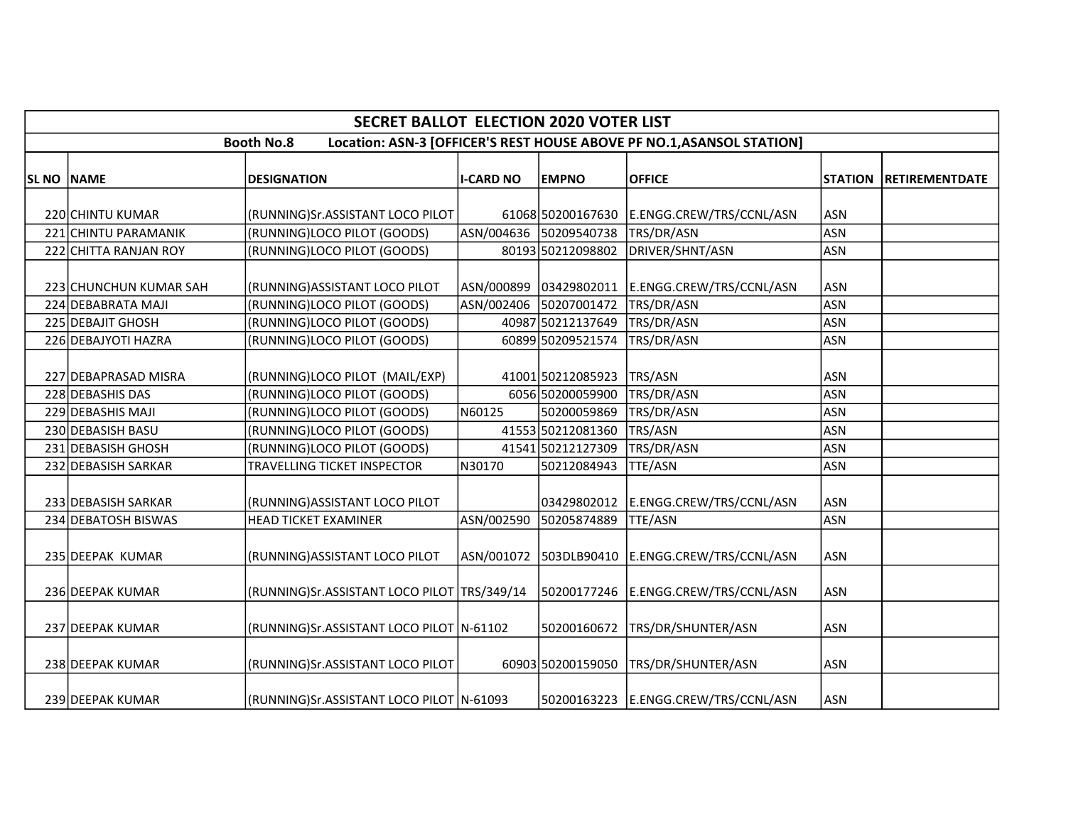| SECRET BALLOT ELECTION 2020 VOTER LIST | | | | | | | |
|---|---|---|---|---|---|---|---|
| Booth No.8 Location: ASN-3 [OFFICER'S REST HOUSE ABOVE PF NO.1,ASANSOL STATION] | | | | | | | |
| SL NO | NAME | DESIGNATION | I-CARD NO | EMPNO | OFFICE | STATION | RETIREMENTDATE |
| 220 | CHINTU KUMAR | (RUNNING)Sr.ASSISTANT LOCO PILOT | 61068 | 50200167630 | E.ENGG.CREW/TRS/CCNL/ASN | ASN | |
| 221 | CHINTU PARAMANIK | (RUNNING)LOCO PILOT (GOODS) | ASN/004636 | 50209540738 | TRS/DR/ASN | ASN | |
| 222 | CHITTA RANJAN ROY | (RUNNING)LOCO PILOT (GOODS) | 80193 | 50212098802 | DRIVER/SHNT/ASN | ASN | |
| 223 | CHUNCHUN KUMAR SAH | (RUNNING)ASSISTANT LOCO PILOT | ASN/000899 | 03429802011 | E.ENGG.CREW/TRS/CCNL/ASN | ASN | |
| 224 | DEBABRATA MAJI | (RUNNING)LOCO PILOT (GOODS) | ASN/002406 | 50207001472 | TRS/DR/ASN | ASN | |
| 225 | DEBAJIT GHOSH | (RUNNING)LOCO PILOT (GOODS) | 40987 | 50212137649 | TRS/DR/ASN | ASN | |
| 226 | DEBAJYOTI HAZRA | (RUNNING)LOCO PILOT (GOODS) | 60899 | 50209521574 | TRS/DR/ASN | ASN | |
| 227 | DEBAPRASAD MISRA | (RUNNING)LOCO PILOT (MAIL/EXP) | 41001 | 50212085923 | TRS/ASN | ASN | |
| 228 | DEBASHIS DAS | (RUNNING)LOCO PILOT (GOODS) | 6056 | 50200059900 | TRS/DR/ASN | ASN | |
| 229 | DEBASHIS MAJI | (RUNNING)LOCO PILOT (GOODS) | N60125 | 50200059869 | TRS/DR/ASN | ASN | |
| 230 | DEBASISH BASU | (RUNNING)LOCO PILOT (GOODS) | 41553 | 50212081360 | TRS/ASN | ASN | |
| 231 | DEBASISH GHOSH | (RUNNING)LOCO PILOT (GOODS) | 41541 | 50212127309 | TRS/DR/ASN | ASN | |
| 232 | DEBASISH SARKAR | TRAVELLING TICKET INSPECTOR | N30170 | 50212084943 | TTE/ASN | ASN | |
| 233 | DEBASISH SARKAR | (RUNNING)ASSISTANT LOCO PILOT | | 03429802012 | E.ENGG.CREW/TRS/CCNL/ASN | ASN | |
| 234 | DEBATOSH BISWAS | HEAD TICKET EXAMINER | ASN/002590 | 50205874889 | TTE/ASN | ASN | |
| 235 | DEEPAK KUMAR | (RUNNING)ASSISTANT LOCO PILOT | ASN/001072 | 503DLB90410 | E.ENGG.CREW/TRS/CCNL/ASN | ASN | |
| 236 | DEEPAK KUMAR | (RUNNING)Sr.ASSISTANT LOCO PILOT | TRS/349/14 | 50200177246 | E.ENGG.CREW/TRS/CCNL/ASN | ASN | |
| 237 | DEEPAK KUMAR | (RUNNING)Sr.ASSISTANT LOCO PILOT | N-61102 | 50200160672 | TRS/DR/SHUNTER/ASN | ASN | |
| 238 | DEEPAK KUMAR | (RUNNING)Sr.ASSISTANT LOCO PILOT | 60903 | 50200159050 | TRS/DR/SHUNTER/ASN | ASN | |
| 239 | DEEPAK KUMAR | (RUNNING)Sr.ASSISTANT LOCO PILOT | N-61093 | 50200163223 | E.ENGG.CREW/TRS/CCNL/ASN | ASN | |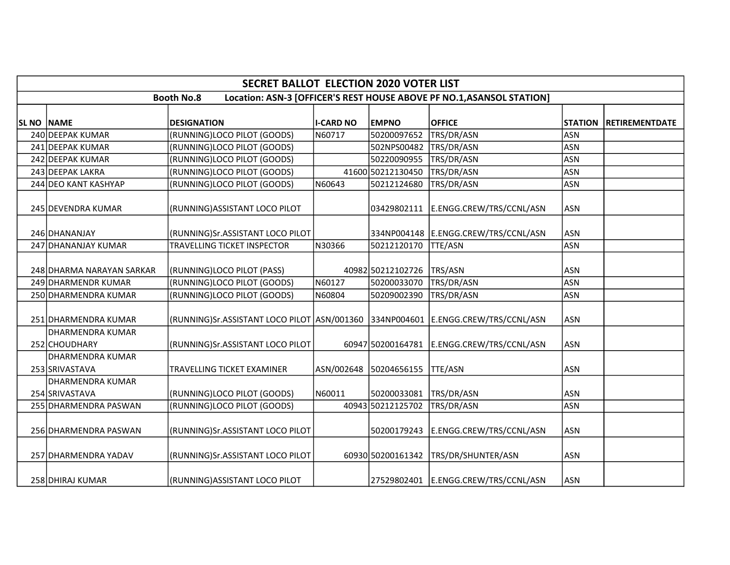# SECRET BALLOT ELECTION 2020 VOTER LIST

**Booth No.8 Location: ASN-3 [OFFICER'S REST HOUSE ABOVE PF NO.1,ASANSOL STATION]**

| SL NO | NAME | DESIGNATION | I-CARD NO | EMPNO | OFFICE | STATION | RETIREMENTDATE |
|---|---|---|---|---|---|---|---|
| 240 | DEEPAK KUMAR | (RUNNING)LOCO PILOT (GOODS) | N60717 | 50200097652 | TRS/DR/ASN | ASN | |
| 241 | DEEPAK KUMAR | (RUNNING)LOCO PILOT (GOODS) | | 502NPS00482 | TRS/DR/ASN | ASN | |
| 242 | DEEPAK KUMAR | (RUNNING)LOCO PILOT (GOODS) | | 50220090955 | TRS/DR/ASN | ASN | |
| 243 | DEEPAK LAKRA | (RUNNING)LOCO PILOT (GOODS) | 41600 | 50212130450 | TRS/DR/ASN | ASN | |
| 244 | DEO KANT KASHYAP | (RUNNING)LOCO PILOT (GOODS) | N60643 | 50212124680 | TRS/DR/ASN | ASN | |
| 245 | DEVENDRA KUMAR | (RUNNING)ASSISTANT LOCO PILOT | | 03429802111 | E.ENGG.CREW/TRS/CCNL/ASN | ASN | |
| 246 | DHANANJAY | (RUNNING)Sr.ASSISTANT LOCO PILOT | | 334NP004148 | E.ENGG.CREW/TRS/CCNL/ASN | ASN | |
| 247 | DHANANJAY KUMAR | TRAVELLING TICKET INSPECTOR | N30366 | 50212120170 | TTE/ASN | ASN | |
| 248 | DHARMA NARAYAN SARKAR | (RUNNING)LOCO PILOT (PASS) | 40982 | 50212102726 | TRS/ASN | ASN | |
| 249 | DHARMENDR KUMAR | (RUNNING)LOCO PILOT (GOODS) | N60127 | 50200033070 | TRS/DR/ASN | ASN | |
| 250 | DHARMENDRA KUMAR | (RUNNING)LOCO PILOT (GOODS) | N60804 | 50209002390 | TRS/DR/ASN | ASN | |
| 251 | DHARMENDRA KUMAR | (RUNNING)Sr.ASSISTANT LOCO PILOT | ASN/001360 | 334NP004601 | E.ENGG.CREW/TRS/CCNL/ASN | ASN | |
| 252 | DHARMENDRA KUMAR CHOUDHARY | (RUNNING)Sr.ASSISTANT LOCO PILOT | 60947 | 50200164781 | E.ENGG.CREW/TRS/CCNL/ASN | ASN | |
| 253 | DHARMENDRA KUMAR SRIVASTAVA | TRAVELLING TICKET EXAMINER | ASN/002648 | 50204656155 | TTE/ASN | ASN | |
| 254 | DHARMENDRA KUMAR SRIVASTAVA | (RUNNING)LOCO PILOT (GOODS) | N60011 | 50200033081 | TRS/DR/ASN | ASN | |
| 255 | DHARMENDRA PASWAN | (RUNNING)LOCO PILOT (GOODS) | 40943 | 50212125702 | TRS/DR/ASN | ASN | |
| 256 | DHARMENDRA PASWAN | (RUNNING)Sr.ASSISTANT LOCO PILOT | | 50200179243 | E.ENGG.CREW/TRS/CCNL/ASN | ASN | |
| 257 | DHARMENDRA YADAV | (RUNNING)Sr.ASSISTANT LOCO PILOT | 60930 | 50200161342 | TRS/DR/SHUNTER/ASN | ASN | |
| 258 | DHIRAJ KUMAR | (RUNNING)ASSISTANT LOCO PILOT | | 27529802401 | E.ENGG.CREW/TRS/CCNL/ASN | ASN | |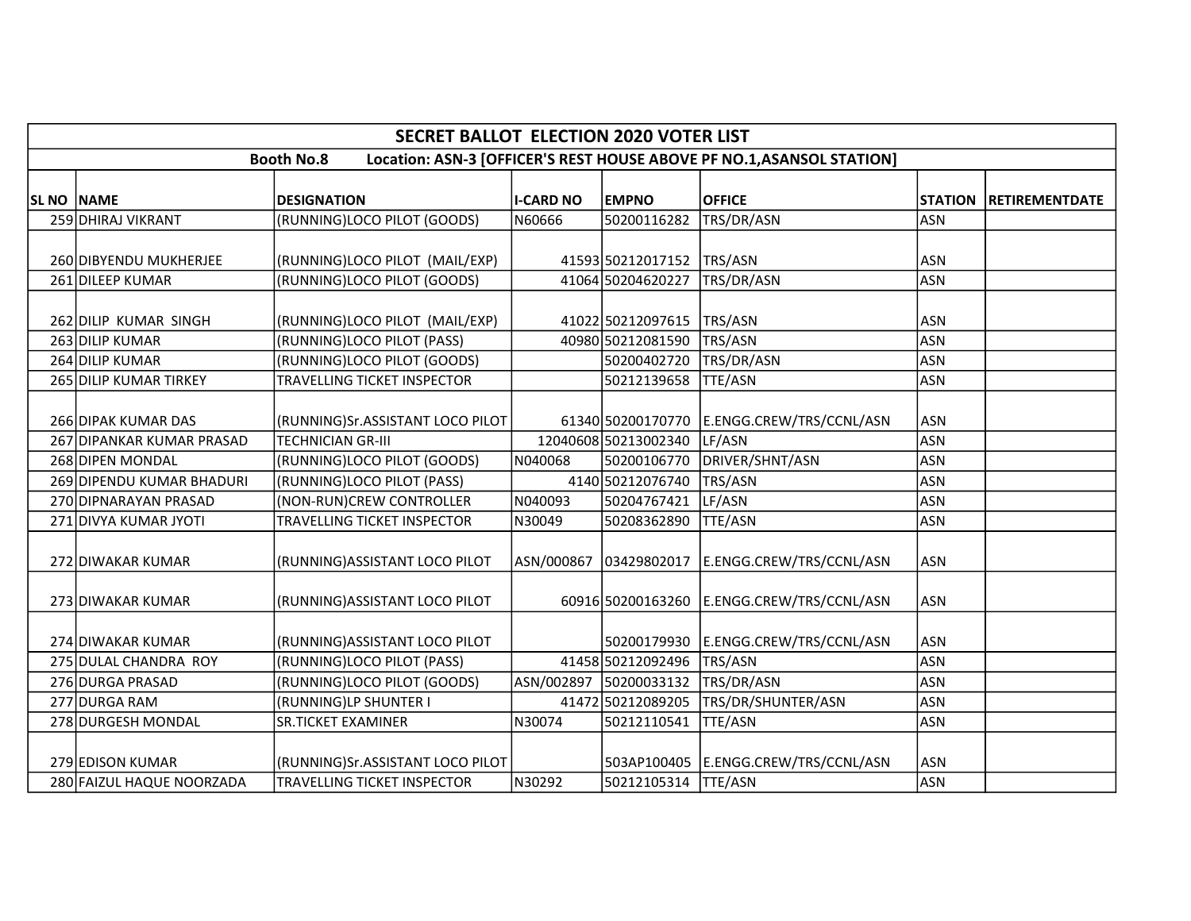| SECRET BALLOT ELECTION 2020 VOTER LIST | | | | | | | |
|---|---|---|---|---|---|---|---|
| Booth No.8 Location: ASN-3 [OFFICER'S REST HOUSE ABOVE PF NO.1,ASANSOL STATION] | | | | | | | |
| SL NO | NAME | DESIGNATION | I-CARD NO | EMPNO | OFFICE | STATION | RETIREMENTDATE |
| 259 | DHIRAJ VIKRANT | (RUNNING)LOCO PILOT (GOODS) | N60666 | 50200116282 | TRS/DR/ASN | ASN | |
| 260 | DIBYENDU MUKHERJEE | (RUNNING)LOCO PILOT (MAIL/EXP) | 41593 | 50212017152 | TRS/ASN | ASN | |
| 261 | DILEEP KUMAR | (RUNNING)LOCO PILOT (GOODS) | 41064 | 50204620227 | TRS/DR/ASN | ASN | |
| 262 | DILIP KUMAR SINGH | (RUNNING)LOCO PILOT (MAIL/EXP) | 41022 | 50212097615 | TRS/ASN | ASN | |
| 263 | DILIP KUMAR | (RUNNING)LOCO PILOT (PASS) | 40980 | 50212081590 | TRS/ASN | ASN | |
| 264 | DILIP KUMAR | (RUNNING)LOCO PILOT (GOODS) | | 50200402720 | TRS/DR/ASN | ASN | |
| 265 | DILIP KUMAR TIRKEY | TRAVELLING TICKET INSPECTOR | | 50212139658 | TTE/ASN | ASN | |
| 266 | DIPAK KUMAR DAS | (RUNNING)Sr.ASSISTANT LOCO PILOT | 61340 | 50200170770 | E.ENGG.CREW/TRS/CCNL/ASN | ASN | |
| 267 | DIPANKAR KUMAR PRASAD | TECHNICIAN GR-III | 12040608 | 50213002340 | LF/ASN | ASN | |
| 268 | DIPEN MONDAL | (RUNNING)LOCO PILOT (GOODS) | N040068 | 50200106770 | DRIVER/SHNT/ASN | ASN | |
| 269 | DIPENDU KUMAR BHADURI | (RUNNING)LOCO PILOT (PASS) | 4140 | 50212076740 | TRS/ASN | ASN | |
| 270 | DIPNARAYAN PRASAD | (NON-RUN)CREW CONTROLLER | N040093 | 50204767421 | LF/ASN | ASN | |
| 271 | DIVYA KUMAR JYOTI | TRAVELLING TICKET INSPECTOR | N30049 | 50208362890 | TTE/ASN | ASN | |
| 272 | DIWAKAR KUMAR | (RUNNING)ASSISTANT LOCO PILOT | ASN/000867 | 03429802017 | E.ENGG.CREW/TRS/CCNL/ASN | ASN | |
| 273 | DIWAKAR KUMAR | (RUNNING)ASSISTANT LOCO PILOT | 60916 | 50200163260 | E.ENGG.CREW/TRS/CCNL/ASN | ASN | |
| 274 | DIWAKAR KUMAR | (RUNNING)ASSISTANT LOCO PILOT | | 50200179930 | E.ENGG.CREW/TRS/CCNL/ASN | ASN | |
| 275 | DULAL CHANDRA ROY | (RUNNING)LOCO PILOT (PASS) | 41458 | 50212092496 | TRS/ASN | ASN | |
| 276 | DURGA PRASAD | (RUNNING)LOCO PILOT (GOODS) | ASN/002897 | 50200033132 | TRS/DR/ASN | ASN | |
| 277 | DURGA RAM | (RUNNING)LP SHUNTER I | 41472 | 50212089205 | TRS/DR/SHUNTER/ASN | ASN | |
| 278 | DURGESH MONDAL | SR.TICKET EXAMINER | N30074 | 50212110541 | TTE/ASN | ASN | |
| 279 | EDISON KUMAR | (RUNNING)Sr.ASSISTANT LOCO PILOT | | 503AP100405 | E.ENGG.CREW/TRS/CCNL/ASN | ASN | |
| 280 | FAIZUL HAQUE NOORZADA | TRAVELLING TICKET INSPECTOR | N30292 | 50212105314 | TTE/ASN | ASN | |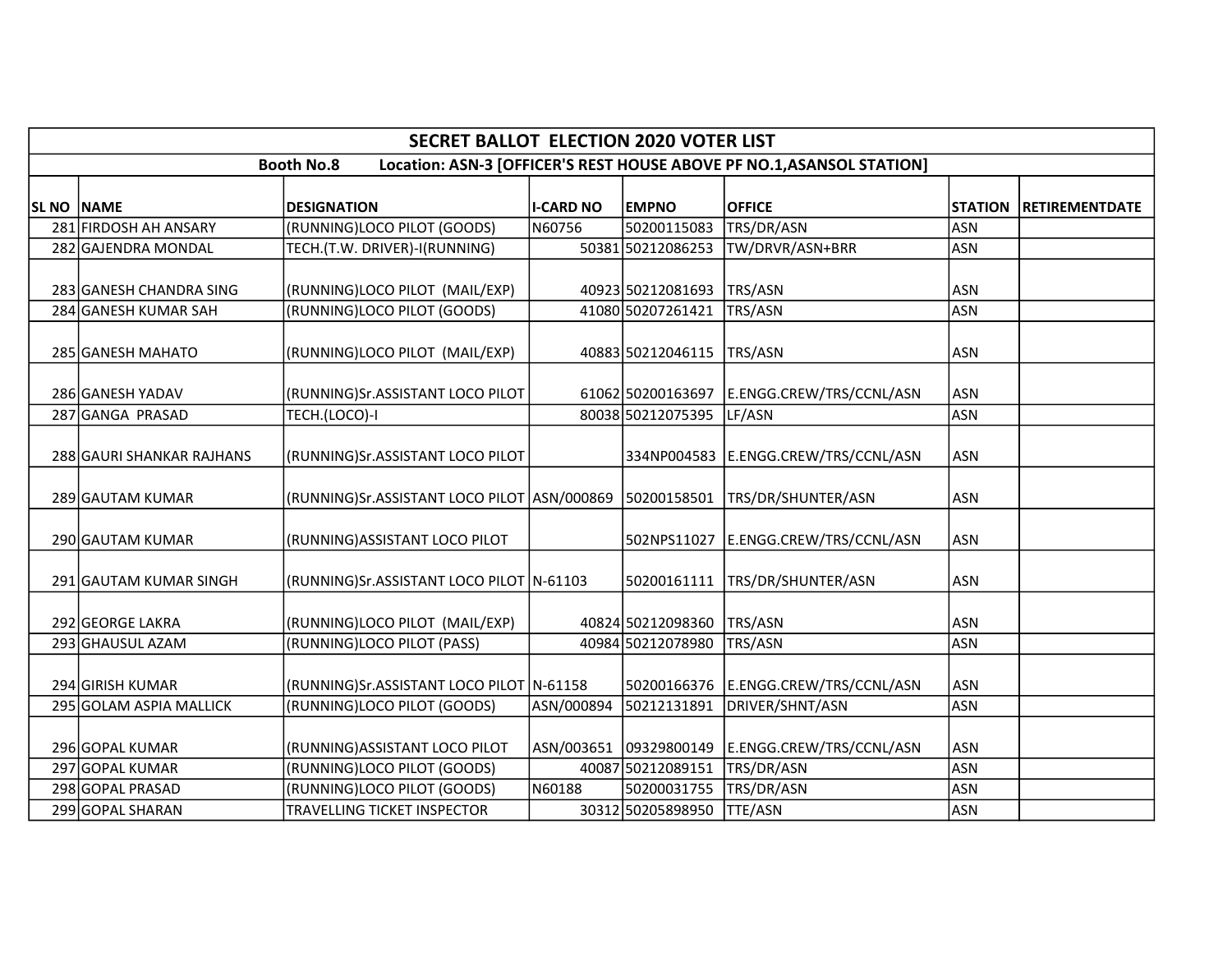| SECRET BALLOT ELECTION 2020 VOTER LIST | | | | | | | |
|---|---|---|---|---|---|---|---|
| Booth No.8 Location: ASN-3 [OFFICER'S REST HOUSE ABOVE PF NO.1,ASANSOL STATION] | | | | | | | |
| **SL NO** | **NAME** | **DESIGNATION** | **I-CARD NO** | **EMPNO** | **OFFICE** | **STATION** | **RETIREMENTDATE** |
| 281 | FIRDOSH AH ANSARY | (RUNNING)LOCO PILOT (GOODS) | N60756 | 50200115083 | TRS/DR/ASN | ASN | |
| 282 | GAJENDRA MONDAL | TECH.(T.W. DRIVER)-I(RUNNING) | 50381 | 50212086253 | TW/DRVR/ASN+BRR | ASN | |
| 283 | GANESH CHANDRA SING | (RUNNING)LOCO PILOT (MAIL/EXP) | 40923 | 50212081693 | TRS/ASN | ASN | |
| 284 | GANESH KUMAR SAH | (RUNNING)LOCO PILOT (GOODS) | 41080 | 50207261421 | TRS/ASN | ASN | |
| 285 | GANESH MAHATO | (RUNNING)LOCO PILOT (MAIL/EXP) | 40883 | 50212046115 | TRS/ASN | ASN | |
| 286 | GANESH YADAV | (RUNNING)Sr.ASSISTANT LOCO PILOT | 61062 | 50200163697 | E.ENGG.CREW/TRS/CCNL/ASN | ASN | |
| 287 | GANGA PRASAD | TECH.(LOCO)-I | 80038 | 50212075395 | LF/ASN | ASN | |
| 288 | GAURI SHANKAR RAJHANS | (RUNNING)Sr.ASSISTANT LOCO PILOT | | 334NP004583 | E.ENGG.CREW/TRS/CCNL/ASN | ASN | |
| 289 | GAUTAM KUMAR | (RUNNING)Sr.ASSISTANT LOCO PILOT | ASN/000869 | 50200158501 | TRS/DR/SHUNTER/ASN | ASN | |
| 290 | GAUTAM KUMAR | (RUNNING)ASSISTANT LOCO PILOT | | 502NPS11027 | E.ENGG.CREW/TRS/CCNL/ASN | ASN | |
| 291 | GAUTAM KUMAR SINGH | (RUNNING)Sr.ASSISTANT LOCO PILOT | N-61103 | 50200161111 | TRS/DR/SHUNTER/ASN | ASN | |
| 292 | GEORGE LAKRA | (RUNNING)LOCO PILOT (MAIL/EXP) | 40824 | 50212098360 | TRS/ASN | ASN | |
| 293 | GHAUSUL AZAM | (RUNNING)LOCO PILOT (PASS) | 40984 | 50212078980 | TRS/ASN | ASN | |
| 294 | GIRISH KUMAR | (RUNNING)Sr.ASSISTANT LOCO PILOT | N-61158 | 50200166376 | E.ENGG.CREW/TRS/CCNL/ASN | ASN | |
| 295 | GOLAM ASPIA MALLICK | (RUNNING)LOCO PILOT (GOODS) | ASN/000894 | 50212131891 | DRIVER/SHNT/ASN | ASN | |
| 296 | GOPAL KUMAR | (RUNNING)ASSISTANT LOCO PILOT | ASN/003651 | 09329800149 | E.ENGG.CREW/TRS/CCNL/ASN | ASN | |
| 297 | GOPAL KUMAR | (RUNNING)LOCO PILOT (GOODS) | 40087 | 50212089151 | TRS/DR/ASN | ASN | |
| 298 | GOPAL PRASAD | (RUNNING)LOCO PILOT (GOODS) | N60188 | 50200031755 | TRS/DR/ASN | ASN | |
| 299 | GOPAL SHARAN | TRAVELLING TICKET INSPECTOR | 30312 | 50205898950 | TTE/ASN | ASN | |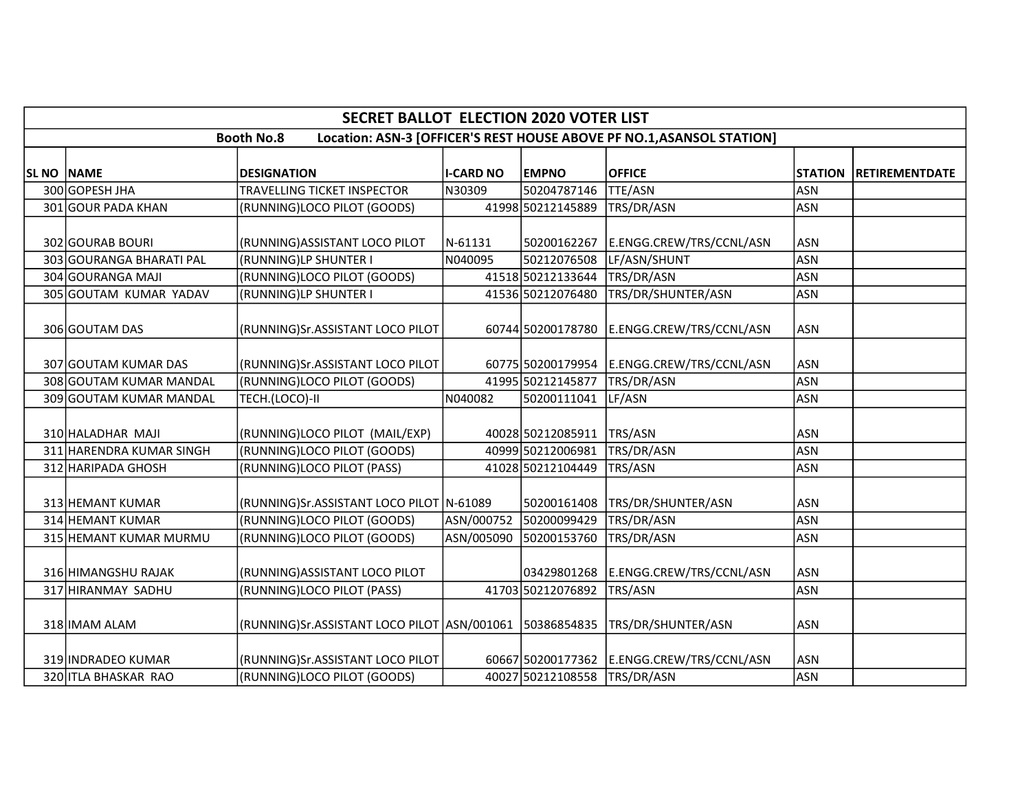| SECRET BALLOT ELECTION 2020 VOTER LIST | | | | | | | |
|---|---|---|---|---|---|---|---|
| Booth No.8 Location: ASN-3 [OFFICER'S REST HOUSE ABOVE PF NO.1,ASANSOL STATION] | | | | | | | |
| SL NO | NAME | DESIGNATION | I-CARD NO | EMPNO | OFFICE | STATION | RETIREMENTDATE |
| 300 | GOPESH JHA | TRAVELLING TICKET INSPECTOR | N30309 | 50204787146 | TTE/ASN | ASN | |
| 301 | GOUR PADA KHAN | (RUNNING)LOCO PILOT (GOODS) | 41998 | 50212145889 | TRS/DR/ASN | ASN | |
| 302 | GOURAB BOURI | (RUNNING)ASSISTANT LOCO PILOT | N-61131 | 50200162267 | E.ENGG.CREW/TRS/CCNL/ASN | ASN | |
| 303 | GOURANGA BHARATI PAL | (RUNNING)LP SHUNTER I | N040095 | 50212076508 | LF/ASN/SHUNT | ASN | |
| 304 | GOURANGA MAJI | (RUNNING)LOCO PILOT (GOODS) | 41518 | 50212133644 | TRS/DR/ASN | ASN | |
| 305 | GOUTAM KUMAR YADAV | (RUNNING)LP SHUNTER I | 41536 | 50212076480 | TRS/DR/SHUNTER/ASN | ASN | |
| 306 | GOUTAM DAS | (RUNNING)Sr.ASSISTANT LOCO PILOT | 60744 | 50200178780 | E.ENGG.CREW/TRS/CCNL/ASN | ASN | |
| 307 | GOUTAM KUMAR DAS | (RUNNING)Sr.ASSISTANT LOCO PILOT | 60775 | 50200179954 | E.ENGG.CREW/TRS/CCNL/ASN | ASN | |
| 308 | GOUTAM KUMAR MANDAL | (RUNNING)LOCO PILOT (GOODS) | 41995 | 50212145877 | TRS/DR/ASN | ASN | |
| 309 | GOUTAM KUMAR MANDAL | TECH.(LOCO)-II | N040082 | 50200111041 | LF/ASN | ASN | |
| 310 | HALADHAR MAJI | (RUNNING)LOCO PILOT (MAIL/EXP) | 40028 | 50212085911 | TRS/ASN | ASN | |
| 311 | HARENDRA KUMAR SINGH | (RUNNING)LOCO PILOT (GOODS) | 40999 | 50212006981 | TRS/DR/ASN | ASN | |
| 312 | HARIPADA GHOSH | (RUNNING)LOCO PILOT (PASS) | 41028 | 50212104449 | TRS/ASN | ASN | |
| 313 | HEMANT KUMAR | (RUNNING)Sr.ASSISTANT LOCO PILOT | N-61089 | 50200161408 | TRS/DR/SHUNTER/ASN | ASN | |
| 314 | HEMANT KUMAR | (RUNNING)LOCO PILOT (GOODS) | ASN/000752 | 50200099429 | TRS/DR/ASN | ASN | |
| 315 | HEMANT KUMAR MURMU | (RUNNING)LOCO PILOT (GOODS) | ASN/005090 | 50200153760 | TRS/DR/ASN | ASN | |
| 316 | HIMANGSHU RAJAK | (RUNNING)ASSISTANT LOCO PILOT | | 03429801268 | E.ENGG.CREW/TRS/CCNL/ASN | ASN | |
| 317 | HIRANMAY SADHU | (RUNNING)LOCO PILOT (PASS) | 41703 | 50212076892 | TRS/ASN | ASN | |
| 318 | IMAM ALAM | (RUNNING)Sr.ASSISTANT LOCO PILOT | ASN/001061 | 50386854835 | TRS/DR/SHUNTER/ASN | ASN | |
| 319 | INDRADEO KUMAR | (RUNNING)Sr.ASSISTANT LOCO PILOT | 60667 | 50200177362 | E.ENGG.CREW/TRS/CCNL/ASN | ASN | |
| 320 | ITLA BHASKAR RAO | (RUNNING)LOCO PILOT (GOODS) | 40027 | 50212108558 | TRS/DR/ASN | ASN | |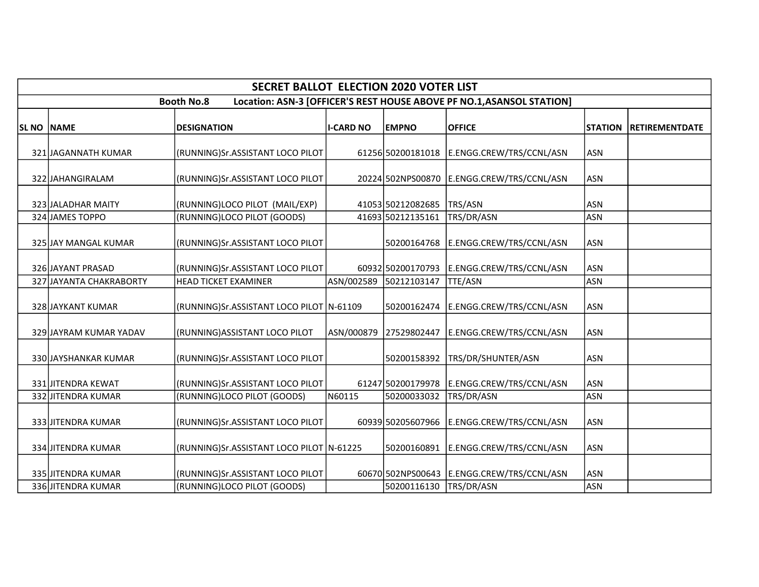# SECRET BALLOT ELECTION 2020 VOTER LIST

**Booth No.8 Location: ASN-3 [OFFICER'S REST HOUSE ABOVE PF NO.1,ASANSOL STATION]**

| SL NO | NAME | DESIGNATION | I-CARD NO | EMPNO | OFFICE | STATION | RETIREMENTDATE |
|---|---|---|---|---|---|---|---|
| 321 | JAGANNATH KUMAR | (RUNNING)Sr.ASSISTANT LOCO PILOT | 61256 | 50200181018 | E.ENGG.CREW/TRS/CCNL/ASN | ASN | |
| 322 | JAHANGIRALAM | (RUNNING)Sr.ASSISTANT LOCO PILOT | 20224 | 502NPS00870 | E.ENGG.CREW/TRS/CCNL/ASN | ASN | |
| 323 | JALADHAR MAITY | (RUNNING)LOCO PILOT (MAIL/EXP) | 41053 | 50212082685 | TRS/ASN | ASN | |
| 324 | JAMES TOPPO | (RUNNING)LOCO PILOT (GOODS) | 41693 | 50212135161 | TRS/DR/ASN | ASN | |
| 325 | JAY MANGAL KUMAR | (RUNNING)Sr.ASSISTANT LOCO PILOT | | 50200164768 | E.ENGG.CREW/TRS/CCNL/ASN | ASN | |
| 326 | JAYANT PRASAD | (RUNNING)Sr.ASSISTANT LOCO PILOT | 60932 | 50200170793 | E.ENGG.CREW/TRS/CCNL/ASN | ASN | |
| 327 | JAYANTA CHAKRABORTY | HEAD TICKET EXAMINER | ASN/002589 | 50212103147 | TTE/ASN | ASN | |
| 328 | JAYKANT KUMAR | (RUNNING)Sr.ASSISTANT LOCO PILOT | N-61109 | 50200162474 | E.ENGG.CREW/TRS/CCNL/ASN | ASN | |
| 329 | JAYRAM KUMAR YADAV | (RUNNING)ASSISTANT LOCO PILOT | ASN/000879 | 27529802447 | E.ENGG.CREW/TRS/CCNL/ASN | ASN | |
| 330 | JAYSHANKAR KUMAR | (RUNNING)Sr.ASSISTANT LOCO PILOT | | 50200158392 | TRS/DR/SHUNTER/ASN | ASN | |
| 331 | JITENDRA KEWAT | (RUNNING)Sr.ASSISTANT LOCO PILOT | 61247 | 50200179978 | E.ENGG.CREW/TRS/CCNL/ASN | ASN | |
| 332 | JITENDRA KUMAR | (RUNNING)LOCO PILOT (GOODS) | N60115 | 50200033032 | TRS/DR/ASN | ASN | |
| 333 | JITENDRA KUMAR | (RUNNING)Sr.ASSISTANT LOCO PILOT | 60939 | 50205607966 | E.ENGG.CREW/TRS/CCNL/ASN | ASN | |
| 334 | JITENDRA KUMAR | (RUNNING)Sr.ASSISTANT LOCO PILOT | N-61225 | 50200160891 | E.ENGG.CREW/TRS/CCNL/ASN | ASN | |
| 335 | JITENDRA KUMAR | (RUNNING)Sr.ASSISTANT LOCO PILOT | 60670 | 502NPS00643 | E.ENGG.CREW/TRS/CCNL/ASN | ASN | |
| 336 | JITENDRA KUMAR | (RUNNING)LOCO PILOT (GOODS) | | 50200116130 | TRS/DR/ASN | ASN | |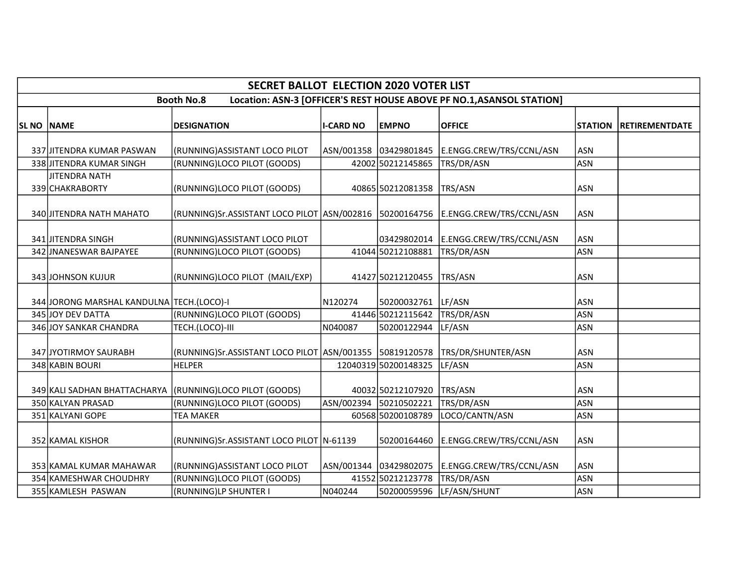| SECRET BALLOT ELECTION 2020 VOTER LIST | | | | | | | |
|---|---|---|---|---|---|---|---|
| Booth No.8 Location: ASN-3 [OFFICER'S REST HOUSE ABOVE PF NO.1,ASANSOL STATION] | | | | | | | |
| SL NO | NAME | DESIGNATION | I-CARD NO | EMPNO | OFFICE | STATION | RETIREMENTDATE |
| 337 | JITENDRA KUMAR PASWAN | (RUNNING)ASSISTANT LOCO PILOT | ASN/001358 | 03429801845 | E.ENGG.CREW/TRS/CCNL/ASN | ASN | |
| 338 | JITENDRA KUMAR SINGH | (RUNNING)LOCO PILOT (GOODS) | 42002 | 50212145865 | TRS/DR/ASN | ASN | |
| 339 | JITENDRA NATH CHAKRABORTY | (RUNNING)LOCO PILOT (GOODS) | 40865 | 50212081358 | TRS/ASN | ASN | |
| 340 | JITENDRA NATH MAHATO | (RUNNING)Sr.ASSISTANT LOCO PILOT | ASN/002816 | 50200164756 | E.ENGG.CREW/TRS/CCNL/ASN | ASN | |
| 341 | JITENDRA SINGH | (RUNNING)ASSISTANT LOCO PILOT | | 03429802014 | E.ENGG.CREW/TRS/CCNL/ASN | ASN | |
| 342 | JNANESWAR BAJPAYEE | (RUNNING)LOCO PILOT (GOODS) | 41044 | 50212108881 | TRS/DR/ASN | ASN | |
| 343 | JOHNSON KUJUR | (RUNNING)LOCO PILOT (MAIL/EXP) | 41427 | 50212120455 | TRS/ASN | ASN | |
| 344 | JORONG MARSHAL KANDULNA | TECH.(LOCO)-I | N120274 | 50200032761 | LF/ASN | ASN | |
| 345 | JOY DEV DATTA | (RUNNING)LOCO PILOT (GOODS) | 41446 | 50212115642 | TRS/DR/ASN | ASN | |
| 346 | JOY SANKAR CHANDRA | TECH.(LOCO)-III | N040087 | 50200122944 | LF/ASN | ASN | |
| 347 | JYOTIRMOY SAURABH | (RUNNING)Sr.ASSISTANT LOCO PILOT | ASN/001355 | 50819120578 | TRS/DR/SHUNTER/ASN | ASN | |
| 348 | KABIN BOURI | HELPER | 12040319 | 50200148325 | LF/ASN | ASN | |
| 349 | KALI SADHAN BHATTACHARYA | (RUNNING)LOCO PILOT (GOODS) | 40032 | 50212107920 | TRS/ASN | ASN | |
| 350 | KALYAN PRASAD | (RUNNING)LOCO PILOT (GOODS) | ASN/002394 | 50210502221 | TRS/DR/ASN | ASN | |
| 351 | KALYANI GOPE | TEA MAKER | 60568 | 50200108789 | LOCO/CANTN/ASN | ASN | |
| 352 | KAMAL KISHOR | (RUNNING)Sr.ASSISTANT LOCO PILOT | N-61139 | 50200164460 | E.ENGG.CREW/TRS/CCNL/ASN | ASN | |
| 353 | KAMAL KUMAR MAHAWAR | (RUNNING)ASSISTANT LOCO PILOT | ASN/001344 | 03429802075 | E.ENGG.CREW/TRS/CCNL/ASN | ASN | |
| 354 | KAMESHWAR CHOUDHRY | (RUNNING)LOCO PILOT (GOODS) | 41552 | 50212123778 | TRS/DR/ASN | ASN | |
| 355 | KAMLESH PASWAN | (RUNNING)LP SHUNTER I | N040244 | 50200059596 | LF/ASN/SHUNT | ASN | |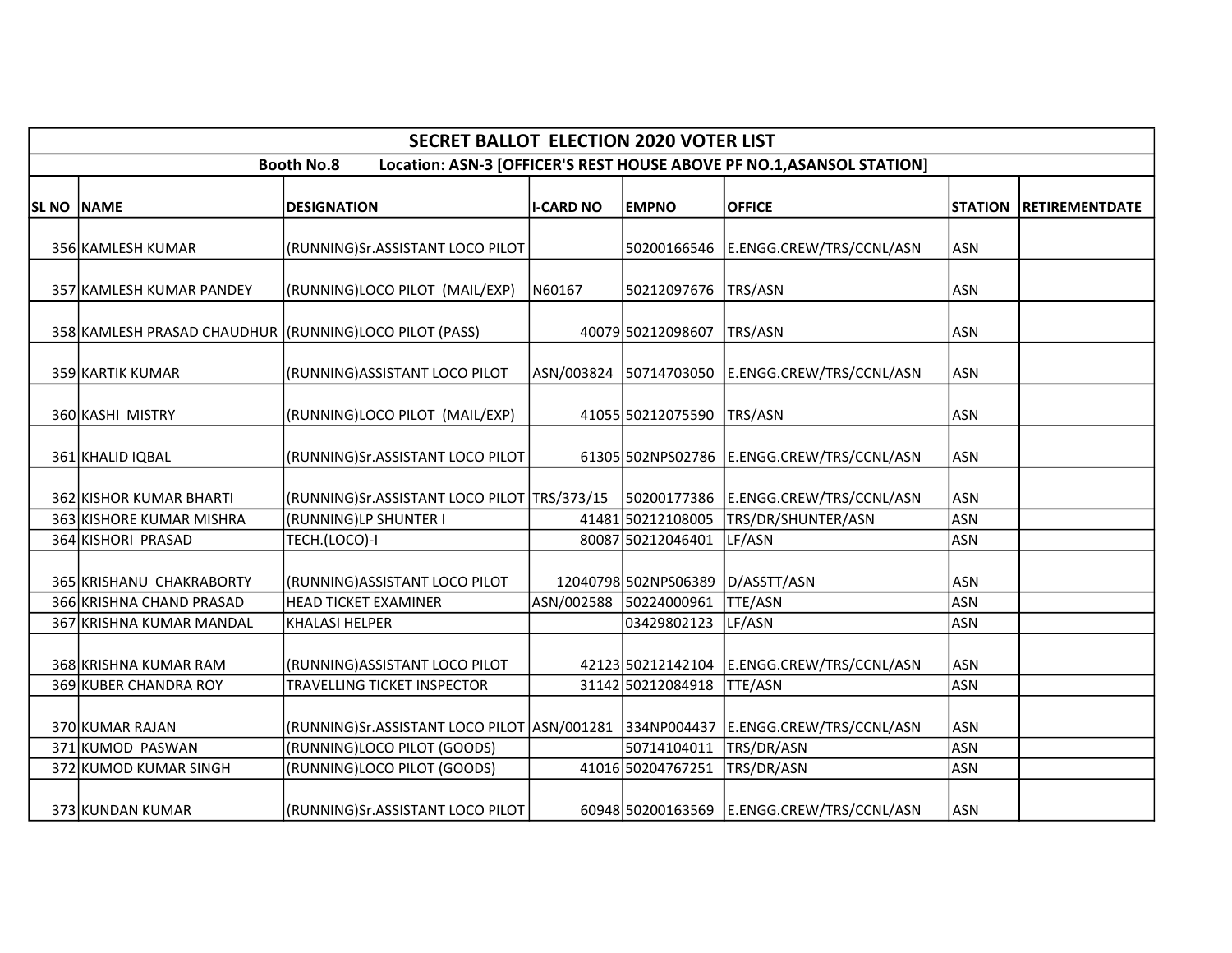| SECRET BALLOT ELECTION 2020 VOTER LIST | | | | | | | |
|---|---|---|---|---|---|---|---|
| Booth No.8 Location: ASN-3 [OFFICER'S REST HOUSE ABOVE PF NO.1,ASANSOL STATION] | | | | | | | |
| SL NO | NAME | DESIGNATION | I-CARD NO | EMPNO | OFFICE | STATION | RETIREMENTDATE |
| 356 | KAMLESH KUMAR | (RUNNING)Sr.ASSISTANT LOCO PILOT | | 50200166546 | E.ENGG.CREW/TRS/CCNL/ASN | ASN | |
| 357 | KAMLESH KUMAR PANDEY | (RUNNING)LOCO PILOT (MAIL/EXP) | N60167 | 50212097676 | TRS/ASN | ASN | |
| 358 | KAMLESH PRASAD CHAUDHUR | (RUNNING)LOCO PILOT (PASS) | 40079 | 50212098607 | TRS/ASN | ASN | |
| 359 | KARTIK KUMAR | (RUNNING)ASSISTANT LOCO PILOT | ASN/003824 | 50714703050 | E.ENGG.CREW/TRS/CCNL/ASN | ASN | |
| 360 | KASHI MISTRY | (RUNNING)LOCO PILOT (MAIL/EXP) | 41055 | 50212075590 | TRS/ASN | ASN | |
| 361 | KHALID IQBAL | (RUNNING)Sr.ASSISTANT LOCO PILOT | 61305 | 502NPS02786 | E.ENGG.CREW/TRS/CCNL/ASN | ASN | |
| 362 | KISHOR KUMAR BHARTI | (RUNNING)Sr.ASSISTANT LOCO PILOT | TRS/373/15 | 50200177386 | E.ENGG.CREW/TRS/CCNL/ASN | ASN | |
| 363 | KISHORE KUMAR MISHRA | (RUNNING)LP SHUNTER I | 41481 | 50212108005 | TRS/DR/SHUNTER/ASN | ASN | |
| 364 | KISHORI PRASAD | TECH.(LOCO)-I | 80087 | 50212046401 | LF/ASN | ASN | |
| 365 | KRISHANU CHAKRABORTY | (RUNNING)ASSISTANT LOCO PILOT | 12040798 | 502NPS06389 | D/ASSTT/ASN | ASN | |
| 366 | KRISHNA CHAND PRASAD | HEAD TICKET EXAMINER | ASN/002588 | 50224000961 | TTE/ASN | ASN | |
| 367 | KRISHNA KUMAR MANDAL | KHALASI HELPER | | 03429802123 | LF/ASN | ASN | |
| 368 | KRISHNA KUMAR RAM | (RUNNING)ASSISTANT LOCO PILOT | 42123 | 50212142104 | E.ENGG.CREW/TRS/CCNL/ASN | ASN | |
| 369 | KUBER CHANDRA ROY | TRAVELLING TICKET INSPECTOR | 31142 | 50212084918 | TTE/ASN | ASN | |
| 370 | KUMAR RAJAN | (RUNNING)Sr.ASSISTANT LOCO PILOT | ASN/001281 | 334NP004437 | E.ENGG.CREW/TRS/CCNL/ASN | ASN | |
| 371 | KUMOD PASWAN | (RUNNING)LOCO PILOT (GOODS) | | 50714104011 | TRS/DR/ASN | ASN | |
| 372 | KUMOD KUMAR SINGH | (RUNNING)LOCO PILOT (GOODS) | 41016 | 50204767251 | TRS/DR/ASN | ASN | |
| 373 | KUNDAN KUMAR | (RUNNING)Sr.ASSISTANT LOCO PILOT | 60948 | 50200163569 | E.ENGG.CREW/TRS/CCNL/ASN | ASN | |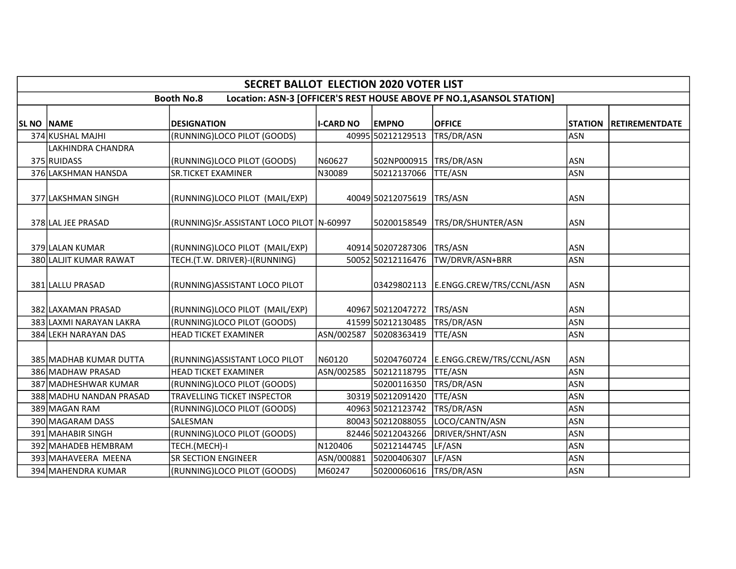| SECRET BALLOT ELECTION 2020 VOTER LIST | | | | | | | |
|---|---|---|---|---|---|---|---|
| Booth No.8 Location: ASN-3 [OFFICER'S REST HOUSE ABOVE PF NO.1,ASANSOL STATION] | | | | | | | |
| SL NO | NAME | DESIGNATION | I-CARD NO | EMPNO | OFFICE | STATION | RETIREMENTDATE |
| 374 | KUSHAL MAJHI | (RUNNING)LOCO PILOT (GOODS) | 40995 | 50212129513 | TRS/DR/ASN | ASN | |
| 375 | LAKHINDRA CHANDRA RUIDASS | (RUNNING)LOCO PILOT (GOODS) | N60627 | 502NP000915 | TRS/DR/ASN | ASN | |
| 376 | LAKSHMAN HANSDA | SR.TICKET EXAMINER | N30089 | 50212137066 | TTE/ASN | ASN | |
| 377 | LAKSHMAN SINGH | (RUNNING)LOCO PILOT (MAIL/EXP) | 40049 | 50212075619 | TRS/ASN | ASN | |
| 378 | LAL JEE PRASAD | (RUNNING)Sr.ASSISTANT LOCO PILOT | N-60997 | 50200158549 | TRS/DR/SHUNTER/ASN | ASN | |
| 379 | LALAN KUMAR | (RUNNING)LOCO PILOT (MAIL/EXP) | 40914 | 50207287306 | TRS/ASN | ASN | |
| 380 | LALJIT KUMAR RAWAT | TECH.(T.W. DRIVER)-I(RUNNING) | 50052 | 50212116476 | TW/DRVR/ASN+BRR | ASN | |
| 381 | LALLU PRASAD | (RUNNING)ASSISTANT LOCO PILOT | | 03429802113 | E.ENGG.CREW/TRS/CCNL/ASN | ASN | |
| 382 | LAXAMAN PRASAD | (RUNNING)LOCO PILOT (MAIL/EXP) | 40967 | 50212047272 | TRS/ASN | ASN | |
| 383 | LAXMI NARAYAN LAKRA | (RUNNING)LOCO PILOT (GOODS) | 41599 | 50212130485 | TRS/DR/ASN | ASN | |
| 384 | LEKH NARAYAN DAS | HEAD TICKET EXAMINER | ASN/002587 | 50208363419 | TTE/ASN | ASN | |
| 385 | MADHAB KUMAR DUTTA | (RUNNING)ASSISTANT LOCO PILOT | N60120 | 50204760724 | E.ENGG.CREW/TRS/CCNL/ASN | ASN | |
| 386 | MADHAW PRASAD | HEAD TICKET EXAMINER | ASN/002585 | 50212118795 | TTE/ASN | ASN | |
| 387 | MADHESHWAR KUMAR | (RUNNING)LOCO PILOT (GOODS) | | 50200116350 | TRS/DR/ASN | ASN | |
| 388 | MADHU NANDAN PRASAD | TRAVELLING TICKET INSPECTOR | 30319 | 50212091420 | TTE/ASN | ASN | |
| 389 | MAGAN RAM | (RUNNING)LOCO PILOT (GOODS) | 40963 | 50212123742 | TRS/DR/ASN | ASN | |
| 390 | MAGARAM DASS | SALESMAN | 80043 | 50212088055 | LOCO/CANTN/ASN | ASN | |
| 391 | MAHABIR SINGH | (RUNNING)LOCO PILOT (GOODS) | 82446 | 50212043266 | DRIVER/SHNT/ASN | ASN | |
| 392 | MAHADEB HEMBRAM | TECH.(MECH)-I | N120406 | 50212144745 | LF/ASN | ASN | |
| 393 | MAHAVEERA MEENA | SR SECTION ENGINEER | ASN/000881 | 50200406307 | LF/ASN | ASN | |
| 394 | MAHENDRA KUMAR | (RUNNING)LOCO PILOT (GOODS) | M60247 | 50200060616 | TRS/DR/ASN | ASN | |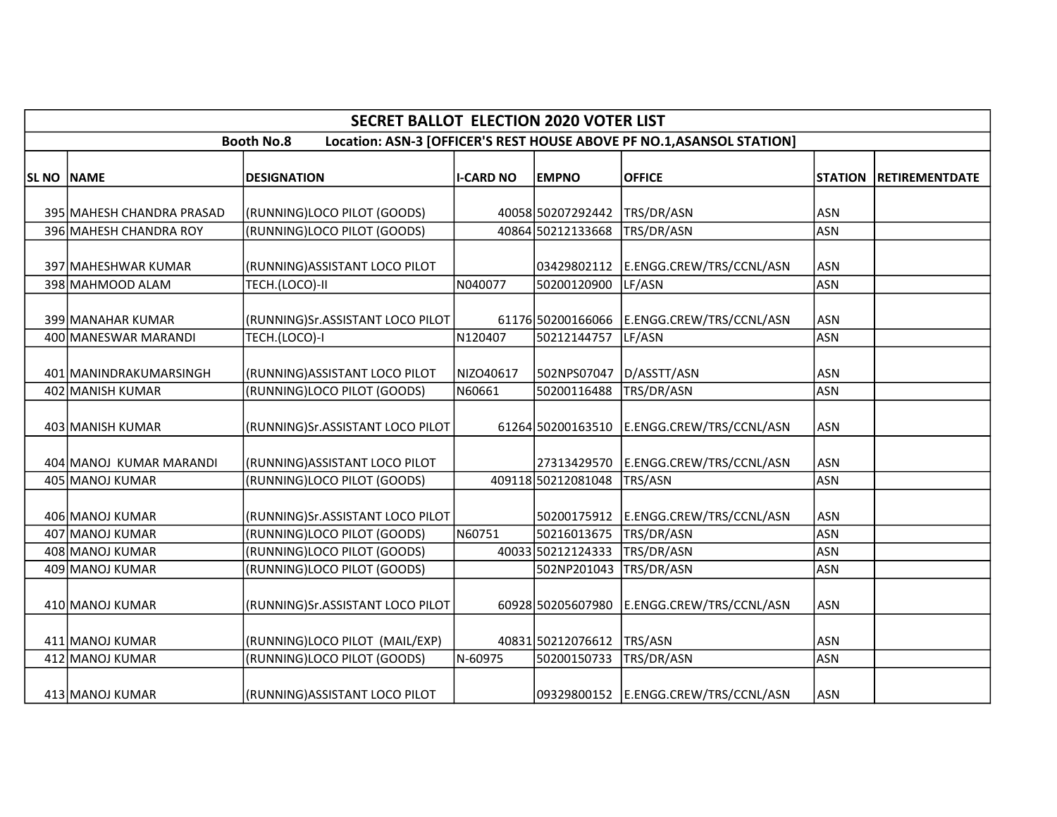| SECRET BALLOT ELECTION 2020 VOTER LIST | | | | | | | |
|---|---|---|---|---|---|---|---|
| Booth No.8 Location: ASN-3 [OFFICER'S REST HOUSE ABOVE PF NO.1,ASANSOL STATION] | | | | | | | |
| **SL NO** | **NAME** | **DESIGNATION** | **I-CARD NO** | **EMPNO** | **OFFICE** | **STATION** | **RETIREMENTDATE** |
| 395 | MAHESH CHANDRA PRASAD | (RUNNING)LOCO PILOT (GOODS) | 40058 | 50207292442 | TRS/DR/ASN | ASN | |
| 396 | MAHESH CHANDRA ROY | (RUNNING)LOCO PILOT (GOODS) | 40864 | 50212133668 | TRS/DR/ASN | ASN | |
| 397 | MAHESHWAR KUMAR | (RUNNING)ASSISTANT LOCO PILOT | | 03429802112 | E.ENGG.CREW/TRS/CCNL/ASN | ASN | |
| 398 | MAHMOOD ALAM | TECH.(LOCO)-II | N040077 | 50200120900 | LF/ASN | ASN | |
| 399 | MANAHAR KUMAR | (RUNNING)Sr.ASSISTANT LOCO PILOT | 61176 | 50200166066 | E.ENGG.CREW/TRS/CCNL/ASN | ASN | |
| 400 | MANESWAR MARANDI | TECH.(LOCO)-I | N120407 | 50212144757 | LF/ASN | ASN | |
| 401 | MANINDRAKUMARSINGH | (RUNNING)ASSISTANT LOCO PILOT | NIZO40617 | 502NPS07047 | D/ASSTT/ASN | ASN | |
| 402 | MANISH KUMAR | (RUNNING)LOCO PILOT (GOODS) | N60661 | 50200116488 | TRS/DR/ASN | ASN | |
| 403 | MANISH KUMAR | (RUNNING)Sr.ASSISTANT LOCO PILOT | 61264 | 50200163510 | E.ENGG.CREW/TRS/CCNL/ASN | ASN | |
| 404 | MANOJ KUMAR MARANDI | (RUNNING)ASSISTANT LOCO PILOT | | 27313429570 | E.ENGG.CREW/TRS/CCNL/ASN | ASN | |
| 405 | MANOJ KUMAR | (RUNNING)LOCO PILOT (GOODS) | 409118 | 50212081048 | TRS/ASN | ASN | |
| 406 | MANOJ KUMAR | (RUNNING)Sr.ASSISTANT LOCO PILOT | | 50200175912 | E.ENGG.CREW/TRS/CCNL/ASN | ASN | |
| 407 | MANOJ KUMAR | (RUNNING)LOCO PILOT (GOODS) | N60751 | 50216013675 | TRS/DR/ASN | ASN | |
| 408 | MANOJ KUMAR | (RUNNING)LOCO PILOT (GOODS) | 40033 | 50212124333 | TRS/DR/ASN | ASN | |
| 409 | MANOJ KUMAR | (RUNNING)LOCO PILOT (GOODS) | | 502NP201043 | TRS/DR/ASN | ASN | |
| 410 | MANOJ KUMAR | (RUNNING)Sr.ASSISTANT LOCO PILOT | 60928 | 50205607980 | E.ENGG.CREW/TRS/CCNL/ASN | ASN | |
| 411 | MANOJ KUMAR | (RUNNING)LOCO PILOT (MAIL/EXP) | 40831 | 50212076612 | TRS/ASN | ASN | |
| 412 | MANOJ KUMAR | (RUNNING)LOCO PILOT (GOODS) | N-60975 | 50200150733 | TRS/DR/ASN | ASN | |
| 413 | MANOJ KUMAR | (RUNNING)ASSISTANT LOCO PILOT | | 09329800152 | E.ENGG.CREW/TRS/CCNL/ASN | ASN | |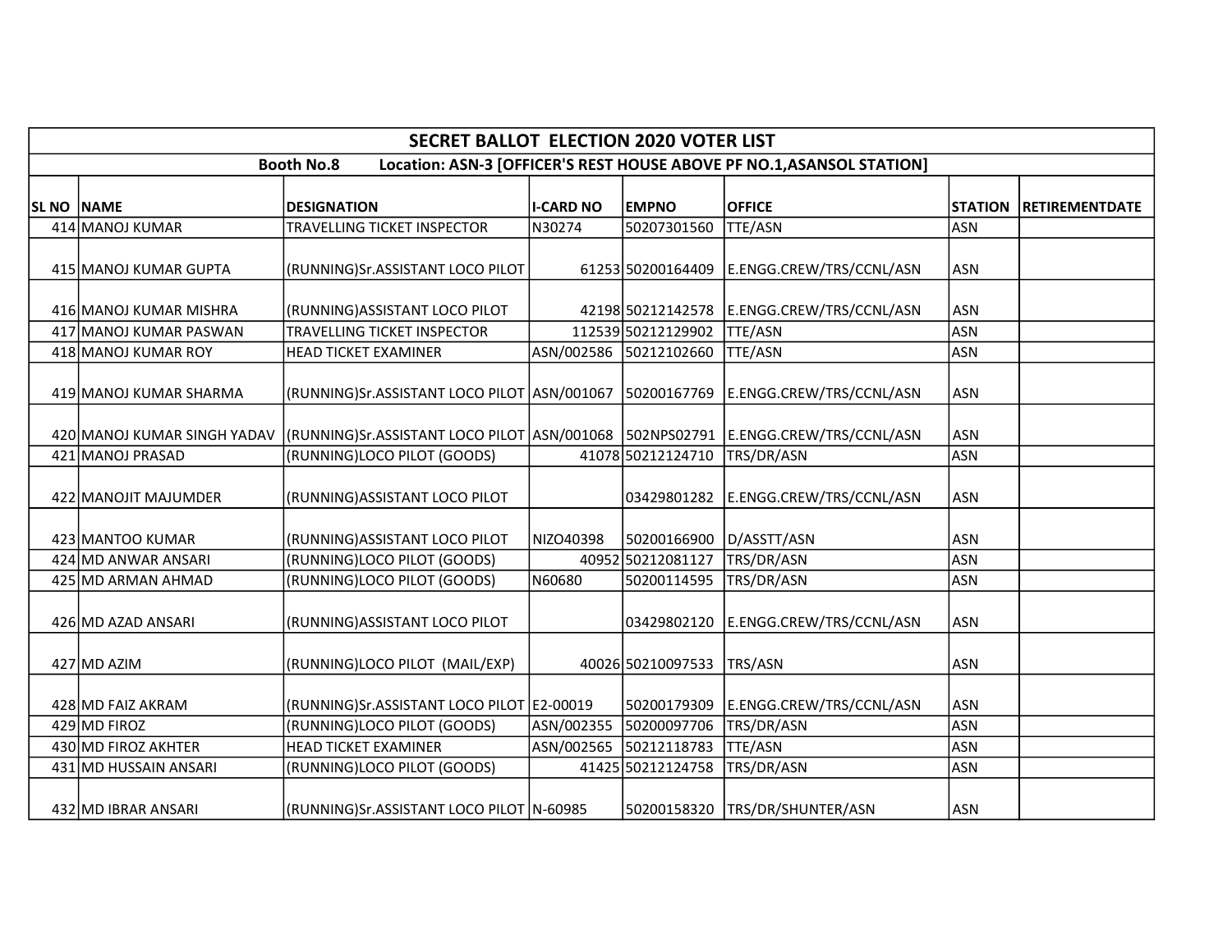| SECRET BALLOT ELECTION 2020 VOTER LIST | | | | | | | |
|---|---|---|---|---|---|---|---|
| Booth No.8 Location: ASN-3 [OFFICER'S REST HOUSE ABOVE PF NO.1,ASANSOL STATION] | | | | | | | |
| SL NO | NAME | DESIGNATION | I-CARD NO | EMPNO | OFFICE | STATION | RETIREMENTDATE |
| 414 | MANOJ KUMAR | TRAVELLING TICKET INSPECTOR | N30274 | 50207301560 | TTE/ASN | ASN | |
| 415 | MANOJ KUMAR GUPTA | (RUNNING)Sr.ASSISTANT LOCO PILOT | 61253 | 50200164409 | E.ENGG.CREW/TRS/CCNL/ASN | ASN | |
| 416 | MANOJ KUMAR MISHRA | (RUNNING)ASSISTANT LOCO PILOT | 42198 | 50212142578 | E.ENGG.CREW/TRS/CCNL/ASN | ASN | |
| 417 | MANOJ KUMAR PASWAN | TRAVELLING TICKET INSPECTOR | 112539 | 50212129902 | TTE/ASN | ASN | |
| 418 | MANOJ KUMAR ROY | HEAD TICKET EXAMINER | ASN/002586 | 50212102660 | TTE/ASN | ASN | |
| 419 | MANOJ KUMAR SHARMA | (RUNNING)Sr.ASSISTANT LOCO PILOT | ASN/001067 | 50200167769 | E.ENGG.CREW/TRS/CCNL/ASN | ASN | |
| 420 | MANOJ KUMAR SINGH YADAV | (RUNNING)Sr.ASSISTANT LOCO PILOT | ASN/001068 | 502NPS02791 | E.ENGG.CREW/TRS/CCNL/ASN | ASN | |
| 421 | MANOJ PRASAD | (RUNNING)LOCO PILOT (GOODS) | 41078 | 50212124710 | TRS/DR/ASN | ASN | |
| 422 | MANOJIT MAJUMDER | (RUNNING)ASSISTANT LOCO PILOT | | 03429801282 | E.ENGG.CREW/TRS/CCNL/ASN | ASN | |
| 423 | MANTOO KUMAR | (RUNNING)ASSISTANT LOCO PILOT | NIZO40398 | 50200166900 | D/ASSTT/ASN | ASN | |
| 424 | MD ANWAR ANSARI | (RUNNING)LOCO PILOT (GOODS) | 40952 | 50212081127 | TRS/DR/ASN | ASN | |
| 425 | MD ARMAN AHMAD | (RUNNING)LOCO PILOT (GOODS) | N60680 | 50200114595 | TRS/DR/ASN | ASN | |
| 426 | MD AZAD ANSARI | (RUNNING)ASSISTANT LOCO PILOT | | 03429802120 | E.ENGG.CREW/TRS/CCNL/ASN | ASN | |
| 427 | MD AZIM | (RUNNING)LOCO PILOT (MAIL/EXP) | 40026 | 50210097533 | TRS/ASN | ASN | |
| 428 | MD FAIZ AKRAM | (RUNNING)Sr.ASSISTANT LOCO PILOT | E2-00019 | 50200179309 | E.ENGG.CREW/TRS/CCNL/ASN | ASN | |
| 429 | MD FIROZ | (RUNNING)LOCO PILOT (GOODS) | ASN/002355 | 50200097706 | TRS/DR/ASN | ASN | |
| 430 | MD FIROZ AKHTER | HEAD TICKET EXAMINER | ASN/002565 | 50212118783 | TTE/ASN | ASN | |
| 431 | MD HUSSAIN ANSARI | (RUNNING)LOCO PILOT (GOODS) | 41425 | 50212124758 | TRS/DR/ASN | ASN | |
| 432 | MD IBRAR ANSARI | (RUNNING)Sr.ASSISTANT LOCO PILOT | N-60985 | 50200158320 | TRS/DR/SHUNTER/ASN | ASN | |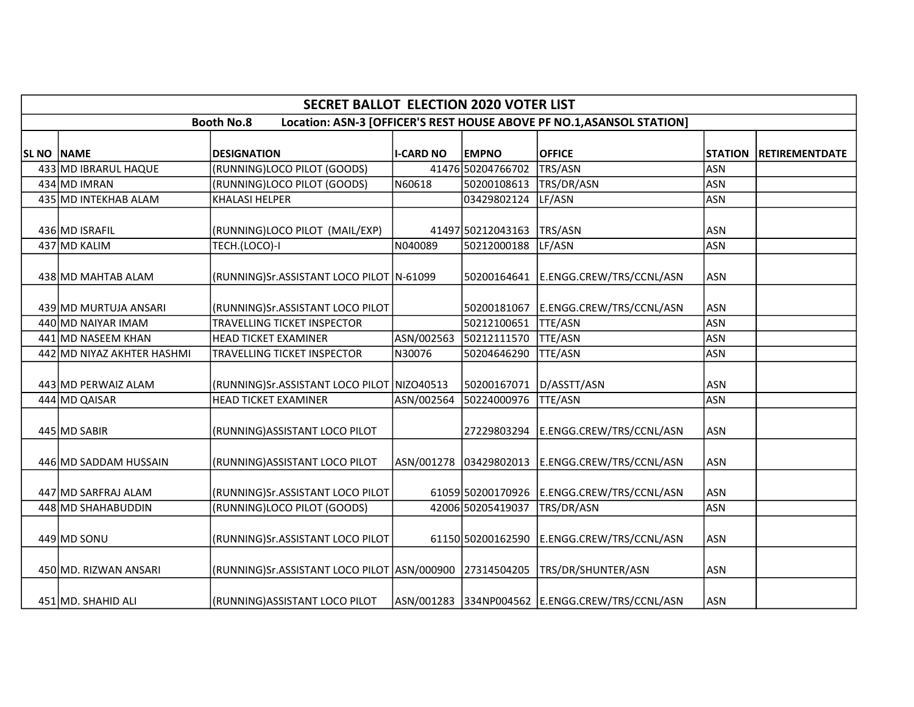| SECRET BALLOT ELECTION 2020 VOTER LIST | | | | | | | |
|---|---|---|---|---|---|---|---|
| Booth No.8 Location: ASN-3 [OFFICER'S REST HOUSE ABOVE PF NO.1,ASANSOL STATION] | | | | | | | |
| **SL NO** | **NAME** | **DESIGNATION** | **I-CARD NO** | **EMPNO** | **OFFICE** | **STATION** | **RETIREMENTDATE** |
| 433 | MD IBRARUL HAQUE | (RUNNING)LOCO PILOT (GOODS) | 41476 | 50204766702 | TRS/ASN | ASN | |
| 434 | MD IMRAN | (RUNNING)LOCO PILOT (GOODS) | N60618 | 50200108613 | TRS/DR/ASN | ASN | |
| 435 | MD INTEKHAB ALAM | KHALASI HELPER | | 03429802124 | LF/ASN | ASN | |
| 436 | MD ISRAFIL | (RUNNING)LOCO PILOT (MAIL/EXP) | 41497 | 50212043163 | TRS/ASN | ASN | |
| 437 | MD KALIM | TECH.(LOCO)-I | N040089 | 50212000188 | LF/ASN | ASN | |
| 438 | MD MAHTAB ALAM | (RUNNING)Sr.ASSISTANT LOCO PILOT | N-61099 | 50200164641 | E.ENGG.CREW/TRS/CCNL/ASN | ASN | |
| 439 | MD MURTUJA ANSARI | (RUNNING)Sr.ASSISTANT LOCO PILOT | | 50200181067 | E.ENGG.CREW/TRS/CCNL/ASN | ASN | |
| 440 | MD NAIYAR IMAM | TRAVELLING TICKET INSPECTOR | | 50212100651 | TTE/ASN | ASN | |
| 441 | MD NASEEM KHAN | HEAD TICKET EXAMINER | ASN/002563 | 50212111570 | TTE/ASN | ASN | |
| 442 | MD NIYAZ AKHTER HASHMI | TRAVELLING TICKET INSPECTOR | N30076 | 50204646290 | TTE/ASN | ASN | |
| 443 | MD PERWAIZ ALAM | (RUNNING)Sr.ASSISTANT LOCO PILOT | NIZO40513 | 50200167071 | D/ASSTT/ASN | ASN | |
| 444 | MD QAISAR | HEAD TICKET EXAMINER | ASN/002564 | 50224000976 | TTE/ASN | ASN | |
| 445 | MD SABIR | (RUNNING)ASSISTANT LOCO PILOT | | 27229803294 | E.ENGG.CREW/TRS/CCNL/ASN | ASN | |
| 446 | MD SADDAM HUSSAIN | (RUNNING)ASSISTANT LOCO PILOT | ASN/001278 | 03429802013 | E.ENGG.CREW/TRS/CCNL/ASN | ASN | |
| 447 | MD SARFRAJ ALAM | (RUNNING)Sr.ASSISTANT LOCO PILOT | 61059 | 50200170926 | E.ENGG.CREW/TRS/CCNL/ASN | ASN | |
| 448 | MD SHAHABUDDIN | (RUNNING)LOCO PILOT (GOODS) | 42006 | 50205419037 | TRS/DR/ASN | ASN | |
| 449 | MD SONU | (RUNNING)Sr.ASSISTANT LOCO PILOT | 61150 | 50200162590 | E.ENGG.CREW/TRS/CCNL/ASN | ASN | |
| 450 | MD. RIZWAN ANSARI | (RUNNING)Sr.ASSISTANT LOCO PILOT | ASN/000900 | 27314504205 | TRS/DR/SHUNTER/ASN | ASN | |
| 451 | MD. SHAHID ALI | (RUNNING)ASSISTANT LOCO PILOT | ASN/001283 | 334NP004562 | E.ENGG.CREW/TRS/CCNL/ASN | ASN | |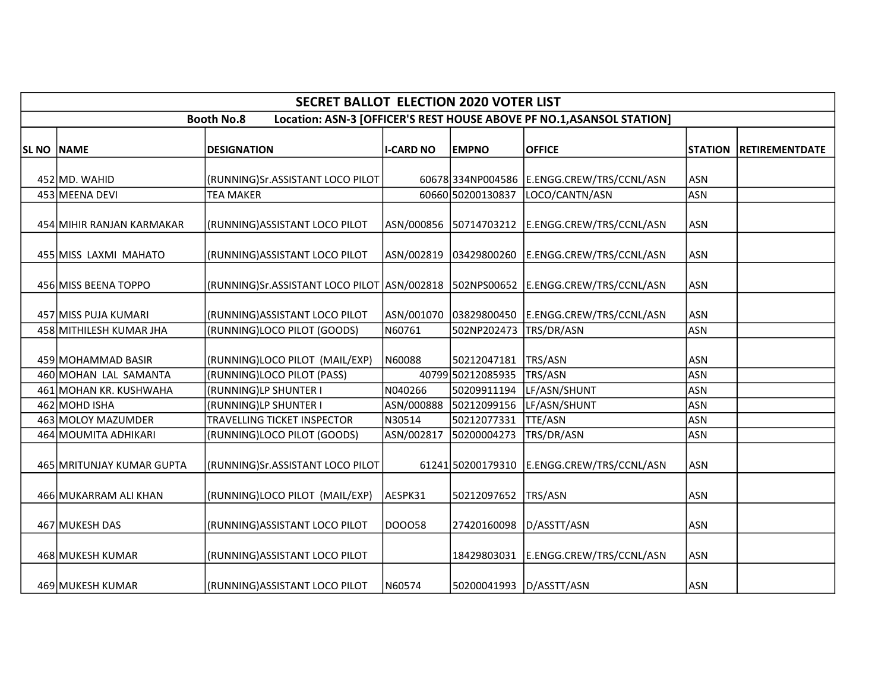| SECRET BALLOT ELECTION 2020 VOTER LIST | | | | | | | |
|---|---|---|---|---|---|---|---|
| Booth No.8 Location: ASN-3 [OFFICER'S REST HOUSE ABOVE PF NO.1,ASANSOL STATION] | | | | | | | |
| **SL NO** | **NAME** | **DESIGNATION** | **I-CARD NO** | **EMPNO** | **OFFICE** | **STATION** | **RETIREMENTDATE** |
| 452 | MD. WAHID | (RUNNING)Sr.ASSISTANT LOCO PILOT | 60678 | 334NP004586 | E.ENGG.CREW/TRS/CCNL/ASN | ASN | |
| 453 | MEENA DEVI | TEA MAKER | 60660 | 50200130837 | LOCO/CANTN/ASN | ASN | |
| 454 | MIHIR RANJAN KARMAKAR | (RUNNING)ASSISTANT LOCO PILOT | ASN/000856 | 50714703212 | E.ENGG.CREW/TRS/CCNL/ASN | ASN | |
| 455 | MISS LAXMI MAHATO | (RUNNING)ASSISTANT LOCO PILOT | ASN/002819 | 03429800260 | E.ENGG.CREW/TRS/CCNL/ASN | ASN | |
| 456 | MISS BEENA TOPPO | (RUNNING)Sr.ASSISTANT LOCO PILOT | ASN/002818 | 502NPS00652 | E.ENGG.CREW/TRS/CCNL/ASN | ASN | |
| 457 | MISS PUJA KUMARI | (RUNNING)ASSISTANT LOCO PILOT | ASN/001070 | 03829800450 | E.ENGG.CREW/TRS/CCNL/ASN | ASN | |
| 458 | MITHILESH KUMAR JHA | (RUNNING)LOCO PILOT (GOODS) | N60761 | 502NP202473 | TRS/DR/ASN | ASN | |
| 459 | MOHAMMAD BASIR | (RUNNING)LOCO PILOT (MAIL/EXP) | N60088 | 50212047181 | TRS/ASN | ASN | |
| 460 | MOHAN LAL SAMANTA | (RUNNING)LOCO PILOT (PASS) | 40799 | 50212085935 | TRS/ASN | ASN | |
| 461 | MOHAN KR. KUSHWAHA | (RUNNING)LP SHUNTER I | N040266 | 50209911194 | LF/ASN/SHUNT | ASN | |
| 462 | MOHD ISHA | (RUNNING)LP SHUNTER I | ASN/000888 | 50212099156 | LF/ASN/SHUNT | ASN | |
| 463 | MOLOY MAZUMDER | TRAVELLING TICKET INSPECTOR | N30514 | 50212077331 | TTE/ASN | ASN | |
| 464 | MOUMITA ADHIKARI | (RUNNING)LOCO PILOT (GOODS) | ASN/002817 | 50200004273 | TRS/DR/ASN | ASN | |
| 465 | MRITUNJAY KUMAR GUPTA | (RUNNING)Sr.ASSISTANT LOCO PILOT | 61241 | 50200179310 | E.ENGG.CREW/TRS/CCNL/ASN | ASN | |
| 466 | MUKARRAM ALI KHAN | (RUNNING)LOCO PILOT (MAIL/EXP) | AESPK31 | 50212097652 | TRS/ASN | ASN | |
| 467 | MUKESH DAS | (RUNNING)ASSISTANT LOCO PILOT | DOOO58 | 27420160098 | D/ASSTT/ASN | ASN | |
| 468 | MUKESH KUMAR | (RUNNING)ASSISTANT LOCO PILOT | | 18429803031 | E.ENGG.CREW/TRS/CCNL/ASN | ASN | |
| 469 | MUKESH KUMAR | (RUNNING)ASSISTANT LOCO PILOT | N60574 | 50200041993 | D/ASSTT/ASN | ASN | |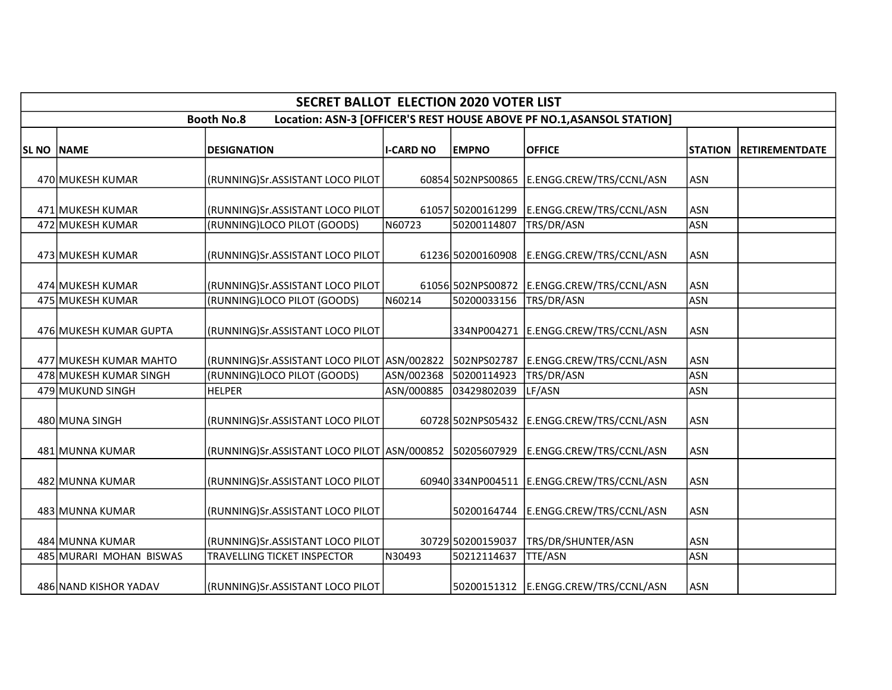| SECRET BALLOT ELECTION 2020 VOTER LIST | | | | | | | |
|---|---|---|---|---|---|---|---|
| Booth No.8 Location: ASN-3 [OFFICER'S REST HOUSE ABOVE PF NO.1,ASANSOL STATION] | | | | | | | |
| **SL NO** | **NAME** | **DESIGNATION** | **I-CARD NO** | **EMPNO** | **OFFICE** | **STATION** | **RETIREMENTDATE** |
| 470 | MUKESH KUMAR | (RUNNING)Sr.ASSISTANT LOCO PILOT | 60854 | 502NPS00865 | E.ENGG.CREW/TRS/CCNL/ASN | ASN | |
| 471 | MUKESH KUMAR | (RUNNING)Sr.ASSISTANT LOCO PILOT | 61057 | 50200161299 | E.ENGG.CREW/TRS/CCNL/ASN | ASN | |
| 472 | MUKESH KUMAR | (RUNNING)LOCO PILOT (GOODS) | N60723 | 50200114807 | TRS/DR/ASN | ASN | |
| 473 | MUKESH KUMAR | (RUNNING)Sr.ASSISTANT LOCO PILOT | 61236 | 50200160908 | E.ENGG.CREW/TRS/CCNL/ASN | ASN | |
| 474 | MUKESH KUMAR | (RUNNING)Sr.ASSISTANT LOCO PILOT | 61056 | 502NPS00872 | E.ENGG.CREW/TRS/CCNL/ASN | ASN | |
| 475 | MUKESH KUMAR | (RUNNING)LOCO PILOT (GOODS) | N60214 | 50200033156 | TRS/DR/ASN | ASN | |
| 476 | MUKESH KUMAR GUPTA | (RUNNING)Sr.ASSISTANT LOCO PILOT | | 334NP004271 | E.ENGG.CREW/TRS/CCNL/ASN | ASN | |
| 477 | MUKESH KUMAR MAHTO | (RUNNING)Sr.ASSISTANT LOCO PILOT | ASN/002822 | 502NPS02787 | E.ENGG.CREW/TRS/CCNL/ASN | ASN | |
| 478 | MUKESH KUMAR SINGH | (RUNNING)LOCO PILOT (GOODS) | ASN/002368 | 50200114923 | TRS/DR/ASN | ASN | |
| 479 | MUKUND SINGH | HELPER | ASN/000885 | 03429802039 | LF/ASN | ASN | |
| 480 | MUNA SINGH | (RUNNING)Sr.ASSISTANT LOCO PILOT | 60728 | 502NPS05432 | E.ENGG.CREW/TRS/CCNL/ASN | ASN | |
| 481 | MUNNA KUMAR | (RUNNING)Sr.ASSISTANT LOCO PILOT | ASN/000852 | 50205607929 | E.ENGG.CREW/TRS/CCNL/ASN | ASN | |
| 482 | MUNNA KUMAR | (RUNNING)Sr.ASSISTANT LOCO PILOT | 60940 | 334NP004511 | E.ENGG.CREW/TRS/CCNL/ASN | ASN | |
| 483 | MUNNA KUMAR | (RUNNING)Sr.ASSISTANT LOCO PILOT | | 50200164744 | E.ENGG.CREW/TRS/CCNL/ASN | ASN | |
| 484 | MUNNA KUMAR | (RUNNING)Sr.ASSISTANT LOCO PILOT | 30729 | 50200159037 | TRS/DR/SHUNTER/ASN | ASN | |
| 485 | MURARI MOHAN BISWAS | TRAVELLING TICKET INSPECTOR | N30493 | 50212114637 | TTE/ASN | ASN | |
| 486 | NAND KISHOR YADAV | (RUNNING)Sr.ASSISTANT LOCO PILOT | | 50200151312 | E.ENGG.CREW/TRS/CCNL/ASN | ASN | |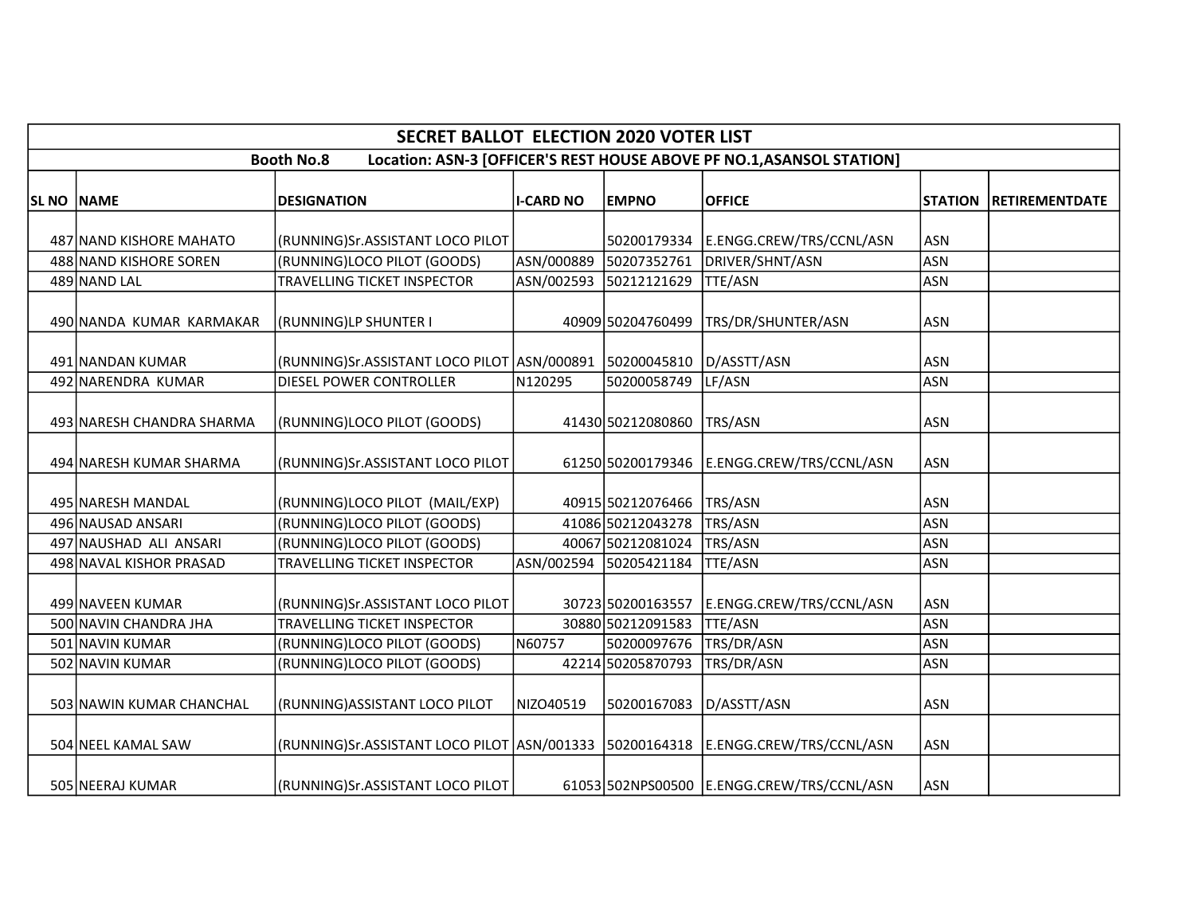| SECRET BALLOT ELECTION 2020 VOTER LIST | | | | | | | |
|---|---|---|---|---|---|---|---|
| Booth No.8 Location: ASN-3 [OFFICER'S REST HOUSE ABOVE PF NO.1,ASANSOL STATION] | | | | | | | |
| SL NO | NAME | DESIGNATION | I-CARD NO | EMPNO | OFFICE | STATION | RETIREMENTDATE |
| 487 | NAND KISHORE MAHATO | (RUNNING)Sr.ASSISTANT LOCO PILOT | | 50200179334 | E.ENGG.CREW/TRS/CCNL/ASN | ASN | |
| 488 | NAND KISHORE SOREN | (RUNNING)LOCO PILOT (GOODS) | ASN/000889 | 50207352761 | DRIVER/SHNT/ASN | ASN | |
| 489 | NAND LAL | TRAVELLING TICKET INSPECTOR | ASN/002593 | 50212121629 | TTE/ASN | ASN | |
| 490 | NANDA KUMAR KARMAKAR | (RUNNING)LP SHUNTER I | 40909 | 50204760499 | TRS/DR/SHUNTER/ASN | ASN | |
| 491 | NANDAN KUMAR | (RUNNING)Sr.ASSISTANT LOCO PILOT | ASN/000891 | 50200045810 | D/ASSTT/ASN | ASN | |
| 492 | NARENDRA KUMAR | DIESEL POWER CONTROLLER | N120295 | 50200058749 | LF/ASN | ASN | |
| 493 | NARESH CHANDRA SHARMA | (RUNNING)LOCO PILOT (GOODS) | 41430 | 50212080860 | TRS/ASN | ASN | |
| 494 | NARESH KUMAR SHARMA | (RUNNING)Sr.ASSISTANT LOCO PILOT | 61250 | 50200179346 | E.ENGG.CREW/TRS/CCNL/ASN | ASN | |
| 495 | NARESH MANDAL | (RUNNING)LOCO PILOT (MAIL/EXP) | 40915 | 50212076466 | TRS/ASN | ASN | |
| 496 | NAUSAD ANSARI | (RUNNING)LOCO PILOT (GOODS) | 41086 | 50212043278 | TRS/ASN | ASN | |
| 497 | NAUSHAD ALI ANSARI | (RUNNING)LOCO PILOT (GOODS) | 40067 | 50212081024 | TRS/ASN | ASN | |
| 498 | NAVAL KISHOR PRASAD | TRAVELLING TICKET INSPECTOR | ASN/002594 | 50205421184 | TTE/ASN | ASN | |
| 499 | NAVEEN KUMAR | (RUNNING)Sr.ASSISTANT LOCO PILOT | 30723 | 50200163557 | E.ENGG.CREW/TRS/CCNL/ASN | ASN | |
| 500 | NAVIN CHANDRA JHA | TRAVELLING TICKET INSPECTOR | 30880 | 50212091583 | TTE/ASN | ASN | |
| 501 | NAVIN KUMAR | (RUNNING)LOCO PILOT (GOODS) | N60757 | 50200097676 | TRS/DR/ASN | ASN | |
| 502 | NAVIN KUMAR | (RUNNING)LOCO PILOT (GOODS) | 42214 | 50205870793 | TRS/DR/ASN | ASN | |
| 503 | NAWIN KUMAR CHANCHAL | (RUNNING)ASSISTANT LOCO PILOT | NIZO40519 | 50200167083 | D/ASSTT/ASN | ASN | |
| 504 | NEEL KAMAL SAW | (RUNNING)Sr.ASSISTANT LOCO PILOT | ASN/001333 | 50200164318 | E.ENGG.CREW/TRS/CCNL/ASN | ASN | |
| 505 | NEERAJ KUMAR | (RUNNING)Sr.ASSISTANT LOCO PILOT | 61053 | 502NPS00500 | E.ENGG.CREW/TRS/CCNL/ASN | ASN | |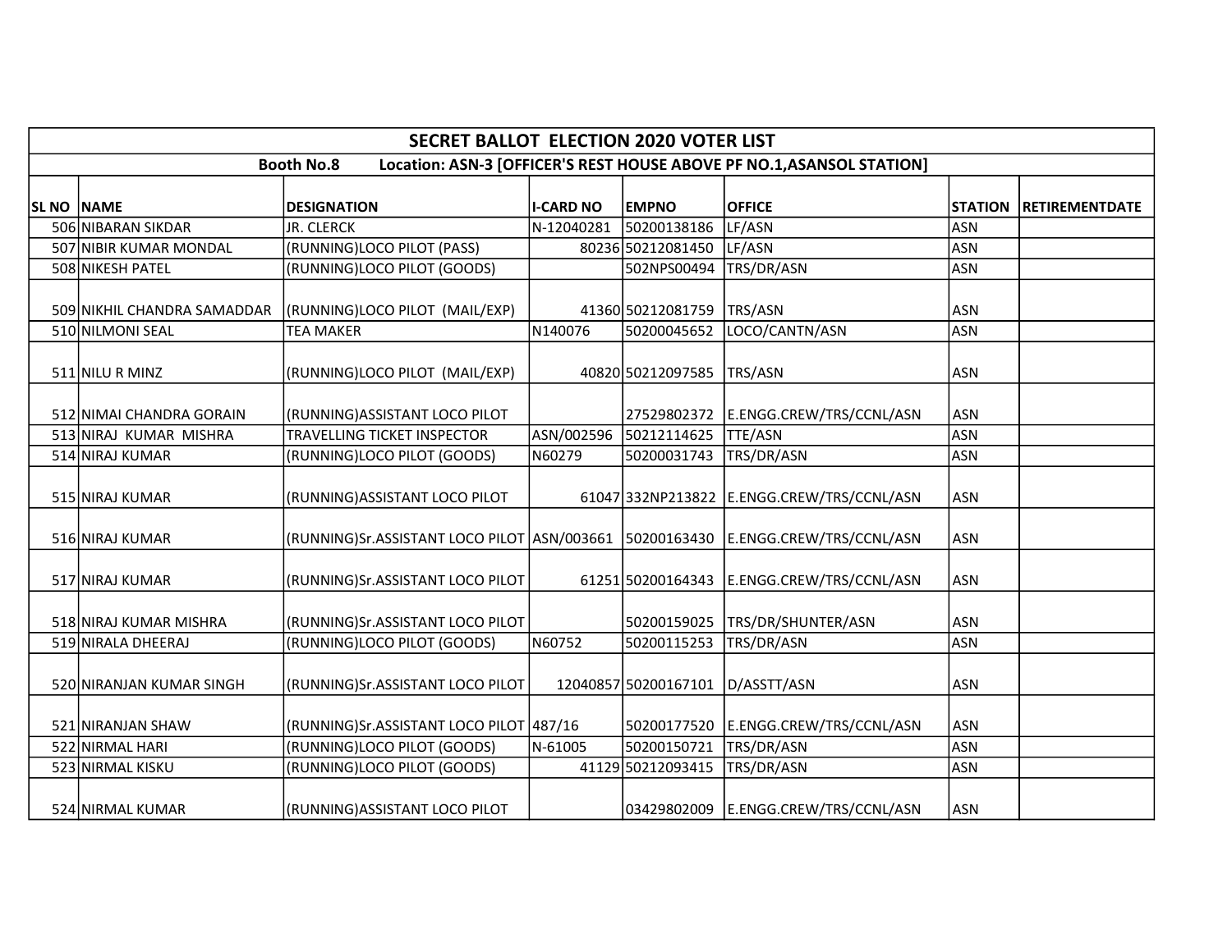| SECRET BALLOT ELECTION 2020 VOTER LIST | | | | | | | |
|---|---|---|---|---|---|---|---|
| Booth No.8 Location: ASN-3 [OFFICER'S REST HOUSE ABOVE PF NO.1,ASANSOL STATION] | | | | | | | |
| SL NO | NAME | DESIGNATION | I-CARD NO | EMPNO | OFFICE | STATION | RETIREMENTDATE |
| 506 | NIBARAN SIKDAR | JR. CLERCK | N-12040281 | 50200138186 | LF/ASN | ASN | |
| 507 | NIBIR KUMAR MONDAL | (RUNNING)LOCO PILOT (PASS) | 80236 | 50212081450 | LF/ASN | ASN | |
| 508 | NIKESH PATEL | (RUNNING)LOCO PILOT (GOODS) | | 502NPS00494 | TRS/DR/ASN | ASN | |
| 509 | NIKHIL CHANDRA SAMADDAR | (RUNNING)LOCO PILOT (MAIL/EXP) | 41360 | 50212081759 | TRS/ASN | ASN | |
| 510 | NILMONI SEAL | TEA MAKER | N140076 | 50200045652 | LOCO/CANTN/ASN | ASN | |
| 511 | NILU R MINZ | (RUNNING)LOCO PILOT (MAIL/EXP) | 40820 | 50212097585 | TRS/ASN | ASN | |
| 512 | NIMAI CHANDRA GORAIN | (RUNNING)ASSISTANT LOCO PILOT | | 27529802372 | E.ENGG.CREW/TRS/CCNL/ASN | ASN | |
| 513 | NIRAJ KUMAR MISHRA | TRAVELLING TICKET INSPECTOR | ASN/002596 | 50212114625 | TTE/ASN | ASN | |
| 514 | NIRAJ KUMAR | (RUNNING)LOCO PILOT (GOODS) | N60279 | 50200031743 | TRS/DR/ASN | ASN | |
| 515 | NIRAJ KUMAR | (RUNNING)ASSISTANT LOCO PILOT | 61047 | 332NP213822 | E.ENGG.CREW/TRS/CCNL/ASN | ASN | |
| 516 | NIRAJ KUMAR | (RUNNING)Sr.ASSISTANT LOCO PILOT | ASN/003661 | 50200163430 | E.ENGG.CREW/TRS/CCNL/ASN | ASN | |
| 517 | NIRAJ KUMAR | (RUNNING)Sr.ASSISTANT LOCO PILOT | 61251 | 50200164343 | E.ENGG.CREW/TRS/CCNL/ASN | ASN | |
| 518 | NIRAJ KUMAR MISHRA | (RUNNING)Sr.ASSISTANT LOCO PILOT | | 50200159025 | TRS/DR/SHUNTER/ASN | ASN | |
| 519 | NIRALA DHEERAJ | (RUNNING)LOCO PILOT (GOODS) | N60752 | 50200115253 | TRS/DR/ASN | ASN | |
| 520 | NIRANJAN KUMAR SINGH | (RUNNING)Sr.ASSISTANT LOCO PILOT | 12040857 | 50200167101 | D/ASSTT/ASN | ASN | |
| 521 | NIRANJAN SHAW | (RUNNING)Sr.ASSISTANT LOCO PILOT | 487/16 | 50200177520 | E.ENGG.CREW/TRS/CCNL/ASN | ASN | |
| 522 | NIRMAL HARI | (RUNNING)LOCO PILOT (GOODS) | N-61005 | 50200150721 | TRS/DR/ASN | ASN | |
| 523 | NIRMAL KISKU | (RUNNING)LOCO PILOT (GOODS) | 41129 | 50212093415 | TRS/DR/ASN | ASN | |
| 524 | NIRMAL KUMAR | (RUNNING)ASSISTANT LOCO PILOT | | 03429802009 | E.ENGG.CREW/TRS/CCNL/ASN | ASN | |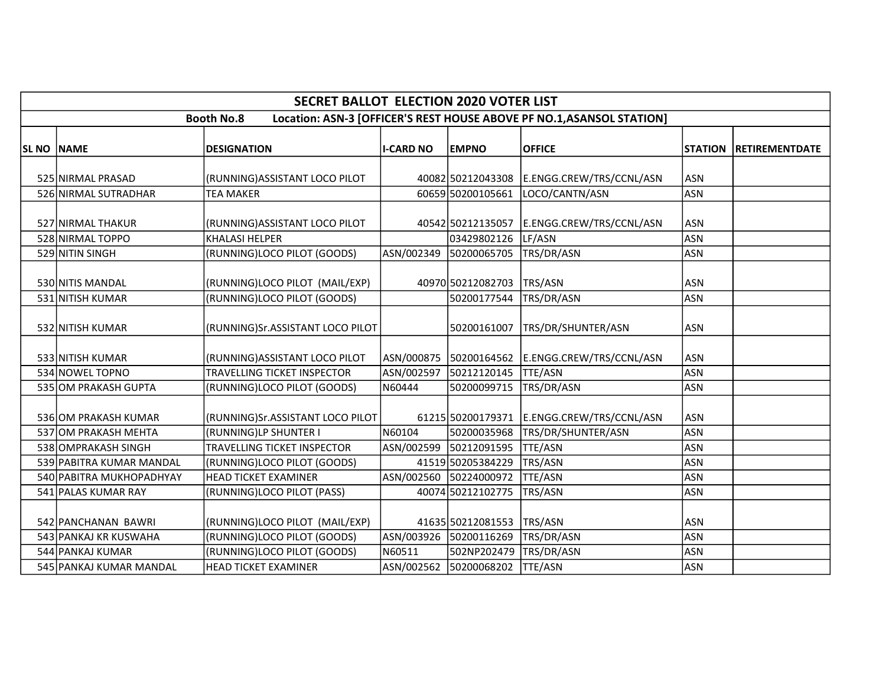| SECRET BALLOT ELECTION 2020 VOTER LIST | | | | | | | |
|---|---|---|---|---|---|---|---|
| Booth No.8 Location: ASN-3 [OFFICER'S REST HOUSE ABOVE PF NO.1,ASANSOL STATION] | | | | | | | |
| SL NO | NAME | DESIGNATION | I-CARD NO | EMPNO | OFFICE | STATION | RETIREMENTDATE |
| 525 | NIRMAL PRASAD | (RUNNING)ASSISTANT LOCO PILOT | 40082 | 50212043308 | E.ENGG.CREW/TRS/CCNL/ASN | ASN | |
| 526 | NIRMAL SUTRADHAR | TEA MAKER | 60659 | 50200105661 | LOCO/CANTN/ASN | ASN | |
| 527 | NIRMAL THAKUR | (RUNNING)ASSISTANT LOCO PILOT | 40542 | 50212135057 | E.ENGG.CREW/TRS/CCNL/ASN | ASN | |
| 528 | NIRMAL TOPPO | KHALASI HELPER | | 03429802126 | LF/ASN | ASN | |
| 529 | NITIN SINGH | (RUNNING)LOCO PILOT (GOODS) | ASN/002349 | 50200065705 | TRS/DR/ASN | ASN | |
| 530 | NITIS MANDAL | (RUNNING)LOCO PILOT (MAIL/EXP) | 40970 | 50212082703 | TRS/ASN | ASN | |
| 531 | NITISH KUMAR | (RUNNING)LOCO PILOT (GOODS) | | 50200177544 | TRS/DR/ASN | ASN | |
| 532 | NITISH KUMAR | (RUNNING)Sr.ASSISTANT LOCO PILOT | | 50200161007 | TRS/DR/SHUNTER/ASN | ASN | |
| 533 | NITISH KUMAR | (RUNNING)ASSISTANT LOCO PILOT | ASN/000875 | 50200164562 | E.ENGG.CREW/TRS/CCNL/ASN | ASN | |
| 534 | NOWEL TOPNO | TRAVELLING TICKET INSPECTOR | ASN/002597 | 50212120145 | TTE/ASN | ASN | |
| 535 | OM PRAKASH GUPTA | (RUNNING)LOCO PILOT (GOODS) | N60444 | 50200099715 | TRS/DR/ASN | ASN | |
| 536 | OM PRAKASH KUMAR | (RUNNING)Sr.ASSISTANT LOCO PILOT | 61215 | 50200179371 | E.ENGG.CREW/TRS/CCNL/ASN | ASN | |
| 537 | OM PRAKASH MEHTA | (RUNNING)LP SHUNTER I | N60104 | 50200035968 | TRS/DR/SHUNTER/ASN | ASN | |
| 538 | OMPRAKASH SINGH | TRAVELLING TICKET INSPECTOR | ASN/002599 | 50212091595 | TTE/ASN | ASN | |
| 539 | PABITRA KUMAR MANDAL | (RUNNING)LOCO PILOT (GOODS) | 41519 | 50205384229 | TRS/ASN | ASN | |
| 540 | PABITRA MUKHOPADHYAY | HEAD TICKET EXAMINER | ASN/002560 | 50224000972 | TTE/ASN | ASN | |
| 541 | PALAS KUMAR RAY | (RUNNING)LOCO PILOT (PASS) | 40074 | 50212102775 | TRS/ASN | ASN | |
| 542 | PANCHANAN BAWRI | (RUNNING)LOCO PILOT (MAIL/EXP) | 41635 | 50212081553 | TRS/ASN | ASN | |
| 543 | PANKAJ KR KUSWAHA | (RUNNING)LOCO PILOT (GOODS) | ASN/003926 | 50200116269 | TRS/DR/ASN | ASN | |
| 544 | PANKAJ KUMAR | (RUNNING)LOCO PILOT (GOODS) | N60511 | 502NP202479 | TRS/DR/ASN | ASN | |
| 545 | PANKAJ KUMAR MANDAL | HEAD TICKET EXAMINER | ASN/002562 | 50200068202 | TTE/ASN | ASN | |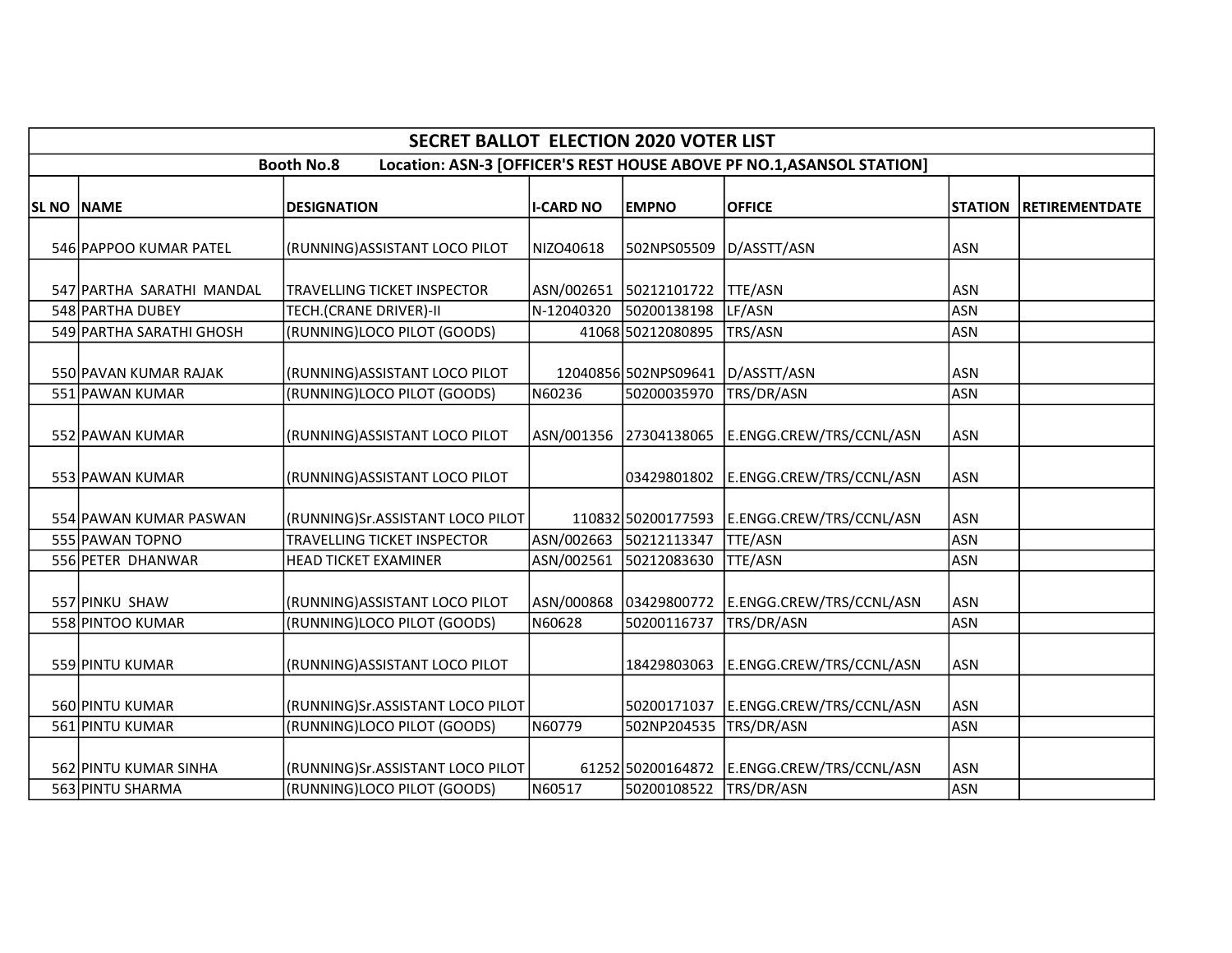| SECRET BALLOT ELECTION 2020 VOTER LIST | | | | | | | |
|---|---|---|---|---|---|---|---|
| Booth No.8 Location: ASN-3 [OFFICER'S REST HOUSE ABOVE PF NO.1,ASANSOL STATION] | | | | | | | |
| SL NO | NAME | DESIGNATION | I-CARD NO | EMPNO | OFFICE | STATION | RETIREMENTDATE |
| 546 | PAPPOO KUMAR PATEL | (RUNNING)ASSISTANT LOCO PILOT | NIZO40618 | 502NPS05509 | D/ASSTT/ASN | ASN | |
| 547 | PARTHA SARATHI MANDAL | TRAVELLING TICKET INSPECTOR | ASN/002651 | 50212101722 | TTE/ASN | ASN | |
| 548 | PARTHA DUBEY | TECH.(CRANE DRIVER)-II | N-12040320 | 50200138198 | LF/ASN | ASN | |
| 549 | PARTHA SARATHI GHOSH | (RUNNING)LOCO PILOT (GOODS) | 41068 | 50212080895 | TRS/ASN | ASN | |
| 550 | PAVAN KUMAR RAJAK | (RUNNING)ASSISTANT LOCO PILOT | 12040856 | 502NPS09641 | D/ASSTT/ASN | ASN | |
| 551 | PAWAN KUMAR | (RUNNING)LOCO PILOT (GOODS) | N60236 | 50200035970 | TRS/DR/ASN | ASN | |
| 552 | PAWAN KUMAR | (RUNNING)ASSISTANT LOCO PILOT | ASN/001356 | 27304138065 | E.ENGG.CREW/TRS/CCNL/ASN | ASN | |
| 553 | PAWAN KUMAR | (RUNNING)ASSISTANT LOCO PILOT | | 03429801802 | E.ENGG.CREW/TRS/CCNL/ASN | ASN | |
| 554 | PAWAN KUMAR PASWAN | (RUNNING)Sr.ASSISTANT LOCO PILOT | 110832 | 50200177593 | E.ENGG.CREW/TRS/CCNL/ASN | ASN | |
| 555 | PAWAN TOPNO | TRAVELLING TICKET INSPECTOR | ASN/002663 | 50212113347 | TTE/ASN | ASN | |
| 556 | PETER DHANWAR | HEAD TICKET EXAMINER | ASN/002561 | 50212083630 | TTE/ASN | ASN | |
| 557 | PINKU SHAW | (RUNNING)ASSISTANT LOCO PILOT | ASN/000868 | 03429800772 | E.ENGG.CREW/TRS/CCNL/ASN | ASN | |
| 558 | PINTOO KUMAR | (RUNNING)LOCO PILOT (GOODS) | N60628 | 50200116737 | TRS/DR/ASN | ASN | |
| 559 | PINTU KUMAR | (RUNNING)ASSISTANT LOCO PILOT | | 18429803063 | E.ENGG.CREW/TRS/CCNL/ASN | ASN | |
| 560 | PINTU KUMAR | (RUNNING)Sr.ASSISTANT LOCO PILOT | | 50200171037 | E.ENGG.CREW/TRS/CCNL/ASN | ASN | |
| 561 | PINTU KUMAR | (RUNNING)LOCO PILOT (GOODS) | N60779 | 502NP204535 | TRS/DR/ASN | ASN | |
| 562 | PINTU KUMAR SINHA | (RUNNING)Sr.ASSISTANT LOCO PILOT | 61252 | 50200164872 | E.ENGG.CREW/TRS/CCNL/ASN | ASN | |
| 563 | PINTU SHARMA | (RUNNING)LOCO PILOT (GOODS) | N60517 | 50200108522 | TRS/DR/ASN | ASN | |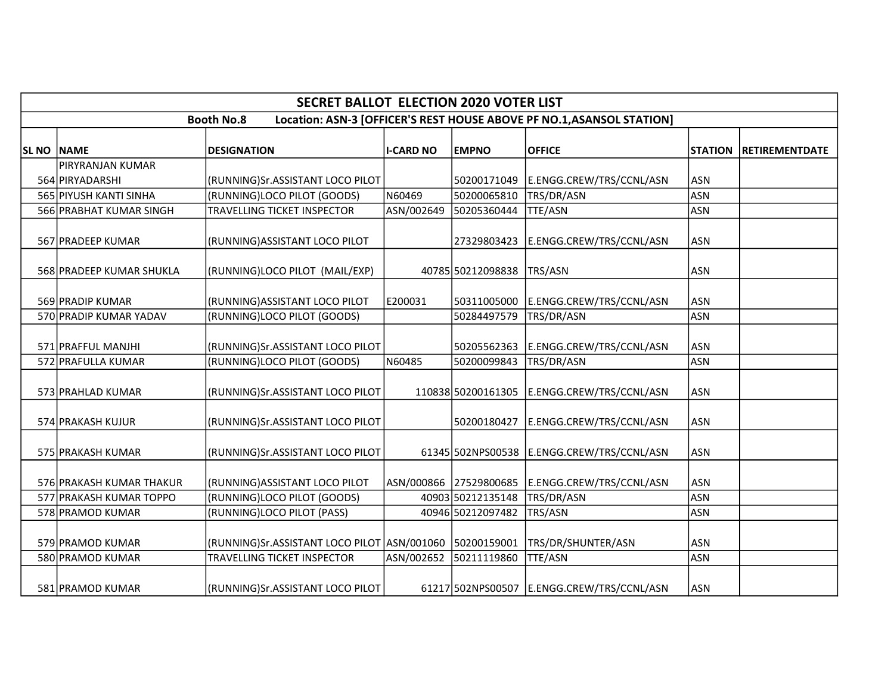| SECRET BALLOT ELECTION 2020 VOTER LIST | | | | | | | |
|---|---|---|---|---|---|---|---|
| Booth No.8 Location: ASN-3 [OFFICER'S REST HOUSE ABOVE PF NO.1,ASANSOL STATION] | | | | | | | |
| SL NO | NAME | DESIGNATION | I-CARD NO | EMPNO | OFFICE | STATION | RETIREMENTDATE |
| 564 | PIRYRANJAN KUMAR PIRYADARSHI | (RUNNING)Sr.ASSISTANT LOCO PILOT | | 50200171049 | E.ENGG.CREW/TRS/CCNL/ASN | ASN | |
| 565 | PIYUSH KANTI SINHA | (RUNNING)LOCO PILOT (GOODS) | N60469 | 50200065810 | TRS/DR/ASN | ASN | |
| 566 | PRABHAT KUMAR SINGH | TRAVELLING TICKET INSPECTOR | ASN/002649 | 50205360444 | TTE/ASN | ASN | |
| 567 | PRADEEP KUMAR | (RUNNING)ASSISTANT LOCO PILOT | | 27329803423 | E.ENGG.CREW/TRS/CCNL/ASN | ASN | |
| 568 | PRADEEP KUMAR SHUKLA | (RUNNING)LOCO PILOT (MAIL/EXP) | 40785 | 50212098838 | TRS/ASN | ASN | |
| 569 | PRADIP KUMAR | (RUNNING)ASSISTANT LOCO PILOT | E200031 | 50311005000 | E.ENGG.CREW/TRS/CCNL/ASN | ASN | |
| 570 | PRADIP KUMAR YADAV | (RUNNING)LOCO PILOT (GOODS) | | 50284497579 | TRS/DR/ASN | ASN | |
| 571 | PRAFFUL MANJHI | (RUNNING)Sr.ASSISTANT LOCO PILOT | | 50205562363 | E.ENGG.CREW/TRS/CCNL/ASN | ASN | |
| 572 | PRAFULLA KUMAR | (RUNNING)LOCO PILOT (GOODS) | N60485 | 50200099843 | TRS/DR/ASN | ASN | |
| 573 | PRAHLAD KUMAR | (RUNNING)Sr.ASSISTANT LOCO PILOT | 110838 | 50200161305 | E.ENGG.CREW/TRS/CCNL/ASN | ASN | |
| 574 | PRAKASH KUJUR | (RUNNING)Sr.ASSISTANT LOCO PILOT | | 50200180427 | E.ENGG.CREW/TRS/CCNL/ASN | ASN | |
| 575 | PRAKASH KUMAR | (RUNNING)Sr.ASSISTANT LOCO PILOT | 61345 | 502NPS00538 | E.ENGG.CREW/TRS/CCNL/ASN | ASN | |
| 576 | PRAKASH KUMAR THAKUR | (RUNNING)ASSISTANT LOCO PILOT | ASN/000866 | 27529800685 | E.ENGG.CREW/TRS/CCNL/ASN | ASN | |
| 577 | PRAKASH KUMAR TOPPO | (RUNNING)LOCO PILOT (GOODS) | 40903 | 50212135148 | TRS/DR/ASN | ASN | |
| 578 | PRAMOD KUMAR | (RUNNING)LOCO PILOT (PASS) | 40946 | 50212097482 | TRS/ASN | ASN | |
| 579 | PRAMOD KUMAR | (RUNNING)Sr.ASSISTANT LOCO PILOT | ASN/001060 | 50200159001 | TRS/DR/SHUNTER/ASN | ASN | |
| 580 | PRAMOD KUMAR | TRAVELLING TICKET INSPECTOR | ASN/002652 | 50211119860 | TTE/ASN | ASN | |
| 581 | PRAMOD KUMAR | (RUNNING)Sr.ASSISTANT LOCO PILOT | 61217 | 502NPS00507 | E.ENGG.CREW/TRS/CCNL/ASN | ASN | |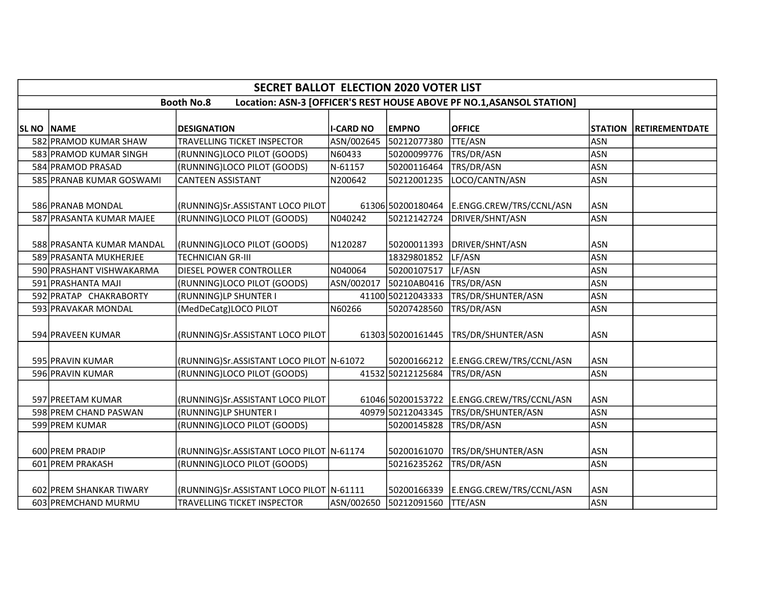| SECRET BALLOT ELECTION 2020 VOTER LIST | | | | | | | |
|---|---|---|---|---|---|---|---|
| Booth No.8 Location: ASN-3 [OFFICER'S REST HOUSE ABOVE PF NO.1,ASANSOL STATION] | | | | | | | |
| SL NO | NAME | DESIGNATION | I-CARD NO | EMPNO | OFFICE | STATION | RETIREMENTDATE |
| 582 | PRAMOD KUMAR SHAW | TRAVELLING TICKET INSPECTOR | ASN/002645 | 50212077380 | TTE/ASN | ASN | |
| 583 | PRAMOD KUMAR SINGH | (RUNNING)LOCO PILOT (GOODS) | N60433 | 50200099776 | TRS/DR/ASN | ASN | |
| 584 | PRAMOD PRASAD | (RUNNING)LOCO PILOT (GOODS) | N-61157 | 50200116464 | TRS/DR/ASN | ASN | |
| 585 | PRANAB KUMAR GOSWAMI | CANTEEN ASSISTANT | N200642 | 50212001235 | LOCO/CANTN/ASN | ASN | |
| 586 | PRANAB MONDAL | (RUNNING)Sr.ASSISTANT LOCO PILOT | 61306 | 50200180464 | E.ENGG.CREW/TRS/CCNL/ASN | ASN | |
| 587 | PRASANTA KUMAR MAJEE | (RUNNING)LOCO PILOT (GOODS) | N040242 | 50212142724 | DRIVER/SHNT/ASN | ASN | |
| 588 | PRASANTA KUMAR MANDAL | (RUNNING)LOCO PILOT (GOODS) | N120287 | 50200011393 | DRIVER/SHNT/ASN | ASN | |
| 589 | PRASANTA MUKHERJEE | TECHNICIAN GR-III | | 18329801852 | LF/ASN | ASN | |
| 590 | PRASHANT VISHWAKARMA | DIESEL POWER CONTROLLER | N040064 | 50200107517 | LF/ASN | ASN | |
| 591 | PRASHANTA MAJI | (RUNNING)LOCO PILOT (GOODS) | ASN/002017 | 50210AB0416 | TRS/DR/ASN | ASN | |
| 592 | PRATAP CHAKRABORTY | (RUNNING)LP SHUNTER I | 41100 | 50212043333 | TRS/DR/SHUNTER/ASN | ASN | |
| 593 | PRAVAKAR MONDAL | (MedDeCatg)LOCO PILOT | N60266 | 50207428560 | TRS/DR/ASN | ASN | |
| 594 | PRAVEEN KUMAR | (RUNNING)Sr.ASSISTANT LOCO PILOT | 61303 | 50200161445 | TRS/DR/SHUNTER/ASN | ASN | |
| 595 | PRAVIN KUMAR | (RUNNING)Sr.ASSISTANT LOCO PILOT | N-61072 | 50200166212 | E.ENGG.CREW/TRS/CCNL/ASN | ASN | |
| 596 | PRAVIN KUMAR | (RUNNING)LOCO PILOT (GOODS) | 41532 | 50212125684 | TRS/DR/ASN | ASN | |
| 597 | PREETAM KUMAR | (RUNNING)Sr.ASSISTANT LOCO PILOT | 61046 | 50200153722 | E.ENGG.CREW/TRS/CCNL/ASN | ASN | |
| 598 | PREM CHAND PASWAN | (RUNNING)LP SHUNTER I | 40979 | 50212043345 | TRS/DR/SHUNTER/ASN | ASN | |
| 599 | PREM KUMAR | (RUNNING)LOCO PILOT (GOODS) | | 50200145828 | TRS/DR/ASN | ASN | |
| 600 | PREM PRADIP | (RUNNING)Sr.ASSISTANT LOCO PILOT | N-61174 | 50200161070 | TRS/DR/SHUNTER/ASN | ASN | |
| 601 | PREM PRAKASH | (RUNNING)LOCO PILOT (GOODS) | | 50216235262 | TRS/DR/ASN | ASN | |
| 602 | PREM SHANKAR TIWARY | (RUNNING)Sr.ASSISTANT LOCO PILOT | N-61111 | 50200166339 | E.ENGG.CREW/TRS/CCNL/ASN | ASN | |
| 603 | PREMCHAND MURMU | TRAVELLING TICKET INSPECTOR | ASN/002650 | 50212091560 | TTE/ASN | ASN | |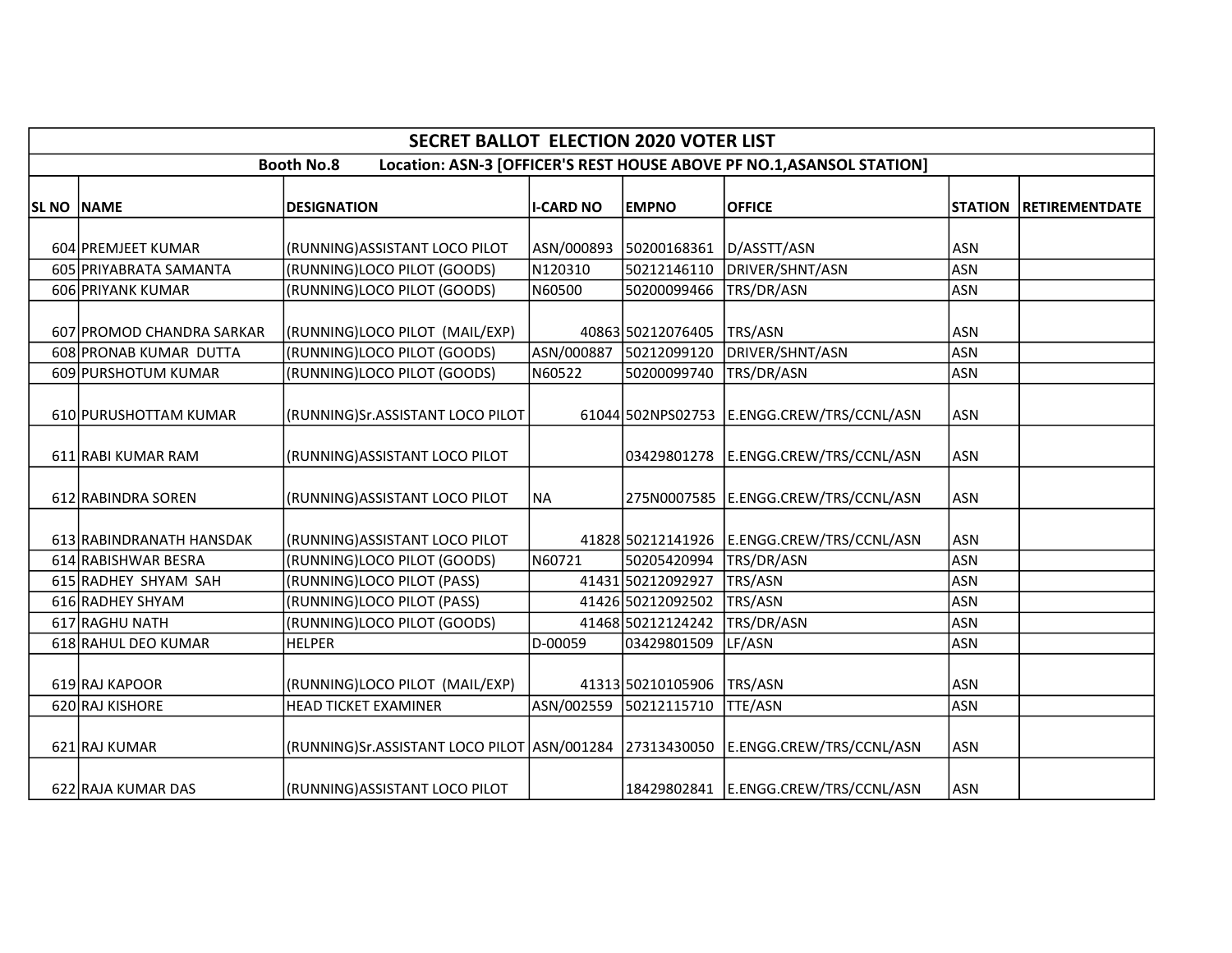| SECRET BALLOT ELECTION 2020 VOTER LIST | | | | | | | |
|---|---|---|---|---|---|---|---|
| Booth No.8 Location: ASN-3 [OFFICER'S REST HOUSE ABOVE PF NO.1,ASANSOL STATION] | | | | | | | |
| SL NO | NAME | DESIGNATION | I-CARD NO | EMPNO | OFFICE | STATION | RETIREMENTDATE |
| 604 | PREMJEET KUMAR | (RUNNING)ASSISTANT LOCO PILOT | ASN/000893 | 50200168361 | D/ASSTT/ASN | ASN | |
| 605 | PRIYABRATA SAMANTA | (RUNNING)LOCO PILOT (GOODS) | N120310 | 50212146110 | DRIVER/SHNT/ASN | ASN | |
| 606 | PRIYANK KUMAR | (RUNNING)LOCO PILOT (GOODS) | N60500 | 50200099466 | TRS/DR/ASN | ASN | |
| 607 | PROMOD CHANDRA SARKAR | (RUNNING)LOCO PILOT (MAIL/EXP) | 40863 | 50212076405 | TRS/ASN | ASN | |
| 608 | PRONAB KUMAR DUTTA | (RUNNING)LOCO PILOT (GOODS) | ASN/000887 | 50212099120 | DRIVER/SHNT/ASN | ASN | |
| 609 | PURSHOTUM KUMAR | (RUNNING)LOCO PILOT (GOODS) | N60522 | 50200099740 | TRS/DR/ASN | ASN | |
| 610 | PURUSHOTTAM KUMAR | (RUNNING)Sr.ASSISTANT LOCO PILOT | 61044 | 502NPS02753 | E.ENGG.CREW/TRS/CCNL/ASN | ASN | |
| 611 | RABI KUMAR RAM | (RUNNING)ASSISTANT LOCO PILOT | | 03429801278 | E.ENGG.CREW/TRS/CCNL/ASN | ASN | |
| 612 | RABINDRA SOREN | (RUNNING)ASSISTANT LOCO PILOT | NA | 275N0007585 | E.ENGG.CREW/TRS/CCNL/ASN | ASN | |
| 613 | RABINDRANATH HANSDAK | (RUNNING)ASSISTANT LOCO PILOT | 41828 | 50212141926 | E.ENGG.CREW/TRS/CCNL/ASN | ASN | |
| 614 | RABISHWAR BESRA | (RUNNING)LOCO PILOT (GOODS) | N60721 | 50205420994 | TRS/DR/ASN | ASN | |
| 615 | RADHEY SHYAM SAH | (RUNNING)LOCO PILOT (PASS) | 41431 | 50212092927 | TRS/ASN | ASN | |
| 616 | RADHEY SHYAM | (RUNNING)LOCO PILOT (PASS) | 41426 | 50212092502 | TRS/ASN | ASN | |
| 617 | RAGHU NATH | (RUNNING)LOCO PILOT (GOODS) | 41468 | 50212124242 | TRS/DR/ASN | ASN | |
| 618 | RAHUL DEO KUMAR | HELPER | D-00059 | 03429801509 | LF/ASN | ASN | |
| 619 | RAJ KAPOOR | (RUNNING)LOCO PILOT (MAIL/EXP) | 41313 | 50210105906 | TRS/ASN | ASN | |
| 620 | RAJ KISHORE | HEAD TICKET EXAMINER | ASN/002559 | 50212115710 | TTE/ASN | ASN | |
| 621 | RAJ KUMAR | (RUNNING)Sr.ASSISTANT LOCO PILOT | ASN/001284 | 27313430050 | E.ENGG.CREW/TRS/CCNL/ASN | ASN | |
| 622 | RAJA KUMAR DAS | (RUNNING)ASSISTANT LOCO PILOT | | 18429802841 | E.ENGG.CREW/TRS/CCNL/ASN | ASN | |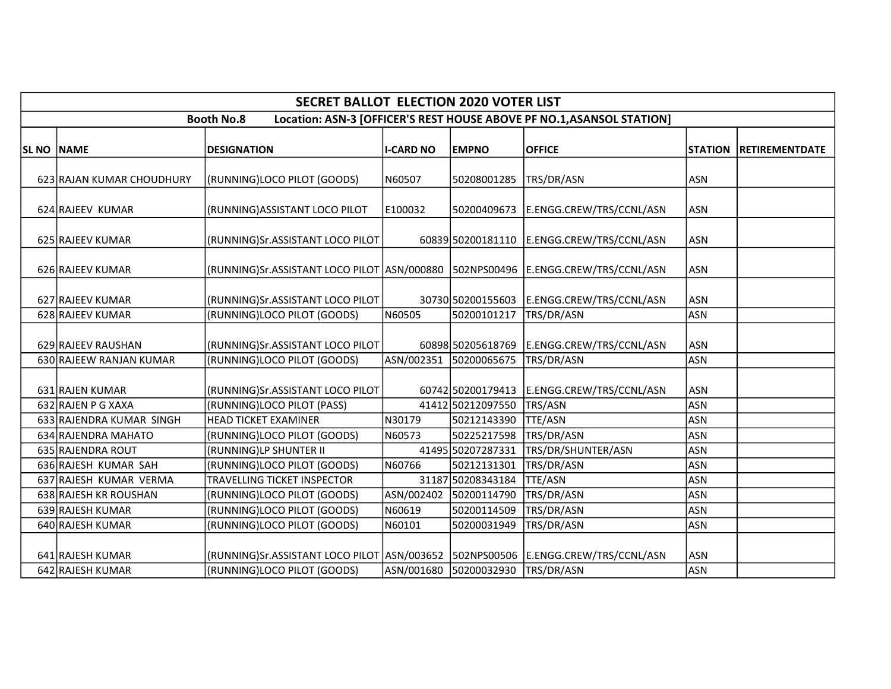| SECRET BALLOT ELECTION 2020 VOTER LIST | | | | | | | |
|---|---|---|---|---|---|---|---|
| Booth No.8 Location: ASN-3 [OFFICER'S REST HOUSE ABOVE PF NO.1,ASANSOL STATION] | | | | | | | |
| SL NO | NAME | DESIGNATION | I-CARD NO | EMPNO | OFFICE | STATION | RETIREMENTDATE |
| 623 | RAJAN KUMAR CHOUDHURY | (RUNNING)LOCO PILOT (GOODS) | N60507 | 50208001285 | TRS/DR/ASN | ASN | |
| 624 | RAJEEV KUMAR | (RUNNING)ASSISTANT LOCO PILOT | E100032 | 50200409673 | E.ENGG.CREW/TRS/CCNL/ASN | ASN | |
| 625 | RAJEEV KUMAR | (RUNNING)Sr.ASSISTANT LOCO PILOT | 60839 | 50200181110 | E.ENGG.CREW/TRS/CCNL/ASN | ASN | |
| 626 | RAJEEV KUMAR | (RUNNING)Sr.ASSISTANT LOCO PILOT | ASN/000880 | 502NPS00496 | E.ENGG.CREW/TRS/CCNL/ASN | ASN | |
| 627 | RAJEEV KUMAR | (RUNNING)Sr.ASSISTANT LOCO PILOT | 30730 | 50200155603 | E.ENGG.CREW/TRS/CCNL/ASN | ASN | |
| 628 | RAJEEV KUMAR | (RUNNING)LOCO PILOT (GOODS) | N60505 | 50200101217 | TRS/DR/ASN | ASN | |
| 629 | RAJEEV RAUSHAN | (RUNNING)Sr.ASSISTANT LOCO PILOT | 60898 | 50205618769 | E.ENGG.CREW/TRS/CCNL/ASN | ASN | |
| 630 | RAJEEW RANJAN KUMAR | (RUNNING)LOCO PILOT (GOODS) | ASN/002351 | 50200065675 | TRS/DR/ASN | ASN | |
| 631 | RAJEN KUMAR | (RUNNING)Sr.ASSISTANT LOCO PILOT | 60742 | 50200179413 | E.ENGG.CREW/TRS/CCNL/ASN | ASN | |
| 632 | RAJEN P G XAXA | (RUNNING)LOCO PILOT (PASS) | 41412 | 50212097550 | TRS/ASN | ASN | |
| 633 | RAJENDRA KUMAR SINGH | HEAD TICKET EXAMINER | N30179 | 50212143390 | TTE/ASN | ASN | |
| 634 | RAJENDRA MAHATO | (RUNNING)LOCO PILOT (GOODS) | N60573 | 50225217598 | TRS/DR/ASN | ASN | |
| 635 | RAJENDRA ROUT | (RUNNING)LP SHUNTER II | 41495 | 50207287331 | TRS/DR/SHUNTER/ASN | ASN | |
| 636 | RAJESH KUMAR SAH | (RUNNING)LOCO PILOT (GOODS) | N60766 | 50212131301 | TRS/DR/ASN | ASN | |
| 637 | RAJESH KUMAR VERMA | TRAVELLING TICKET INSPECTOR | 31187 | 50208343184 | TTE/ASN | ASN | |
| 638 | RAJESH KR ROUSHAN | (RUNNING)LOCO PILOT (GOODS) | ASN/002402 | 50200114790 | TRS/DR/ASN | ASN | |
| 639 | RAJESH KUMAR | (RUNNING)LOCO PILOT (GOODS) | N60619 | 50200114509 | TRS/DR/ASN | ASN | |
| 640 | RAJESH KUMAR | (RUNNING)LOCO PILOT (GOODS) | N60101 | 50200031949 | TRS/DR/ASN | ASN | |
| 641 | RAJESH KUMAR | (RUNNING)Sr.ASSISTANT LOCO PILOT | ASN/003652 | 502NPS00506 | E.ENGG.CREW/TRS/CCNL/ASN | ASN | |
| 642 | RAJESH KUMAR | (RUNNING)LOCO PILOT (GOODS) | ASN/001680 | 50200032930 | TRS/DR/ASN | ASN | |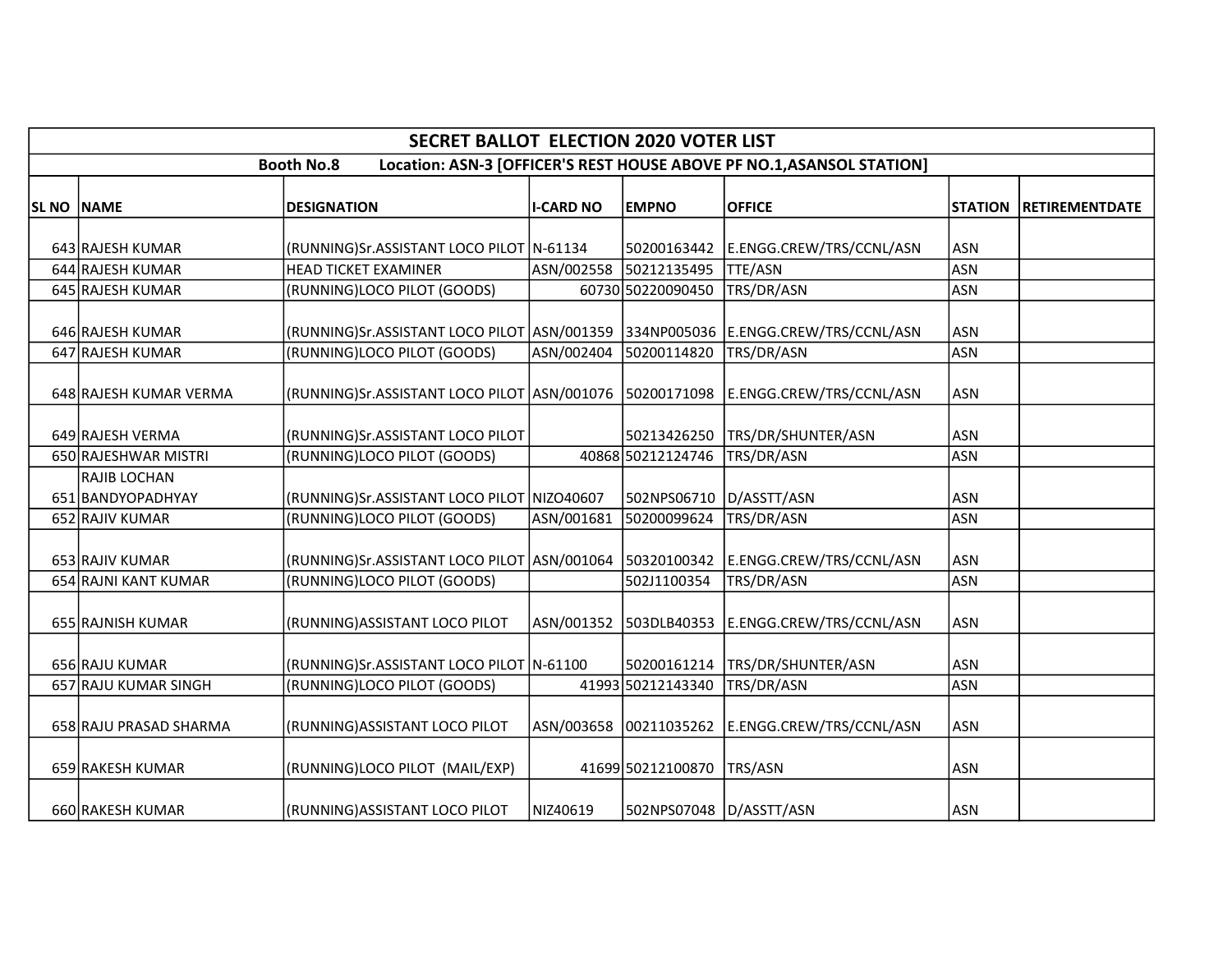| SECRET BALLOT ELECTION 2020 VOTER LIST | | | | | | | |
|---|---|---|---|---|---|---|---|
| **Booth No.8 Location: ASN-3 [OFFICER'S REST HOUSE ABOVE PF NO.1,ASANSOL STATION]** | | | | | | | |
| **SL NO** | **NAME** | **DESIGNATION** | **I-CARD NO** | **EMPNO** | **OFFICE** | **STATION** | **RETIREMENTDATE** |
| 643 | RAJESH KUMAR | (RUNNING)Sr.ASSISTANT LOCO PILOT | N-61134 | 50200163442 | E.ENGG.CREW/TRS/CCNL/ASN | ASN | |
| 644 | RAJESH KUMAR | HEAD TICKET EXAMINER | ASN/002558 | 50212135495 | TTE/ASN | ASN | |
| 645 | RAJESH KUMAR | (RUNNING)LOCO PILOT (GOODS) | 60730 | 50220090450 | TRS/DR/ASN | ASN | |
| 646 | RAJESH KUMAR | (RUNNING)Sr.ASSISTANT LOCO PILOT | ASN/001359 | 334NP005036 | E.ENGG.CREW/TRS/CCNL/ASN | ASN | |
| 647 | RAJESH KUMAR | (RUNNING)LOCO PILOT (GOODS) | ASN/002404 | 50200114820 | TRS/DR/ASN | ASN | |
| 648 | RAJESH KUMAR VERMA | (RUNNING)Sr.ASSISTANT LOCO PILOT | ASN/001076 | 50200171098 | E.ENGG.CREW/TRS/CCNL/ASN | ASN | |
| 649 | RAJESH VERMA | (RUNNING)Sr.ASSISTANT LOCO PILOT | | 50213426250 | TRS/DR/SHUNTER/ASN | ASN | |
| 650 | RAJESHWAR MISTRI | (RUNNING)LOCO PILOT (GOODS) | 40868 | 50212124746 | TRS/DR/ASN | ASN | |
| 651 | RAJIB LOCHAN BANDYOPADHYAY | (RUNNING)Sr.ASSISTANT LOCO PILOT | NIZO40607 | 502NPS06710 | D/ASSTT/ASN | ASN | |
| 652 | RAJIV KUMAR | (RUNNING)LOCO PILOT (GOODS) | ASN/001681 | 50200099624 | TRS/DR/ASN | ASN | |
| 653 | RAJIV KUMAR | (RUNNING)Sr.ASSISTANT LOCO PILOT | ASN/001064 | 50320100342 | E.ENGG.CREW/TRS/CCNL/ASN | ASN | |
| 654 | RAJNI KANT KUMAR | (RUNNING)LOCO PILOT (GOODS) | | 502J1100354 | TRS/DR/ASN | ASN | |
| 655 | RAJNISH KUMAR | (RUNNING)ASSISTANT LOCO PILOT | ASN/001352 | 503DLB40353 | E.ENGG.CREW/TRS/CCNL/ASN | ASN | |
| 656 | RAJU KUMAR | (RUNNING)Sr.ASSISTANT LOCO PILOT | N-61100 | 50200161214 | TRS/DR/SHUNTER/ASN | ASN | |
| 657 | RAJU KUMAR SINGH | (RUNNING)LOCO PILOT (GOODS) | 41993 | 50212143340 | TRS/DR/ASN | ASN | |
| 658 | RAJU PRASAD SHARMA | (RUNNING)ASSISTANT LOCO PILOT | ASN/003658 | 00211035262 | E.ENGG.CREW/TRS/CCNL/ASN | ASN | |
| 659 | RAKESH KUMAR | (RUNNING)LOCO PILOT (MAIL/EXP) | 41699 | 50212100870 | TRS/ASN | ASN | |
| 660 | RAKESH KUMAR | (RUNNING)ASSISTANT LOCO PILOT | NIZ40619 | 502NPS07048 | D/ASSTT/ASN | ASN | |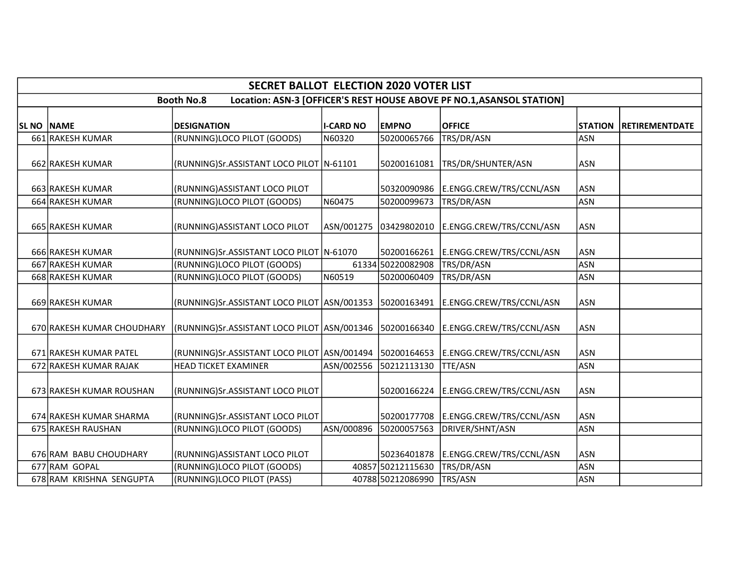| SECRET BALLOT ELECTION 2020 VOTER LIST | | | | | | | |
|---|---|---|---|---|---|---|---|
| Booth No.8 Location: ASN-3 [OFFICER'S REST HOUSE ABOVE PF NO.1,ASANSOL STATION] | | | | | | | |
| SL NO | NAME | DESIGNATION | I-CARD NO | EMPNO | OFFICE | STATION | RETIREMENTDATE |
| 661 | RAKESH KUMAR | (RUNNING)LOCO PILOT (GOODS) | N60320 | 50200065766 | TRS/DR/ASN | ASN | |
| 662 | RAKESH KUMAR | (RUNNING)Sr.ASSISTANT LOCO PILOT | N-61101 | 50200161081 | TRS/DR/SHUNTER/ASN | ASN | |
| 663 | RAKESH KUMAR | (RUNNING)ASSISTANT LOCO PILOT | | 50320090986 | E.ENGG.CREW/TRS/CCNL/ASN | ASN | |
| 664 | RAKESH KUMAR | (RUNNING)LOCO PILOT (GOODS) | N60475 | 50200099673 | TRS/DR/ASN | ASN | |
| 665 | RAKESH KUMAR | (RUNNING)ASSISTANT LOCO PILOT | ASN/001275 | 03429802010 | E.ENGG.CREW/TRS/CCNL/ASN | ASN | |
| 666 | RAKESH KUMAR | (RUNNING)Sr.ASSISTANT LOCO PILOT | N-61070 | 50200166261 | E.ENGG.CREW/TRS/CCNL/ASN | ASN | |
| 667 | RAKESH KUMAR | (RUNNING)LOCO PILOT (GOODS) | 61334 | 50220082908 | TRS/DR/ASN | ASN | |
| 668 | RAKESH KUMAR | (RUNNING)LOCO PILOT (GOODS) | N60519 | 50200060409 | TRS/DR/ASN | ASN | |
| 669 | RAKESH KUMAR | (RUNNING)Sr.ASSISTANT LOCO PILOT | ASN/001353 | 50200163491 | E.ENGG.CREW/TRS/CCNL/ASN | ASN | |
| 670 | RAKESH KUMAR CHOUDHARY | (RUNNING)Sr.ASSISTANT LOCO PILOT | ASN/001346 | 50200166340 | E.ENGG.CREW/TRS/CCNL/ASN | ASN | |
| 671 | RAKESH KUMAR PATEL | (RUNNING)Sr.ASSISTANT LOCO PILOT | ASN/001494 | 50200164653 | E.ENGG.CREW/TRS/CCNL/ASN | ASN | |
| 672 | RAKESH KUMAR RAJAK | HEAD TICKET EXAMINER | ASN/002556 | 50212113130 | TTE/ASN | ASN | |
| 673 | RAKESH KUMAR ROUSHAN | (RUNNING)Sr.ASSISTANT LOCO PILOT | | 50200166224 | E.ENGG.CREW/TRS/CCNL/ASN | ASN | |
| 674 | RAKESH KUMAR SHARMA | (RUNNING)Sr.ASSISTANT LOCO PILOT | | 50200177708 | E.ENGG.CREW/TRS/CCNL/ASN | ASN | |
| 675 | RAKESH RAUSHAN | (RUNNING)LOCO PILOT (GOODS) | ASN/000896 | 50200057563 | DRIVER/SHNT/ASN | ASN | |
| 676 | RAM BABU CHOUDHARY | (RUNNING)ASSISTANT LOCO PILOT | | 50236401878 | E.ENGG.CREW/TRS/CCNL/ASN | ASN | |
| 677 | RAM GOPAL | (RUNNING)LOCO PILOT (GOODS) | 40857 | 50212115630 | TRS/DR/ASN | ASN | |
| 678 | RAM KRISHNA SENGUPTA | (RUNNING)LOCO PILOT (PASS) | 40788 | 50212086990 | TRS/ASN | ASN | |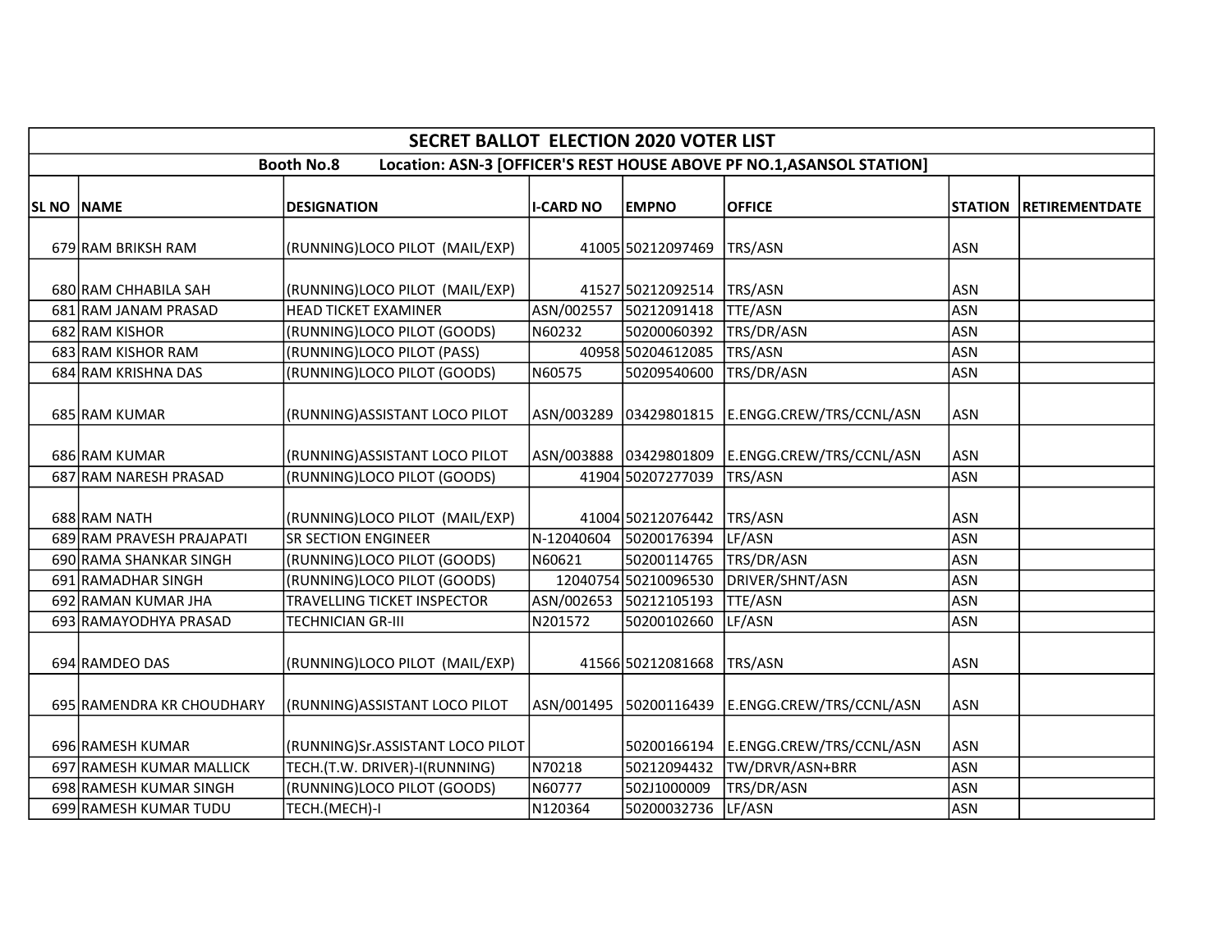| SECRET BALLOT ELECTION 2020 VOTER LIST | | | | | | | |
|---|---|---|---|---|---|---|---|
| Booth No.8 Location: ASN-3 [OFFICER'S REST HOUSE ABOVE PF NO.1,ASANSOL STATION] | | | | | | | |
| SL NO | NAME | DESIGNATION | I-CARD NO | EMPNO | OFFICE | STATION | RETIREMENTDATE |
| 679 | RAM BRIKSH RAM | (RUNNING)LOCO PILOT (MAIL/EXP) | 41005 | 50212097469 | TRS/ASN | ASN | |
| 680 | RAM CHHABILA SAH | (RUNNING)LOCO PILOT (MAIL/EXP) | 41527 | 50212092514 | TRS/ASN | ASN | |
| 681 | RAM JANAM PRASAD | HEAD TICKET EXAMINER | ASN/002557 | 50212091418 | TTE/ASN | ASN | |
| 682 | RAM KISHOR | (RUNNING)LOCO PILOT (GOODS) | N60232 | 50200060392 | TRS/DR/ASN | ASN | |
| 683 | RAM KISHOR RAM | (RUNNING)LOCO PILOT (PASS) | 40958 | 50204612085 | TRS/ASN | ASN | |
| 684 | RAM KRISHNA DAS | (RUNNING)LOCO PILOT (GOODS) | N60575 | 50209540600 | TRS/DR/ASN | ASN | |
| 685 | RAM KUMAR | (RUNNING)ASSISTANT LOCO PILOT | ASN/003289 | 03429801815 | E.ENGG.CREW/TRS/CCNL/ASN | ASN | |
| 686 | RAM KUMAR | (RUNNING)ASSISTANT LOCO PILOT | ASN/003888 | 03429801809 | E.ENGG.CREW/TRS/CCNL/ASN | ASN | |
| 687 | RAM NARESH PRASAD | (RUNNING)LOCO PILOT (GOODS) | 41904 | 50207277039 | TRS/ASN | ASN | |
| 688 | RAM NATH | (RUNNING)LOCO PILOT (MAIL/EXP) | 41004 | 50212076442 | TRS/ASN | ASN | |
| 689 | RAM PRAVESH PRAJAPATI | SR SECTION ENGINEER | N-12040604 | 50200176394 | LF/ASN | ASN | |
| 690 | RAMA SHANKAR SINGH | (RUNNING)LOCO PILOT (GOODS) | N60621 | 50200114765 | TRS/DR/ASN | ASN | |
| 691 | RAMADHAR SINGH | (RUNNING)LOCO PILOT (GOODS) | 12040754 | 50210096530 | DRIVER/SHNT/ASN | ASN | |
| 692 | RAMAN KUMAR JHA | TRAVELLING TICKET INSPECTOR | ASN/002653 | 50212105193 | TTE/ASN | ASN | |
| 693 | RAMAYODHYA PRASAD | TECHNICIAN GR-III | N201572 | 50200102660 | LF/ASN | ASN | |
| 694 | RAMDEO DAS | (RUNNING)LOCO PILOT (MAIL/EXP) | 41566 | 50212081668 | TRS/ASN | ASN | |
| 695 | RAMENDRA KR CHOUDHARY | (RUNNING)ASSISTANT LOCO PILOT | ASN/001495 | 50200116439 | E.ENGG.CREW/TRS/CCNL/ASN | ASN | |
| 696 | RAMESH KUMAR | (RUNNING)Sr.ASSISTANT LOCO PILOT | | 50200166194 | E.ENGG.CREW/TRS/CCNL/ASN | ASN | |
| 697 | RAMESH KUMAR MALLICK | TECH.(T.W. DRIVER)-I(RUNNING) | N70218 | 50212094432 | TW/DRVR/ASN+BRR | ASN | |
| 698 | RAMESH KUMAR SINGH | (RUNNING)LOCO PILOT (GOODS) | N60777 | 502J1000009 | TRS/DR/ASN | ASN | |
| 699 | RAMESH KUMAR TUDU | TECH.(MECH)-I | N120364 | 50200032736 | LF/ASN | ASN | |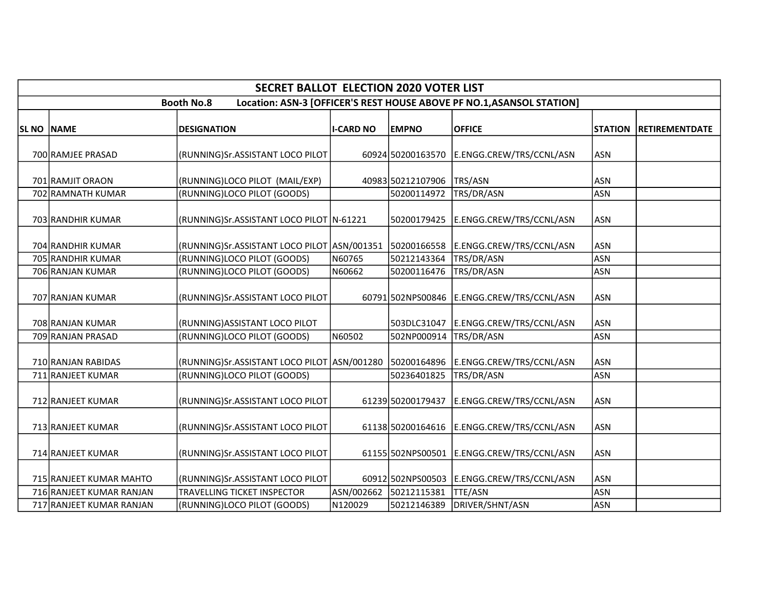| SECRET BALLOT ELECTION 2020 VOTER LIST | | | | | | | |
|---|---|---|---|---|---|---|---|
| Booth No.8 Location: ASN-3 [OFFICER'S REST HOUSE ABOVE PF NO.1,ASANSOL STATION] | | | | | | | |
| SL NO | NAME | DESIGNATION | I-CARD NO | EMPNO | OFFICE | STATION | RETIREMENTDATE |
| 700 | RAMJEE PRASAD | (RUNNING)Sr.ASSISTANT LOCO PILOT | 60924 | 50200163570 | E.ENGG.CREW/TRS/CCNL/ASN | ASN | |
| 701 | RAMJIT ORAON | (RUNNING)LOCO PILOT (MAIL/EXP) | 40983 | 50212107906 | TRS/ASN | ASN | |
| 702 | RAMNATH KUMAR | (RUNNING)LOCO PILOT (GOODS) | | 50200114972 | TRS/DR/ASN | ASN | |
| 703 | RANDHIR KUMAR | (RUNNING)Sr.ASSISTANT LOCO PILOT | N-61221 | 50200179425 | E.ENGG.CREW/TRS/CCNL/ASN | ASN | |
| 704 | RANDHIR KUMAR | (RUNNING)Sr.ASSISTANT LOCO PILOT | ASN/001351 | 50200166558 | E.ENGG.CREW/TRS/CCNL/ASN | ASN | |
| 705 | RANDHIR KUMAR | (RUNNING)LOCO PILOT (GOODS) | N60765 | 50212143364 | TRS/DR/ASN | ASN | |
| 706 | RANJAN KUMAR | (RUNNING)LOCO PILOT (GOODS) | N60662 | 50200116476 | TRS/DR/ASN | ASN | |
| 707 | RANJAN KUMAR | (RUNNING)Sr.ASSISTANT LOCO PILOT | 60791 | 502NPS00846 | E.ENGG.CREW/TRS/CCNL/ASN | ASN | |
| 708 | RANJAN KUMAR | (RUNNING)ASSISTANT LOCO PILOT | | 503DLC31047 | E.ENGG.CREW/TRS/CCNL/ASN | ASN | |
| 709 | RANJAN PRASAD | (RUNNING)LOCO PILOT (GOODS) | N60502 | 502NP000914 | TRS/DR/ASN | ASN | |
| 710 | RANJAN RABIDAS | (RUNNING)Sr.ASSISTANT LOCO PILOT | ASN/001280 | 50200164896 | E.ENGG.CREW/TRS/CCNL/ASN | ASN | |
| 711 | RANJEET KUMAR | (RUNNING)LOCO PILOT (GOODS) | | 50236401825 | TRS/DR/ASN | ASN | |
| 712 | RANJEET KUMAR | (RUNNING)Sr.ASSISTANT LOCO PILOT | 61239 | 50200179437 | E.ENGG.CREW/TRS/CCNL/ASN | ASN | |
| 713 | RANJEET KUMAR | (RUNNING)Sr.ASSISTANT LOCO PILOT | 61138 | 50200164616 | E.ENGG.CREW/TRS/CCNL/ASN | ASN | |
| 714 | RANJEET KUMAR | (RUNNING)Sr.ASSISTANT LOCO PILOT | 61155 | 502NPS00501 | E.ENGG.CREW/TRS/CCNL/ASN | ASN | |
| 715 | RANJEET KUMAR MAHTO | (RUNNING)Sr.ASSISTANT LOCO PILOT | 60912 | 502NPS00503 | E.ENGG.CREW/TRS/CCNL/ASN | ASN | |
| 716 | RANJEET KUMAR RANJAN | TRAVELLING TICKET INSPECTOR | ASN/002662 | 50212115381 | TTE/ASN | ASN | |
| 717 | RANJEET KUMAR RANJAN | (RUNNING)LOCO PILOT (GOODS) | N120029 | 50212146389 | DRIVER/SHNT/ASN | ASN | |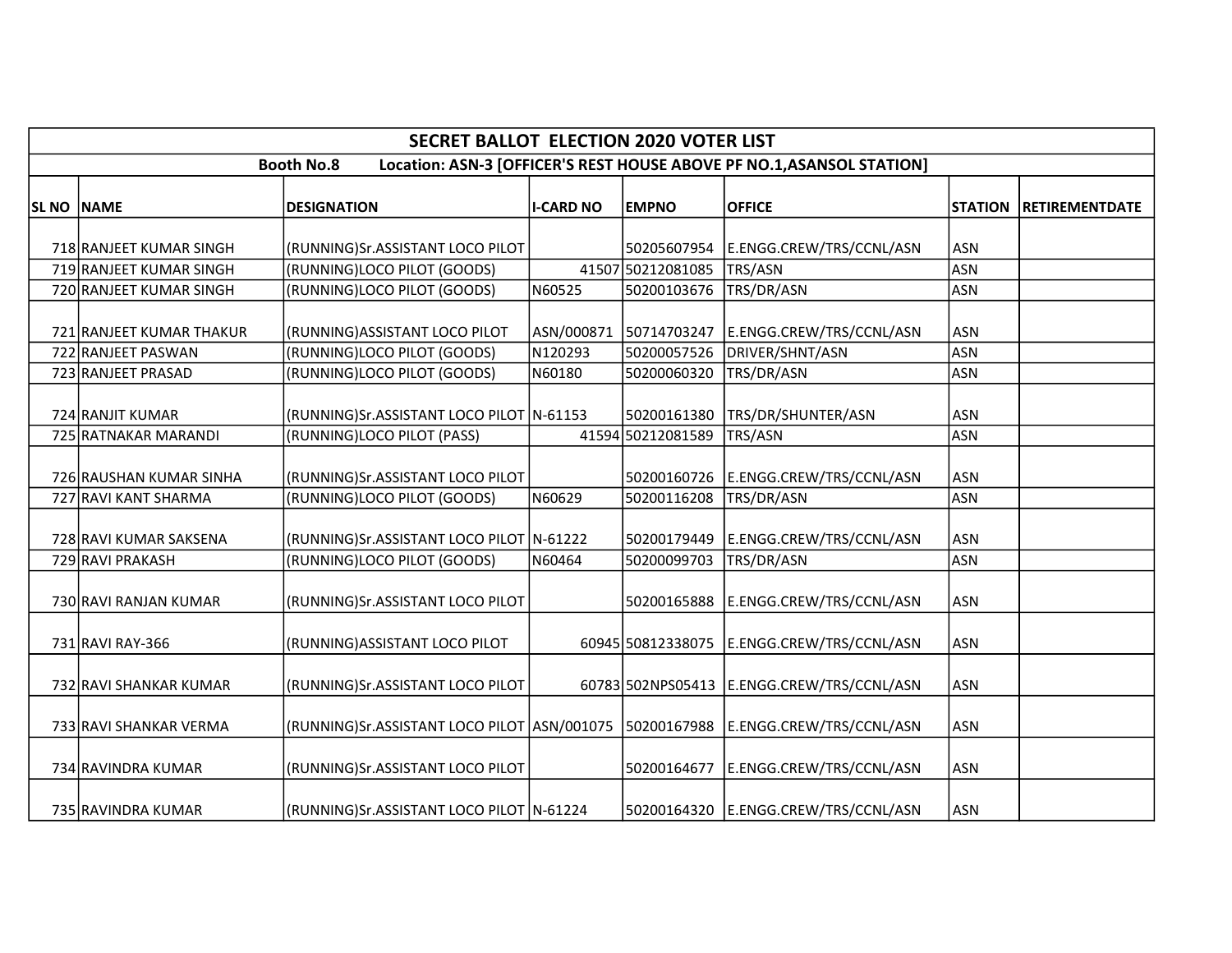| SECRET BALLOT ELECTION 2020 VOTER LIST | | | | | | | |
|---|---|---|---|---|---|---|---|
| Booth No.8 Location: ASN-3 [OFFICER'S REST HOUSE ABOVE PF NO.1,ASANSOL STATION] | | | | | | | |
| SL NO | NAME | DESIGNATION | I-CARD NO | EMPNO | OFFICE | STATION | RETIREMENTDATE |
| 718 | RANJEET KUMAR SINGH | (RUNNING)Sr.ASSISTANT LOCO PILOT | | 50205607954 | E.ENGG.CREW/TRS/CCNL/ASN | ASN | |
| 719 | RANJEET KUMAR SINGH | (RUNNING)LOCO PILOT (GOODS) | 41507 | 50212081085 | TRS/ASN | ASN | |
| 720 | RANJEET KUMAR SINGH | (RUNNING)LOCO PILOT (GOODS) | N60525 | 50200103676 | TRS/DR/ASN | ASN | |
| 721 | RANJEET KUMAR THAKUR | (RUNNING)ASSISTANT LOCO PILOT | ASN/000871 | 50714703247 | E.ENGG.CREW/TRS/CCNL/ASN | ASN | |
| 722 | RANJEET PASWAN | (RUNNING)LOCO PILOT (GOODS) | N120293 | 50200057526 | DRIVER/SHNT/ASN | ASN | |
| 723 | RANJEET PRASAD | (RUNNING)LOCO PILOT (GOODS) | N60180 | 50200060320 | TRS/DR/ASN | ASN | |
| 724 | RANJIT KUMAR | (RUNNING)Sr.ASSISTANT LOCO PILOT | N-61153 | 50200161380 | TRS/DR/SHUNTER/ASN | ASN | |
| 725 | RATNAKAR MARANDI | (RUNNING)LOCO PILOT (PASS) | 41594 | 50212081589 | TRS/ASN | ASN | |
| 726 | RAUSHAN KUMAR SINHA | (RUNNING)Sr.ASSISTANT LOCO PILOT | | 50200160726 | E.ENGG.CREW/TRS/CCNL/ASN | ASN | |
| 727 | RAVI KANT SHARMA | (RUNNING)LOCO PILOT (GOODS) | N60629 | 50200116208 | TRS/DR/ASN | ASN | |
| 728 | RAVI KUMAR SAKSENA | (RUNNING)Sr.ASSISTANT LOCO PILOT | N-61222 | 50200179449 | E.ENGG.CREW/TRS/CCNL/ASN | ASN | |
| 729 | RAVI PRAKASH | (RUNNING)LOCO PILOT (GOODS) | N60464 | 50200099703 | TRS/DR/ASN | ASN | |
| 730 | RAVI RANJAN KUMAR | (RUNNING)Sr.ASSISTANT LOCO PILOT | | 50200165888 | E.ENGG.CREW/TRS/CCNL/ASN | ASN | |
| 731 | RAVI RAY-366 | (RUNNING)ASSISTANT LOCO PILOT | 60945 | 50812338075 | E.ENGG.CREW/TRS/CCNL/ASN | ASN | |
| 732 | RAVI SHANKAR KUMAR | (RUNNING)Sr.ASSISTANT LOCO PILOT | 60783 | 502NPS05413 | E.ENGG.CREW/TRS/CCNL/ASN | ASN | |
| 733 | RAVI SHANKAR VERMA | (RUNNING)Sr.ASSISTANT LOCO PILOT | ASN/001075 | 50200167988 | E.ENGG.CREW/TRS/CCNL/ASN | ASN | |
| 734 | RAVINDRA KUMAR | (RUNNING)Sr.ASSISTANT LOCO PILOT | | 50200164677 | E.ENGG.CREW/TRS/CCNL/ASN | ASN | |
| 735 | RAVINDRA KUMAR | (RUNNING)Sr.ASSISTANT LOCO PILOT | N-61224 | 50200164320 | E.ENGG.CREW/TRS/CCNL/ASN | ASN | |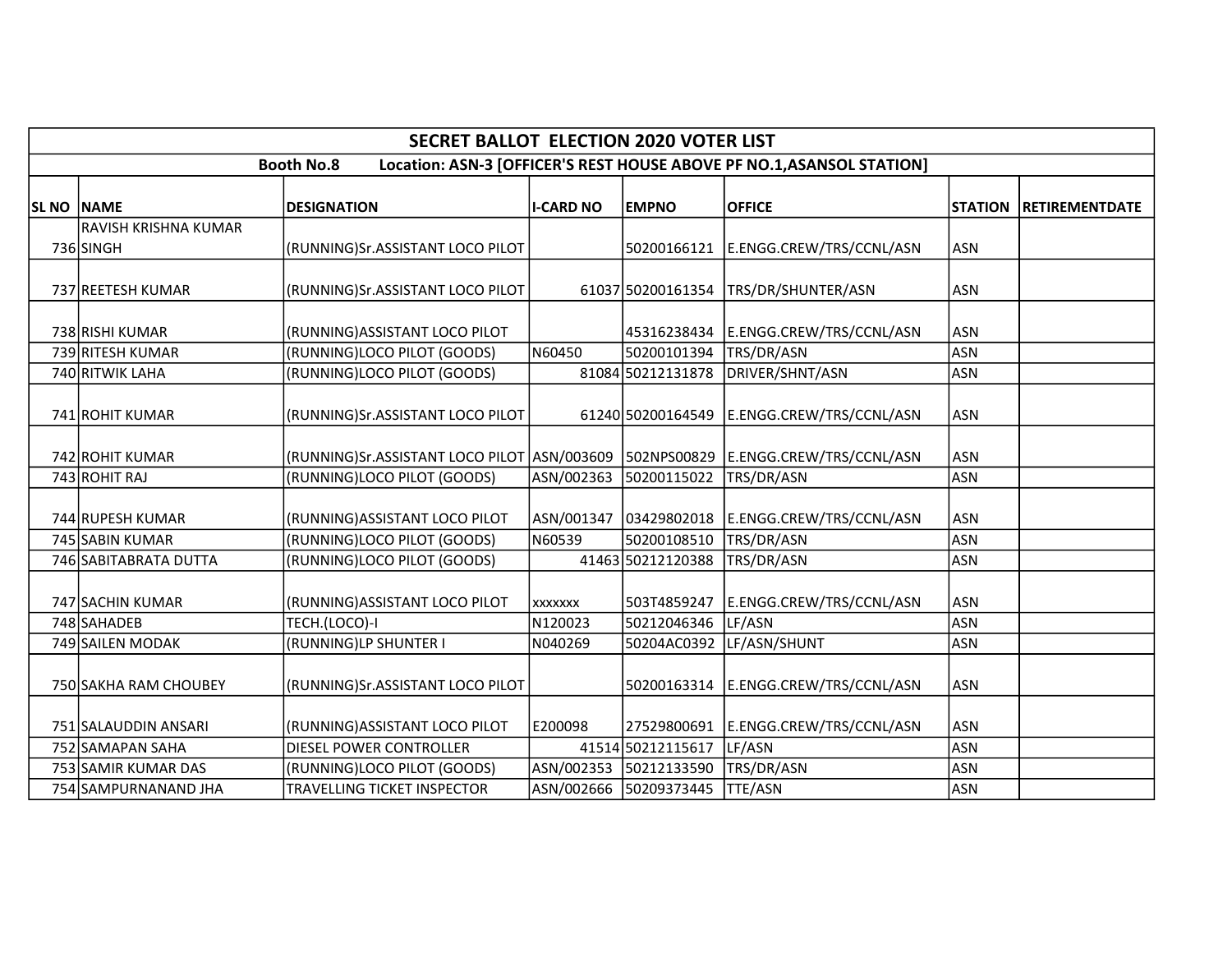| SECRET BALLOT ELECTION 2020 VOTER LIST | | | | | | | |
|---|---|---|---|---|---|---|---|
| Booth No.8 Location: ASN-3 [OFFICER'S REST HOUSE ABOVE PF NO.1,ASANSOL STATION] | | | | | | | |
| SL NO | NAME | DESIGNATION | I-CARD NO | EMPNO | OFFICE | STATION | RETIREMENTDATE |
| 736 | RAVISH KRISHNA KUMAR SINGH | (RUNNING)Sr.ASSISTANT LOCO PILOT | | 50200166121 | E.ENGG.CREW/TRS/CCNL/ASN | ASN | |
| 737 | REETESH KUMAR | (RUNNING)Sr.ASSISTANT LOCO PILOT | 61037 | 50200161354 | TRS/DR/SHUNTER/ASN | ASN | |
| 738 | RISHI KUMAR | (RUNNING)ASSISTANT LOCO PILOT | | 45316238434 | E.ENGG.CREW/TRS/CCNL/ASN | ASN | |
| 739 | RITESH KUMAR | (RUNNING)LOCO PILOT (GOODS) | N60450 | 50200101394 | TRS/DR/ASN | ASN | |
| 740 | RITWIK LAHA | (RUNNING)LOCO PILOT (GOODS) | 81084 | 50212131878 | DRIVER/SHNT/ASN | ASN | |
| 741 | ROHIT KUMAR | (RUNNING)Sr.ASSISTANT LOCO PILOT | 61240 | 50200164549 | E.ENGG.CREW/TRS/CCNL/ASN | ASN | |
| 742 | ROHIT KUMAR | (RUNNING)Sr.ASSISTANT LOCO PILOT | ASN/003609 | 502NPS00829 | E.ENGG.CREW/TRS/CCNL/ASN | ASN | |
| 743 | ROHIT RAJ | (RUNNING)LOCO PILOT (GOODS) | ASN/002363 | 50200115022 | TRS/DR/ASN | ASN | |
| 744 | RUPESH KUMAR | (RUNNING)ASSISTANT LOCO PILOT | ASN/001347 | 03429802018 | E.ENGG.CREW/TRS/CCNL/ASN | ASN | |
| 745 | SABIN KUMAR | (RUNNING)LOCO PILOT (GOODS) | N60539 | 50200108510 | TRS/DR/ASN | ASN | |
| 746 | SABITABRATA DUTTA | (RUNNING)LOCO PILOT (GOODS) | 41463 | 50212120388 | TRS/DR/ASN | ASN | |
| 747 | SACHIN KUMAR | (RUNNING)ASSISTANT LOCO PILOT | xxxxxxx | 503T4859247 | E.ENGG.CREW/TRS/CCNL/ASN | ASN | |
| 748 | SAHADEB | TECH.(LOCO)-I | N120023 | 50212046346 | LF/ASN | ASN | |
| 749 | SAILEN MODAK | (RUNNING)LP SHUNTER I | N040269 | 50204AC0392 | LF/ASN/SHUNT | ASN | |
| 750 | SAKHA RAM CHOUBEY | (RUNNING)Sr.ASSISTANT LOCO PILOT | | 50200163314 | E.ENGG.CREW/TRS/CCNL/ASN | ASN | |
| 751 | SALAUDDIN ANSARI | (RUNNING)ASSISTANT LOCO PILOT | E200098 | 27529800691 | E.ENGG.CREW/TRS/CCNL/ASN | ASN | |
| 752 | SAMAPAN SAHA | DIESEL POWER CONTROLLER | 41514 | 50212115617 | LF/ASN | ASN | |
| 753 | SAMIR KUMAR DAS | (RUNNING)LOCO PILOT (GOODS) | ASN/002353 | 50212133590 | TRS/DR/ASN | ASN | |
| 754 | SAMPURNANAND JHA | TRAVELLING TICKET INSPECTOR | ASN/002666 | 50209373445 | TTE/ASN | ASN | |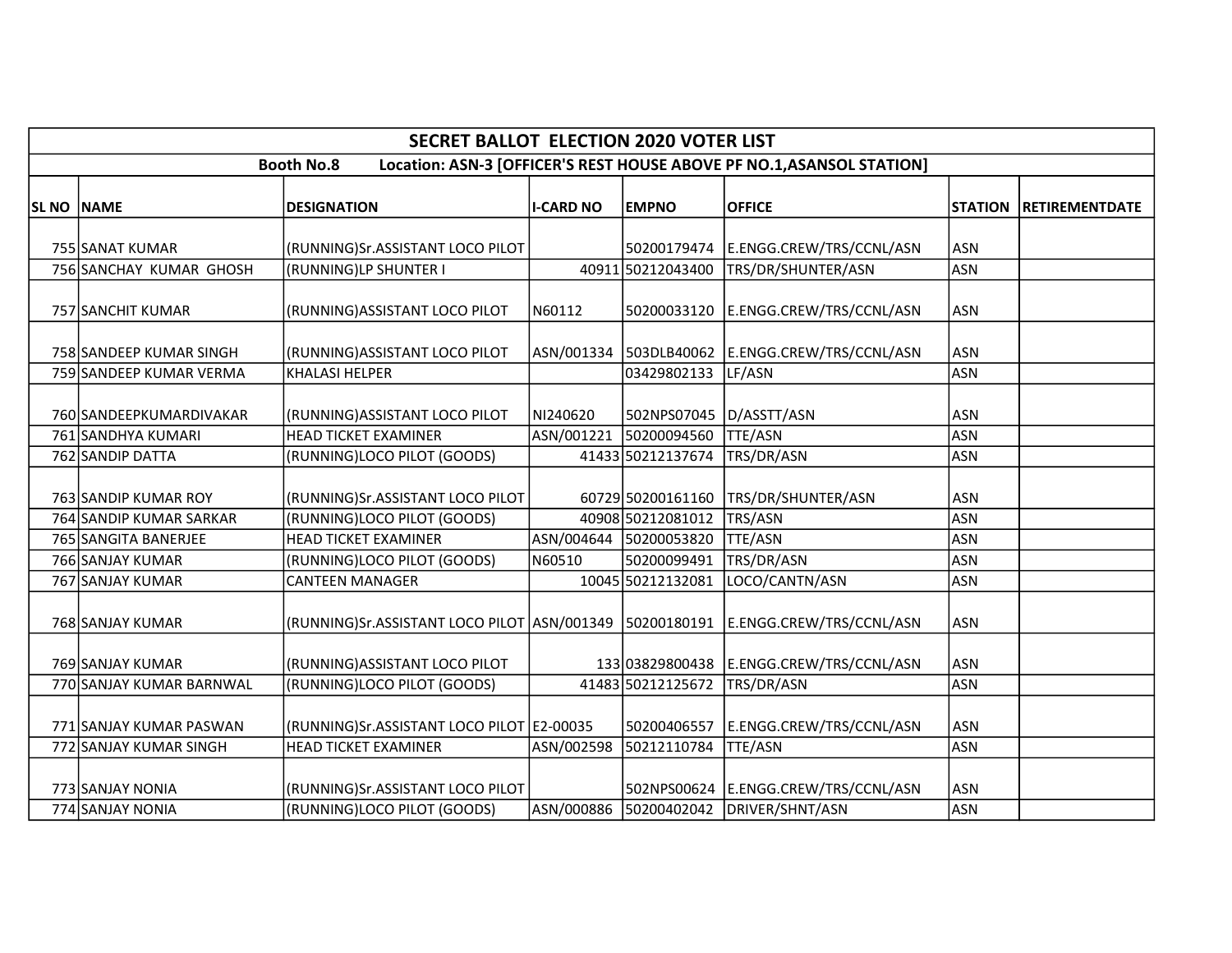| SECRET BALLOT ELECTION 2020 VOTER LIST | | | | | | | |
|---|---|---|---|---|---|---|---|
| Booth No.8 Location: ASN-3 [OFFICER'S REST HOUSE ABOVE PF NO.1,ASANSOL STATION] | | | | | | | |
| SL NO | NAME | DESIGNATION | I-CARD NO | EMPNO | OFFICE | STATION | RETIREMENTDATE |
| 755 | SANAT KUMAR | (RUNNING)Sr.ASSISTANT LOCO PILOT | | 50200179474 | E.ENGG.CREW/TRS/CCNL/ASN | ASN | |
| 756 | SANCHAY KUMAR GHOSH | (RUNNING)LP SHUNTER I | 40911 | 50212043400 | TRS/DR/SHUNTER/ASN | ASN | |
| 757 | SANCHIT KUMAR | (RUNNING)ASSISTANT LOCO PILOT | N60112 | 50200033120 | E.ENGG.CREW/TRS/CCNL/ASN | ASN | |
| 758 | SANDEEP KUMAR SINGH | (RUNNING)ASSISTANT LOCO PILOT | ASN/001334 | 503DLB40062 | E.ENGG.CREW/TRS/CCNL/ASN | ASN | |
| 759 | SANDEEP KUMAR VERMA | KHALASI HELPER | | 03429802133 | LF/ASN | ASN | |
| 760 | SANDEEPKUMARDIVAKAR | (RUNNING)ASSISTANT LOCO PILOT | NI240620 | 502NPS07045 | D/ASSTT/ASN | ASN | |
| 761 | SANDHYA KUMARI | HEAD TICKET EXAMINER | ASN/001221 | 50200094560 | TTE/ASN | ASN | |
| 762 | SANDIP DATTA | (RUNNING)LOCO PILOT (GOODS) | 41433 | 50212137674 | TRS/DR/ASN | ASN | |
| 763 | SANDIP KUMAR ROY | (RUNNING)Sr.ASSISTANT LOCO PILOT | 60729 | 50200161160 | TRS/DR/SHUNTER/ASN | ASN | |
| 764 | SANDIP KUMAR SARKAR | (RUNNING)LOCO PILOT (GOODS) | 40908 | 50212081012 | TRS/ASN | ASN | |
| 765 | SANGITA BANERJEE | HEAD TICKET EXAMINER | ASN/004644 | 50200053820 | TTE/ASN | ASN | |
| 766 | SANJAY KUMAR | (RUNNING)LOCO PILOT (GOODS) | N60510 | 50200099491 | TRS/DR/ASN | ASN | |
| 767 | SANJAY KUMAR | CANTEEN MANAGER | 10045 | 50212132081 | LOCO/CANTN/ASN | ASN | |
| 768 | SANJAY KUMAR | (RUNNING)Sr.ASSISTANT LOCO PILOT | ASN/001349 | 50200180191 | E.ENGG.CREW/TRS/CCNL/ASN | ASN | |
| 769 | SANJAY KUMAR | (RUNNING)ASSISTANT LOCO PILOT | 133 | 03829800438 | E.ENGG.CREW/TRS/CCNL/ASN | ASN | |
| 770 | SANJAY KUMAR BARNWAL | (RUNNING)LOCO PILOT (GOODS) | 41483 | 50212125672 | TRS/DR/ASN | ASN | |
| 771 | SANJAY KUMAR PASWAN | (RUNNING)Sr.ASSISTANT LOCO PILOT | E2-00035 | 50200406557 | E.ENGG.CREW/TRS/CCNL/ASN | ASN | |
| 772 | SANJAY KUMAR SINGH | HEAD TICKET EXAMINER | ASN/002598 | 50212110784 | TTE/ASN | ASN | |
| 773 | SANJAY NONIA | (RUNNING)Sr.ASSISTANT LOCO PILOT | | 502NPS00624 | E.ENGG.CREW/TRS/CCNL/ASN | ASN | |
| 774 | SANJAY NONIA | (RUNNING)LOCO PILOT (GOODS) | ASN/000886 | 50200402042 | DRIVER/SHNT/ASN | ASN | |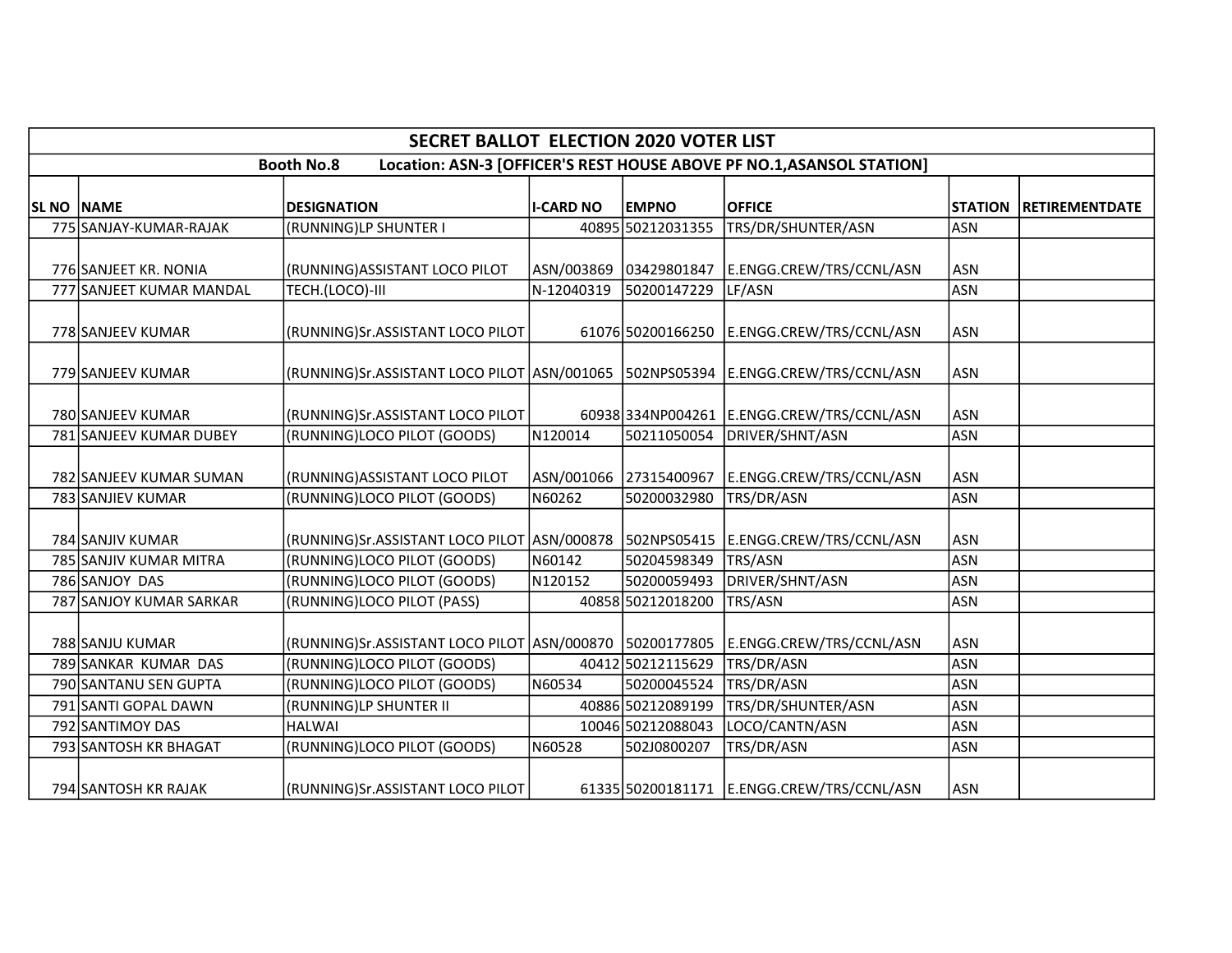| SECRET BALLOT ELECTION 2020 VOTER LIST | | | | | | | |
|---|---|---|---|---|---|---|---|
| Booth No.8 Location: ASN-3 [OFFICER'S REST HOUSE ABOVE PF NO.1,ASANSOL STATION] | | | | | | | |
| **SL NO** | **NAME** | **DESIGNATION** | **I-CARD NO** | **EMPNO** | **OFFICE** | **STATION** | **RETIREMENTDATE** |
| 775 | SANJAY-KUMAR-RAJAK | (RUNNING)LP SHUNTER I | 40895 | 50212031355 | TRS/DR/SHUNTER/ASN | ASN | |
| 776 | SANJEET KR. NONIA | (RUNNING)ASSISTANT LOCO PILOT | ASN/003869 | 03429801847 | E.ENGG.CREW/TRS/CCNL/ASN | ASN | |
| 777 | SANJEET KUMAR MANDAL | TECH.(LOCO)-III | N-12040319 | 50200147229 | LF/ASN | ASN | |
| 778 | SANJEEV KUMAR | (RUNNING)Sr.ASSISTANT LOCO PILOT | 61076 | 50200166250 | E.ENGG.CREW/TRS/CCNL/ASN | ASN | |
| 779 | SANJEEV KUMAR | (RUNNING)Sr.ASSISTANT LOCO PILOT | ASN/001065 | 502NPS05394 | E.ENGG.CREW/TRS/CCNL/ASN | ASN | |
| 780 | SANJEEV KUMAR | (RUNNING)Sr.ASSISTANT LOCO PILOT | 60938 | 334NP004261 | E.ENGG.CREW/TRS/CCNL/ASN | ASN | |
| 781 | SANJEEV KUMAR DUBEY | (RUNNING)LOCO PILOT (GOODS) | N120014 | 50211050054 | DRIVER/SHNT/ASN | ASN | |
| 782 | SANJEEV KUMAR SUMAN | (RUNNING)ASSISTANT LOCO PILOT | ASN/001066 | 27315400967 | E.ENGG.CREW/TRS/CCNL/ASN | ASN | |
| 783 | SANJIEV KUMAR | (RUNNING)LOCO PILOT (GOODS) | N60262 | 50200032980 | TRS/DR/ASN | ASN | |
| 784 | SANJIV KUMAR | (RUNNING)Sr.ASSISTANT LOCO PILOT | ASN/000878 | 502NPS05415 | E.ENGG.CREW/TRS/CCNL/ASN | ASN | |
| 785 | SANJIV KUMAR MITRA | (RUNNING)LOCO PILOT (GOODS) | N60142 | 50204598349 | TRS/ASN | ASN | |
| 786 | SANJOY DAS | (RUNNING)LOCO PILOT (GOODS) | N120152 | 50200059493 | DRIVER/SHNT/ASN | ASN | |
| 787 | SANJOY KUMAR SARKAR | (RUNNING)LOCO PILOT (PASS) | 40858 | 50212018200 | TRS/ASN | ASN | |
| 788 | SANJU KUMAR | (RUNNING)Sr.ASSISTANT LOCO PILOT | ASN/000870 | 50200177805 | E.ENGG.CREW/TRS/CCNL/ASN | ASN | |
| 789 | SANKAR KUMAR DAS | (RUNNING)LOCO PILOT (GOODS) | 40412 | 50212115629 | TRS/DR/ASN | ASN | |
| 790 | SANTANU SEN GUPTA | (RUNNING)LOCO PILOT (GOODS) | N60534 | 50200045524 | TRS/DR/ASN | ASN | |
| 791 | SANTI GOPAL DAWN | (RUNNING)LP SHUNTER II | 40886 | 50212089199 | TRS/DR/SHUNTER/ASN | ASN | |
| 792 | SANTIMOY DAS | HALWAI | 10046 | 50212088043 | LOCO/CANTN/ASN | ASN | |
| 793 | SANTOSH KR BHAGAT | (RUNNING)LOCO PILOT (GOODS) | N60528 | 502J0800207 | TRS/DR/ASN | ASN | |
| 794 | SANTOSH KR RAJAK | (RUNNING)Sr.ASSISTANT LOCO PILOT | 61335 | 50200181171 | E.ENGG.CREW/TRS/CCNL/ASN | ASN | |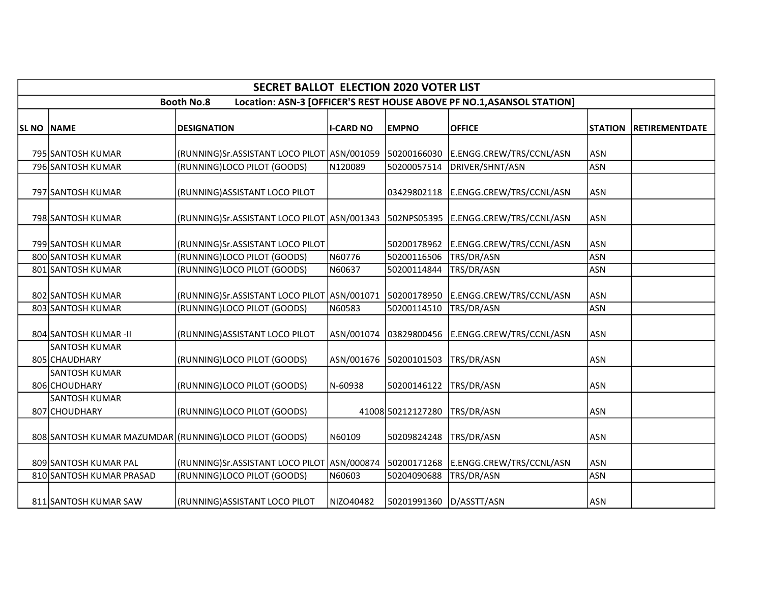| SECRET BALLOT ELECTION 2020 VOTER LIST | | | | | | | |
|---|---|---|---|---|---|---|---|
| Booth No.8 Location: ASN-3 [OFFICER'S REST HOUSE ABOVE PF NO.1,ASANSOL STATION] | | | | | | | |
| **SL NO** | **NAME** | **DESIGNATION** | **I-CARD NO** | **EMPNO** | **OFFICE** | **STATION** | **RETIREMENTDATE** |
| 795 | SANTOSH KUMAR | (RUNNING)Sr.ASSISTANT LOCO PILOT | ASN/001059 | 50200166030 | E.ENGG.CREW/TRS/CCNL/ASN | ASN | |
| 796 | SANTOSH KUMAR | (RUNNING)LOCO PILOT (GOODS) | N120089 | 50200057514 | DRIVER/SHNT/ASN | ASN | |
| 797 | SANTOSH KUMAR | (RUNNING)ASSISTANT LOCO PILOT | | 03429802118 | E.ENGG.CREW/TRS/CCNL/ASN | ASN | |
| 798 | SANTOSH KUMAR | (RUNNING)Sr.ASSISTANT LOCO PILOT | ASN/001343 | 502NPS05395 | E.ENGG.CREW/TRS/CCNL/ASN | ASN | |
| 799 | SANTOSH KUMAR | (RUNNING)Sr.ASSISTANT LOCO PILOT | | 50200178962 | E.ENGG.CREW/TRS/CCNL/ASN | ASN | |
| 800 | SANTOSH KUMAR | (RUNNING)LOCO PILOT (GOODS) | N60776 | 50200116506 | TRS/DR/ASN | ASN | |
| 801 | SANTOSH KUMAR | (RUNNING)LOCO PILOT (GOODS) | N60637 | 50200114844 | TRS/DR/ASN | ASN | |
| 802 | SANTOSH KUMAR | (RUNNING)Sr.ASSISTANT LOCO PILOT | ASN/001071 | 50200178950 | E.ENGG.CREW/TRS/CCNL/ASN | ASN | |
| 803 | SANTOSH KUMAR | (RUNNING)LOCO PILOT (GOODS) | N60583 | 50200114510 | TRS/DR/ASN | ASN | |
| 804 | SANTOSH KUMAR -II | (RUNNING)ASSISTANT LOCO PILOT | ASN/001074 | 03829800456 | E.ENGG.CREW/TRS/CCNL/ASN | ASN | |
| 805 | SANTOSH KUMAR CHAUDHARY | (RUNNING)LOCO PILOT (GOODS) | ASN/001676 | 50200101503 | TRS/DR/ASN | ASN | |
| 806 | SANTOSH KUMAR CHOUDHARY | (RUNNING)LOCO PILOT (GOODS) | N-60938 | 50200146122 | TRS/DR/ASN | ASN | |
| 807 | SANTOSH KUMAR CHOUDHARY | (RUNNING)LOCO PILOT (GOODS) | 41008 | 50212127280 | TRS/DR/ASN | ASN | |
| 808 | SANTOSH KUMAR MAZUMDAR | (RUNNING)LOCO PILOT (GOODS) | N60109 | 50209824248 | TRS/DR/ASN | ASN | |
| 809 | SANTOSH KUMAR PAL | (RUNNING)Sr.ASSISTANT LOCO PILOT | ASN/000874 | 50200171268 | E.ENGG.CREW/TRS/CCNL/ASN | ASN | |
| 810 | SANTOSH KUMAR PRASAD | (RUNNING)LOCO PILOT (GOODS) | N60603 | 50204090688 | TRS/DR/ASN | ASN | |
| 811 | SANTOSH KUMAR SAW | (RUNNING)ASSISTANT LOCO PILOT | NIZO40482 | 50201991360 | D/ASSTT/ASN | ASN | |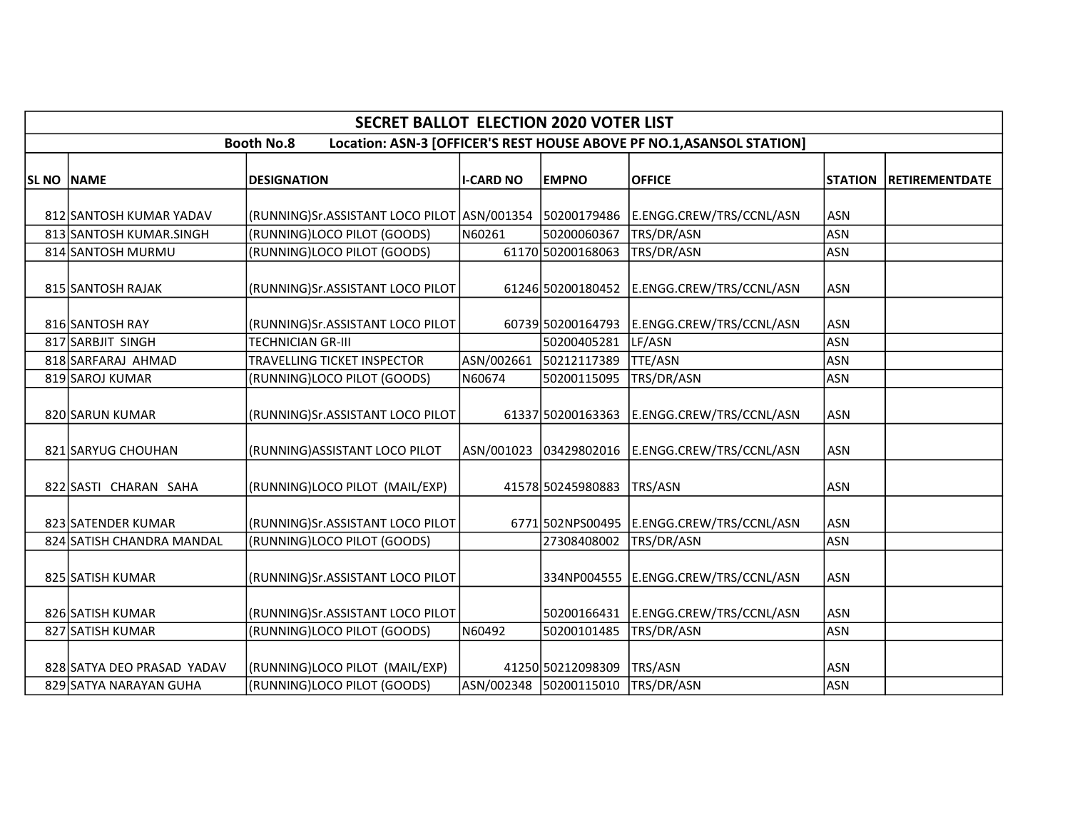| SECRET BALLOT ELECTION 2020 VOTER LIST | | | | | | | |
|---|---|---|---|---|---|---|---|
| Booth No.8 Location: ASN-3 [OFFICER'S REST HOUSE ABOVE PF NO.1,ASANSOL STATION] | | | | | | | |
| SL NO | NAME | DESIGNATION | I-CARD NO | EMPNO | OFFICE | STATION | RETIREMENTDATE |
| 812 | SANTOSH KUMAR YADAV | (RUNNING)Sr.ASSISTANT LOCO PILOT | ASN/001354 | 50200179486 | E.ENGG.CREW/TRS/CCNL/ASN | ASN | |
| 813 | SANTOSH KUMAR.SINGH | (RUNNING)LOCO PILOT (GOODS) | N60261 | 50200060367 | TRS/DR/ASN | ASN | |
| 814 | SANTOSH MURMU | (RUNNING)LOCO PILOT (GOODS) | 61170 | 50200168063 | TRS/DR/ASN | ASN | |
| 815 | SANTOSH RAJAK | (RUNNING)Sr.ASSISTANT LOCO PILOT | 61246 | 50200180452 | E.ENGG.CREW/TRS/CCNL/ASN | ASN | |
| 816 | SANTOSH RAY | (RUNNING)Sr.ASSISTANT LOCO PILOT | 60739 | 50200164793 | E.ENGG.CREW/TRS/CCNL/ASN | ASN | |
| 817 | SARBJIT SINGH | TECHNICIAN GR-III | | 50200405281 | LF/ASN | ASN | |
| 818 | SARFARAJ AHMAD | TRAVELLING TICKET INSPECTOR | ASN/002661 | 50212117389 | TTE/ASN | ASN | |
| 819 | SAROJ KUMAR | (RUNNING)LOCO PILOT (GOODS) | N60674 | 50200115095 | TRS/DR/ASN | ASN | |
| 820 | SARUN KUMAR | (RUNNING)Sr.ASSISTANT LOCO PILOT | 61337 | 50200163363 | E.ENGG.CREW/TRS/CCNL/ASN | ASN | |
| 821 | SARYUG CHOUHAN | (RUNNING)ASSISTANT LOCO PILOT | ASN/001023 | 03429802016 | E.ENGG.CREW/TRS/CCNL/ASN | ASN | |
| 822 | SASTI CHARAN SAHA | (RUNNING)LOCO PILOT (MAIL/EXP) | 41578 | 50245980883 | TRS/ASN | ASN | |
| 823 | SATENDER KUMAR | (RUNNING)Sr.ASSISTANT LOCO PILOT | 6771 | 502NPS00495 | E.ENGG.CREW/TRS/CCNL/ASN | ASN | |
| 824 | SATISH CHANDRA MANDAL | (RUNNING)LOCO PILOT (GOODS) | | 27308408002 | TRS/DR/ASN | ASN | |
| 825 | SATISH KUMAR | (RUNNING)Sr.ASSISTANT LOCO PILOT | | 334NP004555 | E.ENGG.CREW/TRS/CCNL/ASN | ASN | |
| 826 | SATISH KUMAR | (RUNNING)Sr.ASSISTANT LOCO PILOT | | 50200166431 | E.ENGG.CREW/TRS/CCNL/ASN | ASN | |
| 827 | SATISH KUMAR | (RUNNING)LOCO PILOT (GOODS) | N60492 | 50200101485 | TRS/DR/ASN | ASN | |
| 828 | SATYA DEO PRASAD YADAV | (RUNNING)LOCO PILOT (MAIL/EXP) | 41250 | 50212098309 | TRS/ASN | ASN | |
| 829 | SATYA NARAYAN GUHA | (RUNNING)LOCO PILOT (GOODS) | ASN/002348 | 50200115010 | TRS/DR/ASN | ASN | |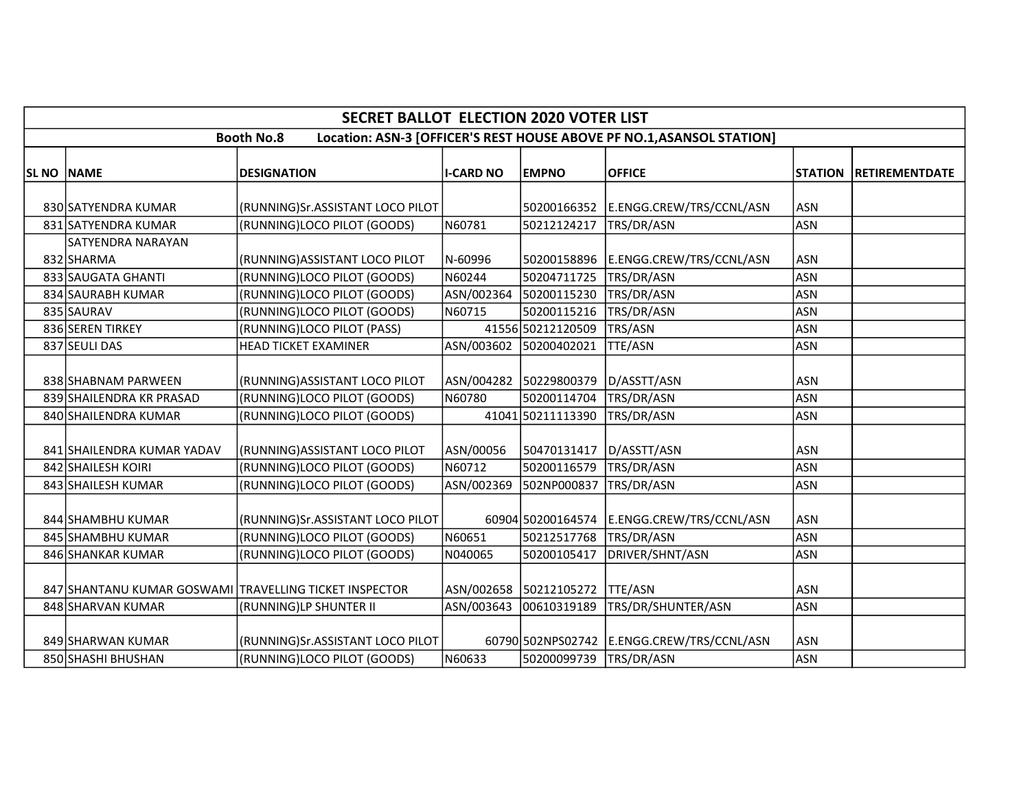| SECRET BALLOT ELECTION 2020 VOTER LIST | | | | | | | |
|---|---|---|---|---|---|---|---|
| Booth No.8 Location: ASN-3 [OFFICER'S REST HOUSE ABOVE PF NO.1,ASANSOL STATION] | | | | | | | |
| SL NO | NAME | DESIGNATION | I-CARD NO | EMPNO | OFFICE | STATION | RETIREMENTDATE |
| 830 | SATYENDRA KUMAR | (RUNNING)Sr.ASSISTANT LOCO PILOT | | 50200166352 | E.ENGG.CREW/TRS/CCNL/ASN | ASN | |
| 831 | SATYENDRA KUMAR | (RUNNING)LOCO PILOT (GOODS) | N60781 | 50212124217 | TRS/DR/ASN | ASN | |
| 832 | SATYENDRA NARAYAN SHARMA | (RUNNING)ASSISTANT LOCO PILOT | N-60996 | 50200158896 | E.ENGG.CREW/TRS/CCNL/ASN | ASN | |
| 833 | SAUGATA GHANTI | (RUNNING)LOCO PILOT (GOODS) | N60244 | 50204711725 | TRS/DR/ASN | ASN | |
| 834 | SAURABH KUMAR | (RUNNING)LOCO PILOT (GOODS) | ASN/002364 | 50200115230 | TRS/DR/ASN | ASN | |
| 835 | SAURAV | (RUNNING)LOCO PILOT (GOODS) | N60715 | 50200115216 | TRS/DR/ASN | ASN | |
| 836 | SEREN TIRKEY | (RUNNING)LOCO PILOT (PASS) | 41556 | 50212120509 | TRS/ASN | ASN | |
| 837 | SEULI DAS | HEAD TICKET EXAMINER | ASN/003602 | 50200402021 | TTE/ASN | ASN | |
| 838 | SHABNAM PARWEEN | (RUNNING)ASSISTANT LOCO PILOT | ASN/004282 | 50229800379 | D/ASSTT/ASN | ASN | |
| 839 | SHAILENDRA KR PRASAD | (RUNNING)LOCO PILOT (GOODS) | N60780 | 50200114704 | TRS/DR/ASN | ASN | |
| 840 | SHAILENDRA KUMAR | (RUNNING)LOCO PILOT (GOODS) | 41041 | 50211113390 | TRS/DR/ASN | ASN | |
| 841 | SHAILENDRA KUMAR YADAV | (RUNNING)ASSISTANT LOCO PILOT | ASN/00056 | 50470131417 | D/ASSTT/ASN | ASN | |
| 842 | SHAILESH KOIRI | (RUNNING)LOCO PILOT (GOODS) | N60712 | 50200116579 | TRS/DR/ASN | ASN | |
| 843 | SHAILESH KUMAR | (RUNNING)LOCO PILOT (GOODS) | ASN/002369 | 502NP000837 | TRS/DR/ASN | ASN | |
| 844 | SHAMBHU KUMAR | (RUNNING)Sr.ASSISTANT LOCO PILOT | 60904 | 50200164574 | E.ENGG.CREW/TRS/CCNL/ASN | ASN | |
| 845 | SHAMBHU KUMAR | (RUNNING)LOCO PILOT (GOODS) | N60651 | 50212517768 | TRS/DR/ASN | ASN | |
| 846 | SHANKAR KUMAR | (RUNNING)LOCO PILOT (GOODS) | N040065 | 50200105417 | DRIVER/SHNT/ASN | ASN | |
| 847 | SHANTANU KUMAR GOSWAMI | TRAVELLING TICKET INSPECTOR | ASN/002658 | 50212105272 | TTE/ASN | ASN | |
| 848 | SHARVAN KUMAR | (RUNNING)LP SHUNTER II | ASN/003643 | 00610319189 | TRS/DR/SHUNTER/ASN | ASN | |
| 849 | SHARWAN KUMAR | (RUNNING)Sr.ASSISTANT LOCO PILOT | 60790 | 502NPS02742 | E.ENGG.CREW/TRS/CCNL/ASN | ASN | |
| 850 | SHASHI BHUSHAN | (RUNNING)LOCO PILOT (GOODS) | N60633 | 50200099739 | TRS/DR/ASN | ASN | |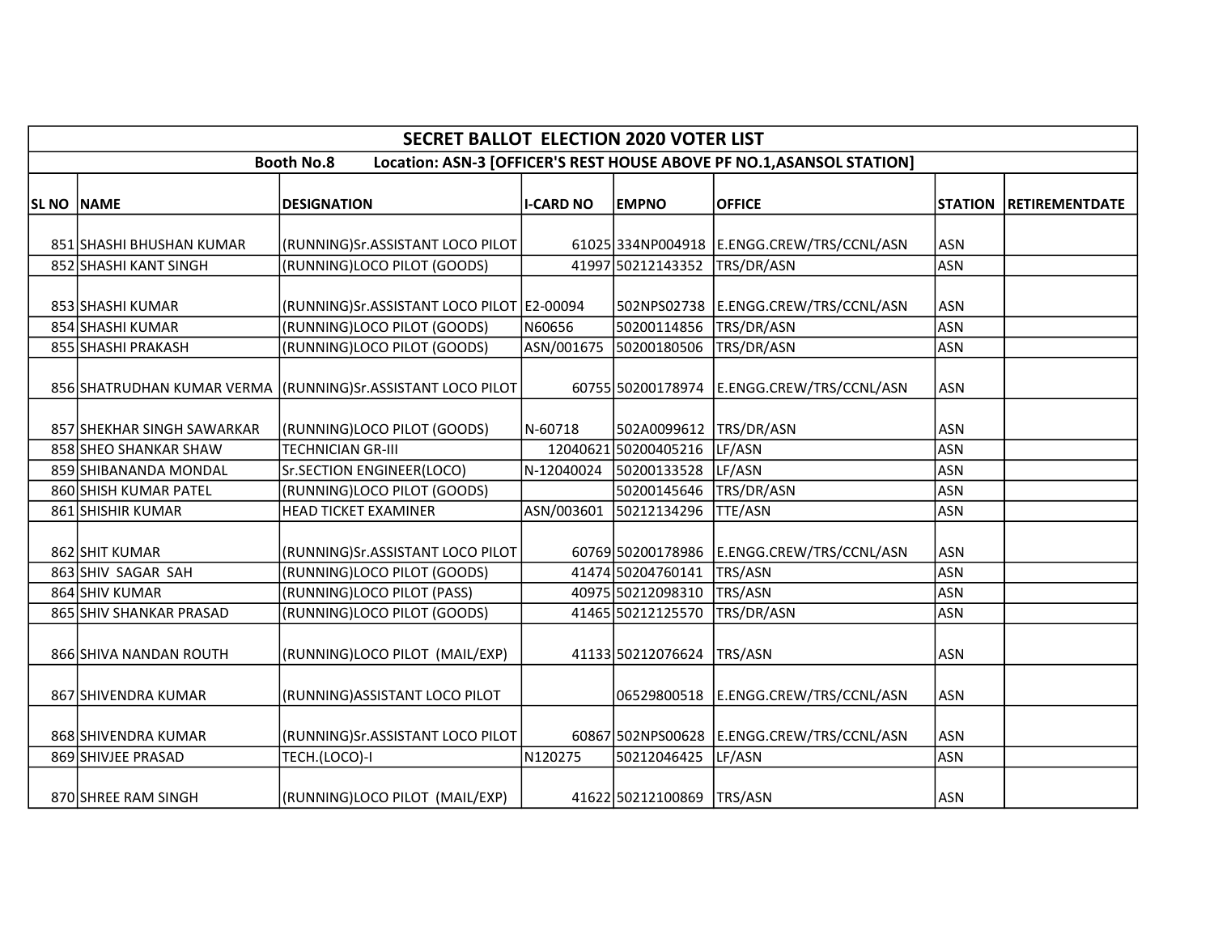# SECRET BALLOT ELECTION 2020 VOTER LIST

**Booth No.8 Location: ASN-3 [OFFICER'S REST HOUSE ABOVE PF NO.1,ASANSOL STATION]**

| SL NO | NAME | DESIGNATION | I-CARD NO | EMPNO | OFFICE | STATION | RETIREMENTDATE |
|---|---|---|---|---|---|---|---|
| 851 | SHASHI BHUSHAN KUMAR | (RUNNING)Sr.ASSISTANT LOCO PILOT | 61025 | 334NP004918 | E.ENGG.CREW/TRS/CCNL/ASN | ASN | |
| 852 | SHASHI KANT SINGH | (RUNNING)LOCO PILOT (GOODS) | 41997 | 50212143352 | TRS/DR/ASN | ASN | |
| 853 | SHASHI KUMAR | (RUNNING)Sr.ASSISTANT LOCO PILOT | E2-00094 | 502NPS02738 | E.ENGG.CREW/TRS/CCNL/ASN | ASN | |
| 854 | SHASHI KUMAR | (RUNNING)LOCO PILOT (GOODS) | N60656 | 50200114856 | TRS/DR/ASN | ASN | |
| 855 | SHASHI PRAKASH | (RUNNING)LOCO PILOT (GOODS) | ASN/001675 | 50200180506 | TRS/DR/ASN | ASN | |
| 856 | SHATRUDHAN KUMAR VERMA | (RUNNING)Sr.ASSISTANT LOCO PILOT | 60755 | 50200178974 | E.ENGG.CREW/TRS/CCNL/ASN | ASN | |
| 857 | SHEKHAR SINGH SAWARKAR | (RUNNING)LOCO PILOT (GOODS) | N-60718 | 502A0099612 | TRS/DR/ASN | ASN | |
| 858 | SHEO SHANKAR SHAW | TECHNICIAN GR-III | 12040621 | 50200405216 | LF/ASN | ASN | |
| 859 | SHIBANANDA MONDAL | Sr.SECTION ENGINEER(LOCO) | N-12040024 | 50200133528 | LF/ASN | ASN | |
| 860 | SHISH KUMAR PATEL | (RUNNING)LOCO PILOT (GOODS) | | 50200145646 | TRS/DR/ASN | ASN | |
| 861 | SHISHIR KUMAR | HEAD TICKET EXAMINER | ASN/003601 | 50212134296 | TTE/ASN | ASN | |
| 862 | SHIT KUMAR | (RUNNING)Sr.ASSISTANT LOCO PILOT | 60769 | 50200178986 | E.ENGG.CREW/TRS/CCNL/ASN | ASN | |
| 863 | SHIV SAGAR SAH | (RUNNING)LOCO PILOT (GOODS) | 41474 | 50204760141 | TRS/ASN | ASN | |
| 864 | SHIV KUMAR | (RUNNING)LOCO PILOT (PASS) | 40975 | 50212098310 | TRS/ASN | ASN | |
| 865 | SHIV SHANKAR PRASAD | (RUNNING)LOCO PILOT (GOODS) | 41465 | 50212125570 | TRS/DR/ASN | ASN | |
| 866 | SHIVA NANDAN ROUTH | (RUNNING)LOCO PILOT (MAIL/EXP) | 41133 | 50212076624 | TRS/ASN | ASN | |
| 867 | SHIVENDRA KUMAR | (RUNNING)ASSISTANT LOCO PILOT | | 06529800518 | E.ENGG.CREW/TRS/CCNL/ASN | ASN | |
| 868 | SHIVENDRA KUMAR | (RUNNING)Sr.ASSISTANT LOCO PILOT | 60867 | 502NPS00628 | E.ENGG.CREW/TRS/CCNL/ASN | ASN | |
| 869 | SHIVJEE PRASAD | TECH.(LOCO)-I | N120275 | 50212046425 | LF/ASN | ASN | |
| 870 | SHREE RAM SINGH | (RUNNING)LOCO PILOT (MAIL/EXP) | 41622 | 50212100869 | TRS/ASN | ASN | |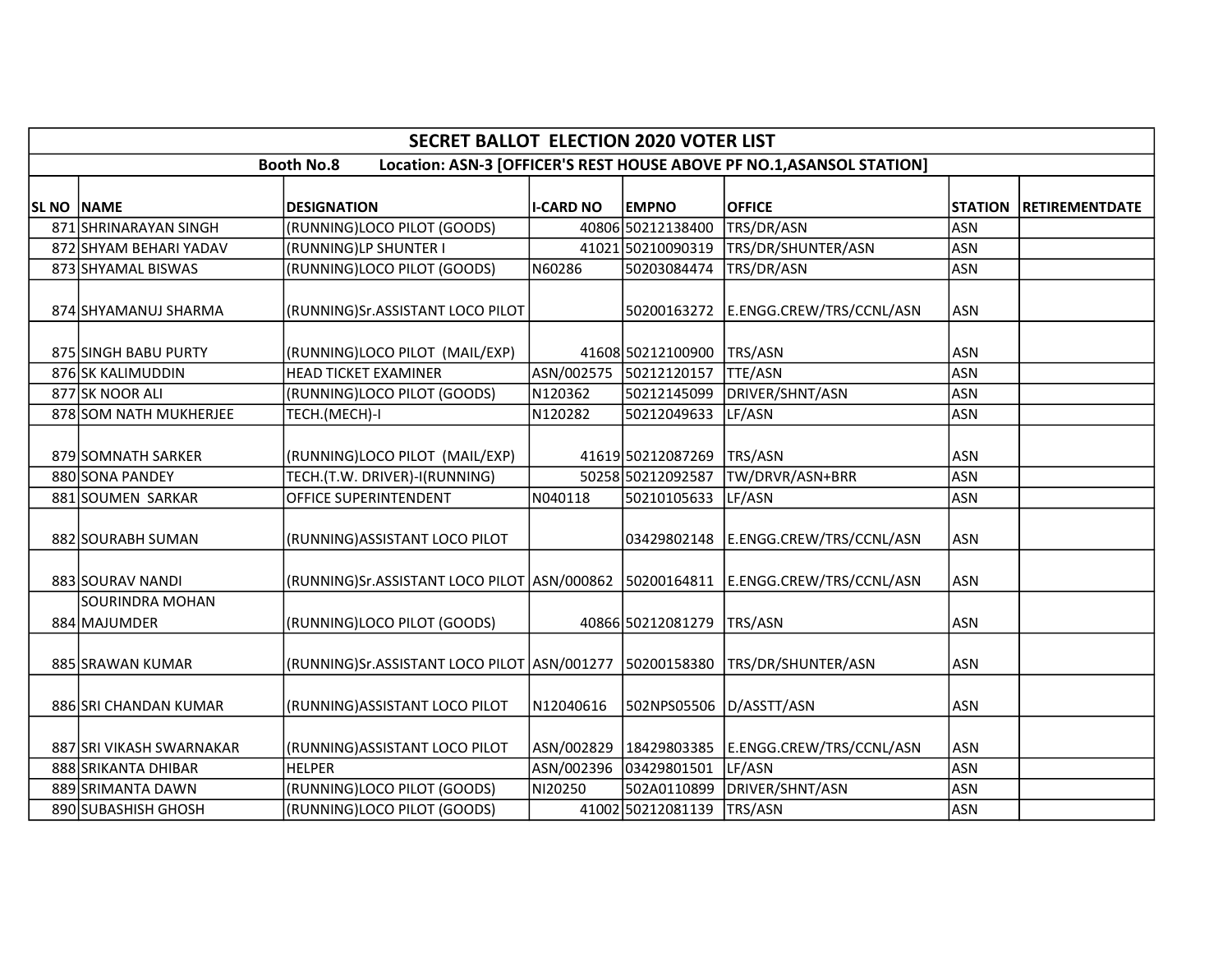| SECRET BALLOT ELECTION 2020 VOTER LIST | | | | | | | |
|---|---|---|---|---|---|---|---|
| Booth No.8 Location: ASN-3 [OFFICER'S REST HOUSE ABOVE PF NO.1,ASANSOL STATION] | | | | | | | |
| SL NO | NAME | DESIGNATION | I-CARD NO | EMPNO | OFFICE | STATION | RETIREMENTDATE |
| 871 | SHRINARAYAN SINGH | (RUNNING)LOCO PILOT (GOODS) | 40806 | 50212138400 | TRS/DR/ASN | ASN | |
| 872 | SHYAM BEHARI YADAV | (RUNNING)LP SHUNTER I | 41021 | 50210090319 | TRS/DR/SHUNTER/ASN | ASN | |
| 873 | SHYAMAL BISWAS | (RUNNING)LOCO PILOT (GOODS) | N60286 | 50203084474 | TRS/DR/ASN | ASN | |
| 874 | SHYAMANUJ SHARMA | (RUNNING)Sr.ASSISTANT LOCO PILOT | | 50200163272 | E.ENGG.CREW/TRS/CCNL/ASN | ASN | |
| 875 | SINGH BABU PURTY | (RUNNING)LOCO PILOT (MAIL/EXP) | 41608 | 50212100900 | TRS/ASN | ASN | |
| 876 | SK KALIMUDDIN | HEAD TICKET EXAMINER | ASN/002575 | 50212120157 | TTE/ASN | ASN | |
| 877 | SK NOOR ALI | (RUNNING)LOCO PILOT (GOODS) | N120362 | 50212145099 | DRIVER/SHNT/ASN | ASN | |
| 878 | SOM NATH MUKHERJEE | TECH.(MECH)-I | N120282 | 50212049633 | LF/ASN | ASN | |
| 879 | SOMNATH SARKER | (RUNNING)LOCO PILOT (MAIL/EXP) | 41619 | 50212087269 | TRS/ASN | ASN | |
| 880 | SONA PANDEY | TECH.(T.W. DRIVER)-I(RUNNING) | 50258 | 50212092587 | TW/DRVR/ASN+BRR | ASN | |
| 881 | SOUMEN SARKAR | OFFICE SUPERINTENDENT | N040118 | 50210105633 | LF/ASN | ASN | |
| 882 | SOURABH SUMAN | (RUNNING)ASSISTANT LOCO PILOT | | 03429802148 | E.ENGG.CREW/TRS/CCNL/ASN | ASN | |
| 883 | SOURAV NANDI | (RUNNING)Sr.ASSISTANT LOCO PILOT | ASN/000862 | 50200164811 | E.ENGG.CREW/TRS/CCNL/ASN | ASN | |
| 884 | SOURINDRA MOHAN MAJUMDER | (RUNNING)LOCO PILOT (GOODS) | 40866 | 50212081279 | TRS/ASN | ASN | |
| 885 | SRAWAN KUMAR | (RUNNING)Sr.ASSISTANT LOCO PILOT | ASN/001277 | 50200158380 | TRS/DR/SHUNTER/ASN | ASN | |
| 886 | SRI CHANDAN KUMAR | (RUNNING)ASSISTANT LOCO PILOT | N12040616 | 502NPS05506 | D/ASSTT/ASN | ASN | |
| 887 | SRI VIKASH SWARNAKAR | (RUNNING)ASSISTANT LOCO PILOT | ASN/002829 | 18429803385 | E.ENGG.CREW/TRS/CCNL/ASN | ASN | |
| 888 | SRIKANTA DHIBAR | HELPER | ASN/002396 | 03429801501 | LF/ASN | ASN | |
| 889 | SRIMANTA DAWN | (RUNNING)LOCO PILOT (GOODS) | NI20250 | 502A0110899 | DRIVER/SHNT/ASN | ASN | |
| 890 | SUBASHISH GHOSH | (RUNNING)LOCO PILOT (GOODS) | 41002 | 50212081139 | TRS/ASN | ASN | |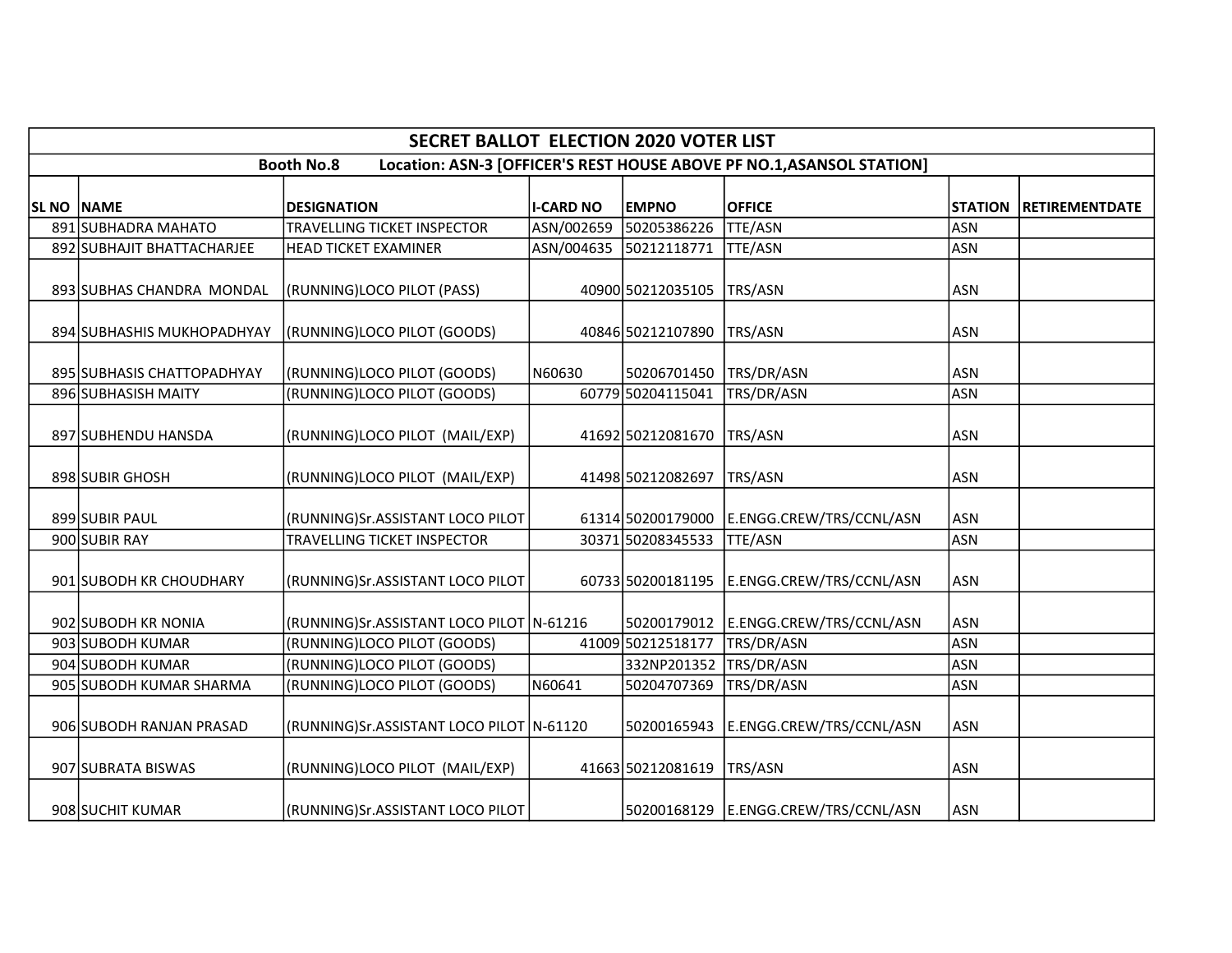| SECRET BALLOT ELECTION 2020 VOTER LIST | | | | | | | |
|---|---|---|---|---|---|---|---|
| Booth No.8 Location: ASN-3 [OFFICER'S REST HOUSE ABOVE PF NO.1,ASANSOL STATION] | | | | | | | |
| SL NO | NAME | DESIGNATION | I-CARD NO | EMPNO | OFFICE | STATION | RETIREMENTDATE |
| 891 | SUBHADRA MAHATO | TRAVELLING TICKET INSPECTOR | ASN/002659 | 50205386226 | TTE/ASN | ASN | |
| 892 | SUBHAJIT BHATTACHARJEE | HEAD TICKET EXAMINER | ASN/004635 | 50212118771 | TTE/ASN | ASN | |
| 893 | SUBHAS CHANDRA MONDAL | (RUNNING)LOCO PILOT (PASS) | 40900 | 50212035105 | TRS/ASN | ASN | |
| 894 | SUBHASHIS MUKHOPADHYAY | (RUNNING)LOCO PILOT (GOODS) | 40846 | 50212107890 | TRS/ASN | ASN | |
| 895 | SUBHASIS CHATTOPADHYAY | (RUNNING)LOCO PILOT (GOODS) | N60630 | 50206701450 | TRS/DR/ASN | ASN | |
| 896 | SUBHASISH MAITY | (RUNNING)LOCO PILOT (GOODS) | 60779 | 50204115041 | TRS/DR/ASN | ASN | |
| 897 | SUBHENDU HANSDA | (RUNNING)LOCO PILOT (MAIL/EXP) | 41692 | 50212081670 | TRS/ASN | ASN | |
| 898 | SUBIR GHOSH | (RUNNING)LOCO PILOT (MAIL/EXP) | 41498 | 50212082697 | TRS/ASN | ASN | |
| 899 | SUBIR PAUL | (RUNNING)Sr.ASSISTANT LOCO PILOT | 61314 | 50200179000 | E.ENGG.CREW/TRS/CCNL/ASN | ASN | |
| 900 | SUBIR RAY | TRAVELLING TICKET INSPECTOR | 30371 | 50208345533 | TTE/ASN | ASN | |
| 901 | SUBODH KR CHOUDHARY | (RUNNING)Sr.ASSISTANT LOCO PILOT | 60733 | 50200181195 | E.ENGG.CREW/TRS/CCNL/ASN | ASN | |
| 902 | SUBODH KR NONIA | (RUNNING)Sr.ASSISTANT LOCO PILOT | N-61216 | 50200179012 | E.ENGG.CREW/TRS/CCNL/ASN | ASN | |
| 903 | SUBODH KUMAR | (RUNNING)LOCO PILOT (GOODS) | 41009 | 50212518177 | TRS/DR/ASN | ASN | |
| 904 | SUBODH KUMAR | (RUNNING)LOCO PILOT (GOODS) | | 332NP201352 | TRS/DR/ASN | ASN | |
| 905 | SUBODH KUMAR SHARMA | (RUNNING)LOCO PILOT (GOODS) | N60641 | 50204707369 | TRS/DR/ASN | ASN | |
| 906 | SUBODH RANJAN PRASAD | (RUNNING)Sr.ASSISTANT LOCO PILOT | N-61120 | 50200165943 | E.ENGG.CREW/TRS/CCNL/ASN | ASN | |
| 907 | SUBRATA BISWAS | (RUNNING)LOCO PILOT (MAIL/EXP) | 41663 | 50212081619 | TRS/ASN | ASN | |
| 908 | SUCHIT KUMAR | (RUNNING)Sr.ASSISTANT LOCO PILOT | | 50200168129 | E.ENGG.CREW/TRS/CCNL/ASN | ASN | |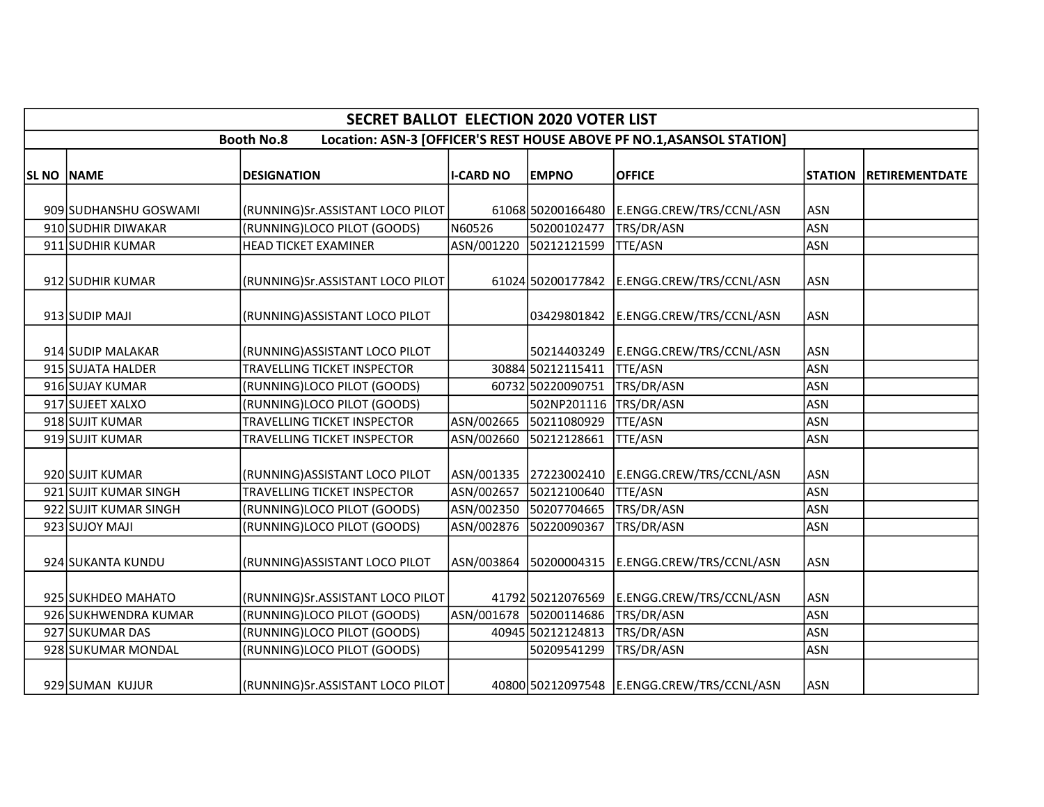| SECRET BALLOT ELECTION 2020 VOTER LIST | | | | | | | |
|---|---|---|---|---|---|---|---|
| Booth No.8 Location: ASN-3 [OFFICER'S REST HOUSE ABOVE PF NO.1,ASANSOL STATION] | | | | | | | |
| SL NO | NAME | DESIGNATION | I-CARD NO | EMPNO | OFFICE | STATION | RETIREMENTDATE |
| 909 | SUDHANSHU GOSWAMI | (RUNNING)Sr.ASSISTANT LOCO PILOT | 61068 | 50200166480 | E.ENGG.CREW/TRS/CCNL/ASN | ASN | |
| 910 | SUDHIR DIWAKAR | (RUNNING)LOCO PILOT (GOODS) | N60526 | 50200102477 | TRS/DR/ASN | ASN | |
| 911 | SUDHIR KUMAR | HEAD TICKET EXAMINER | ASN/001220 | 50212121599 | TTE/ASN | ASN | |
| 912 | SUDHIR KUMAR | (RUNNING)Sr.ASSISTANT LOCO PILOT | 61024 | 50200177842 | E.ENGG.CREW/TRS/CCNL/ASN | ASN | |
| 913 | SUDIP MAJI | (RUNNING)ASSISTANT LOCO PILOT | | 03429801842 | E.ENGG.CREW/TRS/CCNL/ASN | ASN | |
| 914 | SUDIP MALAKAR | (RUNNING)ASSISTANT LOCO PILOT | | 50214403249 | E.ENGG.CREW/TRS/CCNL/ASN | ASN | |
| 915 | SUJATA HALDER | TRAVELLING TICKET INSPECTOR | 30884 | 50212115411 | TTE/ASN | ASN | |
| 916 | SUJAY KUMAR | (RUNNING)LOCO PILOT (GOODS) | 60732 | 50220090751 | TRS/DR/ASN | ASN | |
| 917 | SUJEET XALXO | (RUNNING)LOCO PILOT (GOODS) | | 502NP201116 | TRS/DR/ASN | ASN | |
| 918 | SUJIT KUMAR | TRAVELLING TICKET INSPECTOR | ASN/002665 | 50211080929 | TTE/ASN | ASN | |
| 919 | SUJIT KUMAR | TRAVELLING TICKET INSPECTOR | ASN/002660 | 50212128661 | TTE/ASN | ASN | |
| 920 | SUJIT KUMAR | (RUNNING)ASSISTANT LOCO PILOT | ASN/001335 | 27223002410 | E.ENGG.CREW/TRS/CCNL/ASN | ASN | |
| 921 | SUJIT KUMAR SINGH | TRAVELLING TICKET INSPECTOR | ASN/002657 | 50212100640 | TTE/ASN | ASN | |
| 922 | SUJIT KUMAR SINGH | (RUNNING)LOCO PILOT (GOODS) | ASN/002350 | 50207704665 | TRS/DR/ASN | ASN | |
| 923 | SUJOY MAJI | (RUNNING)LOCO PILOT (GOODS) | ASN/002876 | 50220090367 | TRS/DR/ASN | ASN | |
| 924 | SUKANTA KUNDU | (RUNNING)ASSISTANT LOCO PILOT | ASN/003864 | 50200004315 | E.ENGG.CREW/TRS/CCNL/ASN | ASN | |
| 925 | SUKHDEO MAHATO | (RUNNING)Sr.ASSISTANT LOCO PILOT | 41792 | 50212076569 | E.ENGG.CREW/TRS/CCNL/ASN | ASN | |
| 926 | SUKHWENDRA KUMAR | (RUNNING)LOCO PILOT (GOODS) | ASN/001678 | 50200114686 | TRS/DR/ASN | ASN | |
| 927 | SUKUMAR DAS | (RUNNING)LOCO PILOT (GOODS) | 40945 | 50212124813 | TRS/DR/ASN | ASN | |
| 928 | SUKUMAR MONDAL | (RUNNING)LOCO PILOT (GOODS) | | 50209541299 | TRS/DR/ASN | ASN | |
| 929 | SUMAN KUJUR | (RUNNING)Sr.ASSISTANT LOCO PILOT | 40800 | 50212097548 | E.ENGG.CREW/TRS/CCNL/ASN | ASN | |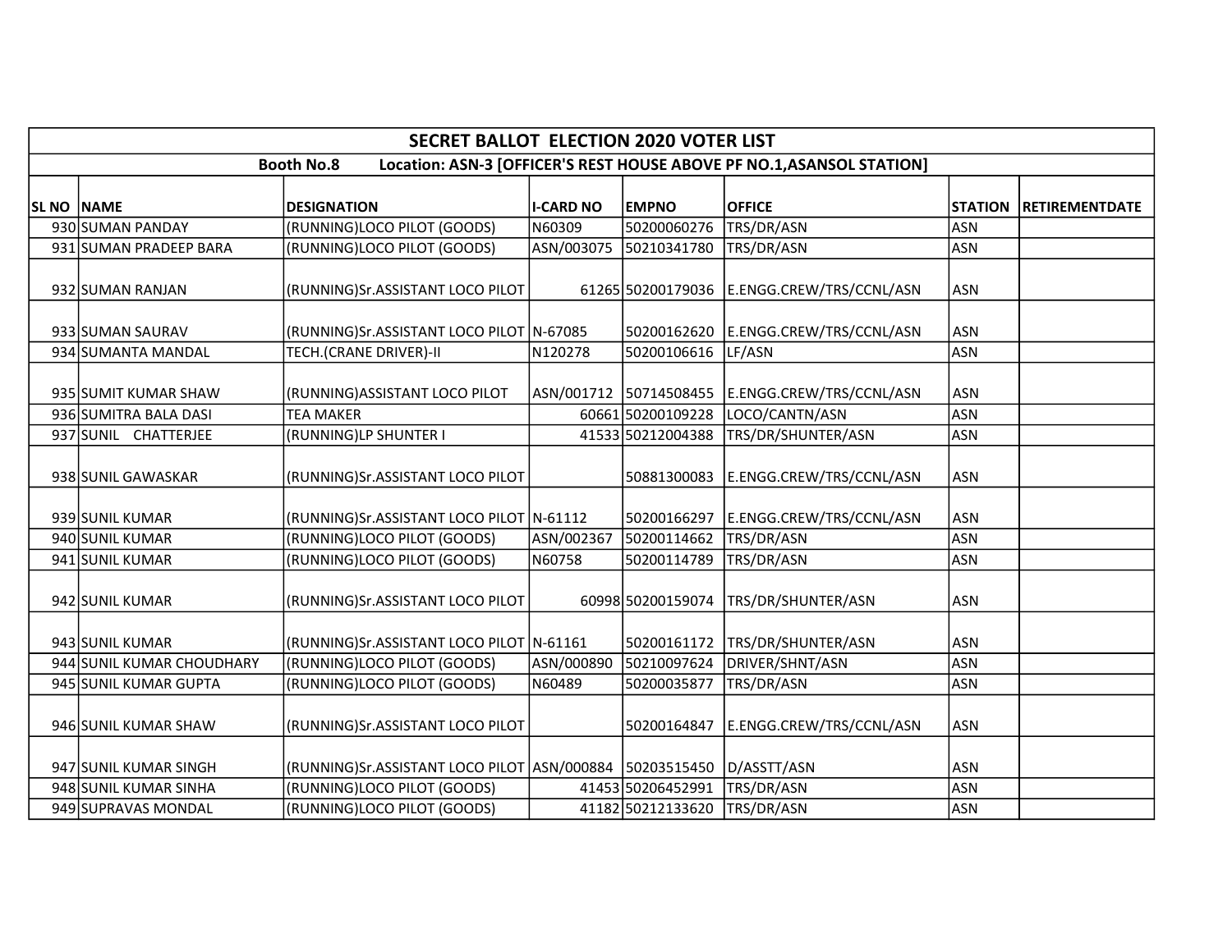## SECRET BALLOT ELECTION 2020 VOTER LIST

**Booth No.8 Location: ASN-3 [OFFICER'S REST HOUSE ABOVE PF NO.1,ASANSOL STATION]**

| SL NO | NAME | DESIGNATION | I-CARD NO | EMPNO | OFFICE | STATION | RETIREMENTDATE |
|---|---|---|---|---|---|---|---|
| 930 | SUMAN PANDAY | (RUNNING)LOCO PILOT (GOODS) | N60309 | 50200060276 | TRS/DR/ASN | ASN | |
| 931 | SUMAN PRADEEP BARA | (RUNNING)LOCO PILOT (GOODS) | ASN/003075 | 50210341780 | TRS/DR/ASN | ASN | |
| 932 | SUMAN RANJAN | (RUNNING)Sr.ASSISTANT LOCO PILOT | 61265 | 50200179036 | E.ENGG.CREW/TRS/CCNL/ASN | ASN | |
| 933 | SUMAN SAURAV | (RUNNING)Sr.ASSISTANT LOCO PILOT | N-67085 | 50200162620 | E.ENGG.CREW/TRS/CCNL/ASN | ASN | |
| 934 | SUMANTA MANDAL | TECH.(CRANE DRIVER)-II | N120278 | 50200106616 | LF/ASN | ASN | |
| 935 | SUMIT KUMAR SHAW | (RUNNING)ASSISTANT LOCO PILOT | ASN/001712 | 50714508455 | E.ENGG.CREW/TRS/CCNL/ASN | ASN | |
| 936 | SUMITRA BALA DASI | TEA MAKER | 60661 | 50200109228 | LOCO/CANTN/ASN | ASN | |
| 937 | SUNIL CHATTERJEE | (RUNNING)LP SHUNTER I | 41533 | 50212004388 | TRS/DR/SHUNTER/ASN | ASN | |
| 938 | SUNIL GAWASKAR | (RUNNING)Sr.ASSISTANT LOCO PILOT | | 50881300083 | E.ENGG.CREW/TRS/CCNL/ASN | ASN | |
| 939 | SUNIL KUMAR | (RUNNING)Sr.ASSISTANT LOCO PILOT | N-61112 | 50200166297 | E.ENGG.CREW/TRS/CCNL/ASN | ASN | |
| 940 | SUNIL KUMAR | (RUNNING)LOCO PILOT (GOODS) | ASN/002367 | 50200114662 | TRS/DR/ASN | ASN | |
| 941 | SUNIL KUMAR | (RUNNING)LOCO PILOT (GOODS) | N60758 | 50200114789 | TRS/DR/ASN | ASN | |
| 942 | SUNIL KUMAR | (RUNNING)Sr.ASSISTANT LOCO PILOT | 60998 | 50200159074 | TRS/DR/SHUNTER/ASN | ASN | |
| 943 | SUNIL KUMAR | (RUNNING)Sr.ASSISTANT LOCO PILOT | N-61161 | 50200161172 | TRS/DR/SHUNTER/ASN | ASN | |
| 944 | SUNIL KUMAR CHOUDHARY | (RUNNING)LOCO PILOT (GOODS) | ASN/000890 | 50210097624 | DRIVER/SHNT/ASN | ASN | |
| 945 | SUNIL KUMAR GUPTA | (RUNNING)LOCO PILOT (GOODS) | N60489 | 50200035877 | TRS/DR/ASN | ASN | |
| 946 | SUNIL KUMAR SHAW | (RUNNING)Sr.ASSISTANT LOCO PILOT | | 50200164847 | E.ENGG.CREW/TRS/CCNL/ASN | ASN | |
| 947 | SUNIL KUMAR SINGH | (RUNNING)Sr.ASSISTANT LOCO PILOT | ASN/000884 | 50203515450 | D/ASSTT/ASN | ASN | |
| 948 | SUNIL KUMAR SINHA | (RUNNING)LOCO PILOT (GOODS) | 41453 | 50206452991 | TRS/DR/ASN | ASN | |
| 949 | SUPRAVAS MONDAL | (RUNNING)LOCO PILOT (GOODS) | 41182 | 50212133620 | TRS/DR/ASN | ASN | |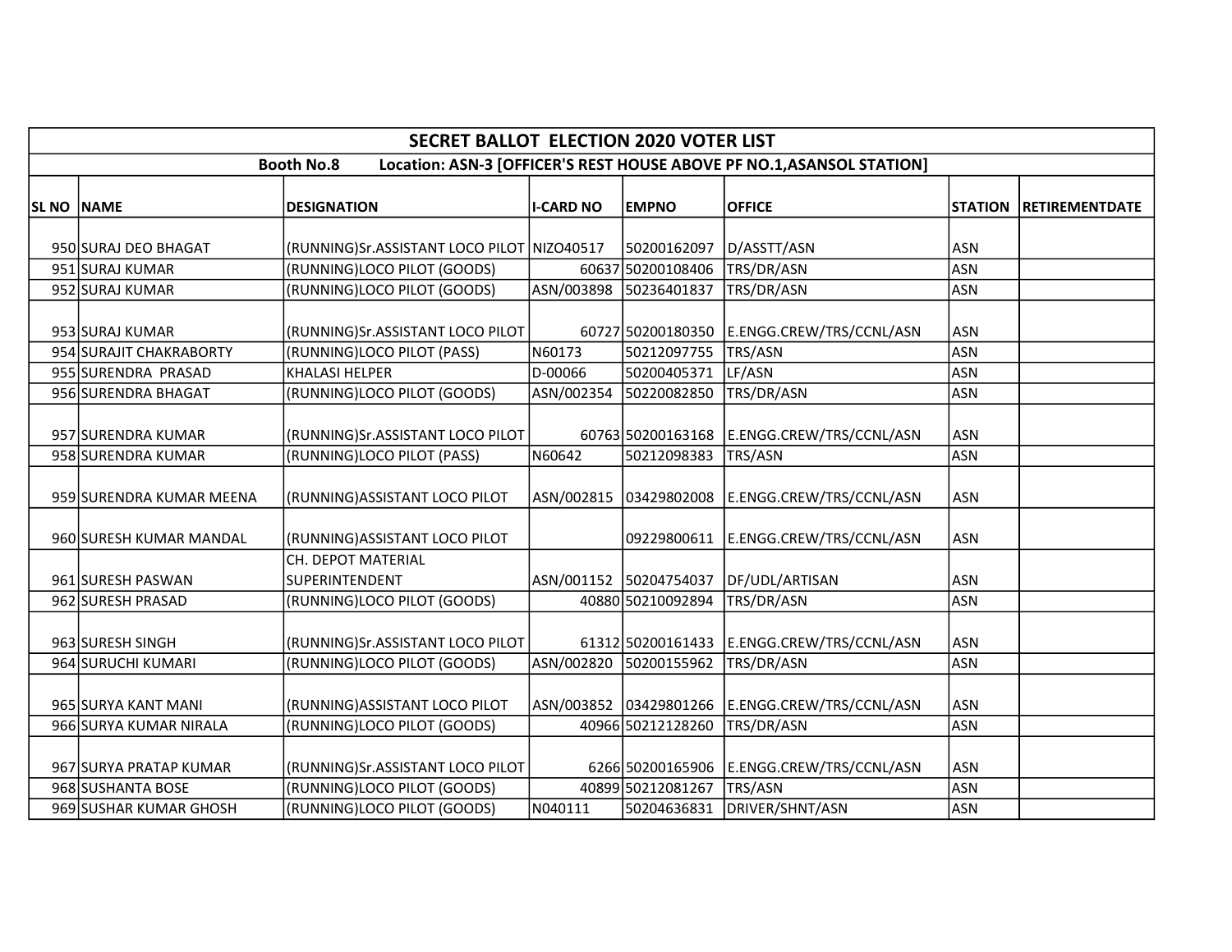| SECRET BALLOT ELECTION 2020 VOTER LIST | | | | | | | |
|---|---|---|---|---|---|---|---|
| Booth No.8 Location: ASN-3 [OFFICER'S REST HOUSE ABOVE PF NO.1,ASANSOL STATION] | | | | | | | |
| SL NO | NAME | DESIGNATION | I-CARD NO | EMPNO | OFFICE | STATION | RETIREMENTDATE |
| 950 | SURAJ DEO BHAGAT | (RUNNING)Sr.ASSISTANT LOCO PILOT | NIZO40517 | 50200162097 | D/ASSTT/ASN | ASN | |
| 951 | SURAJ KUMAR | (RUNNING)LOCO PILOT (GOODS) | 60637 | 50200108406 | TRS/DR/ASN | ASN | |
| 952 | SURAJ KUMAR | (RUNNING)LOCO PILOT (GOODS) | ASN/003898 | 50236401837 | TRS/DR/ASN | ASN | |
| 953 | SURAJ KUMAR | (RUNNING)Sr.ASSISTANT LOCO PILOT | 60727 | 50200180350 | E.ENGG.CREW/TRS/CCNL/ASN | ASN | |
| 954 | SURAJIT CHAKRABORTY | (RUNNING)LOCO PILOT (PASS) | N60173 | 50212097755 | TRS/ASN | ASN | |
| 955 | SURENDRA PRASAD | KHALASI HELPER | D-00066 | 50200405371 | LF/ASN | ASN | |
| 956 | SURENDRA BHAGAT | (RUNNING)LOCO PILOT (GOODS) | ASN/002354 | 50220082850 | TRS/DR/ASN | ASN | |
| 957 | SURENDRA KUMAR | (RUNNING)Sr.ASSISTANT LOCO PILOT | 60763 | 50200163168 | E.ENGG.CREW/TRS/CCNL/ASN | ASN | |
| 958 | SURENDRA KUMAR | (RUNNING)LOCO PILOT (PASS) | N60642 | 50212098383 | TRS/ASN | ASN | |
| 959 | SURENDRA KUMAR MEENA | (RUNNING)ASSISTANT LOCO PILOT | ASN/002815 | 03429802008 | E.ENGG.CREW/TRS/CCNL/ASN | ASN | |
| 960 | SURESH KUMAR MANDAL | (RUNNING)ASSISTANT LOCO PILOT | | 09229800611 | E.ENGG.CREW/TRS/CCNL/ASN | ASN | |
| 961 | SURESH PASWAN | CH. DEPOT MATERIAL SUPERINTENDENT | ASN/001152 | 50204754037 | DF/UDL/ARTISAN | ASN | |
| 962 | SURESH PRASAD | (RUNNING)LOCO PILOT (GOODS) | 40880 | 50210092894 | TRS/DR/ASN | ASN | |
| 963 | SURESH SINGH | (RUNNING)Sr.ASSISTANT LOCO PILOT | 61312 | 50200161433 | E.ENGG.CREW/TRS/CCNL/ASN | ASN | |
| 964 | SURUCHI KUMARI | (RUNNING)LOCO PILOT (GOODS) | ASN/002820 | 50200155962 | TRS/DR/ASN | ASN | |
| 965 | SURYA KANT MANI | (RUNNING)ASSISTANT LOCO PILOT | ASN/003852 | 03429801266 | E.ENGG.CREW/TRS/CCNL/ASN | ASN | |
| 966 | SURYA KUMAR NIRALA | (RUNNING)LOCO PILOT (GOODS) | 40966 | 50212128260 | TRS/DR/ASN | ASN | |
| 967 | SURYA PRATAP KUMAR | (RUNNING)Sr.ASSISTANT LOCO PILOT | 6266 | 50200165906 | E.ENGG.CREW/TRS/CCNL/ASN | ASN | |
| 968 | SUSHANTA BOSE | (RUNNING)LOCO PILOT (GOODS) | 40899 | 50212081267 | TRS/ASN | ASN | |
| 969 | SUSHAR KUMAR GHOSH | (RUNNING)LOCO PILOT (GOODS) | N040111 | 50204636831 | DRIVER/SHNT/ASN | ASN | |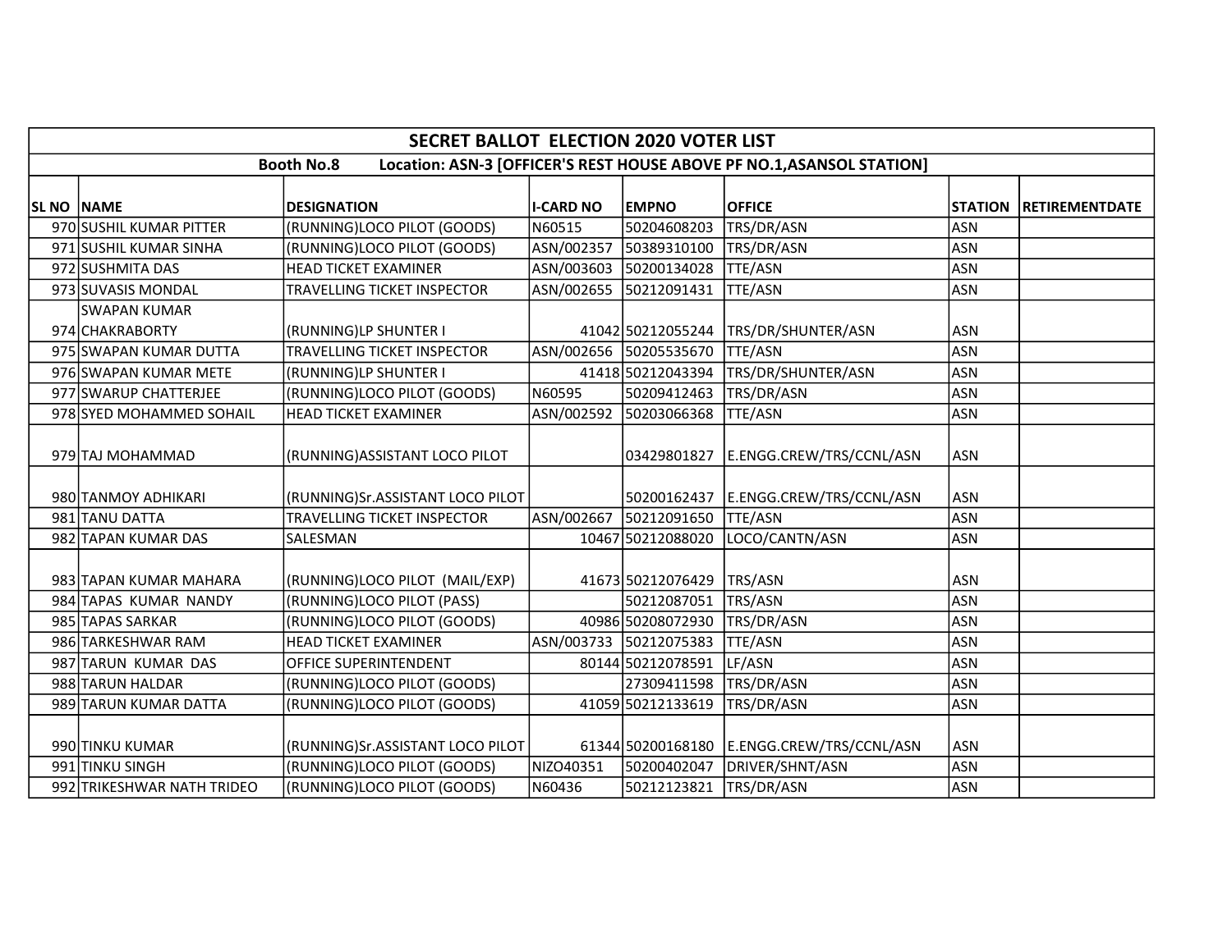## SECRET BALLOT ELECTION 2020 VOTER LIST

**Booth No.8 Location: ASN-3 [OFFICER'S REST HOUSE ABOVE PF NO.1,ASANSOL STATION]**

| SL NO | NAME | DESIGNATION | I-CARD NO | EMPNO | OFFICE | STATION | RETIREMENTDATE |
|---|---|---|---|---|---|---|---|
| 970 | SUSHIL KUMAR PITTER | (RUNNING)LOCO PILOT (GOODS) | N60515 | 50204608203 | TRS/DR/ASN | ASN | |
| 971 | SUSHIL KUMAR SINHA | (RUNNING)LOCO PILOT (GOODS) | ASN/002357 | 50389310100 | TRS/DR/ASN | ASN | |
| 972 | SUSHMITA DAS | HEAD TICKET EXAMINER | ASN/003603 | 50200134028 | TTE/ASN | ASN | |
| 973 | SUVASIS MONDAL | TRAVELLING TICKET INSPECTOR | ASN/002655 | 50212091431 | TTE/ASN | ASN | |
| 974 | SWAPAN KUMAR CHAKRABORTY | (RUNNING)LP SHUNTER I | 41042 | 50212055244 | TRS/DR/SHUNTER/ASN | ASN | |
| 975 | SWAPAN KUMAR DUTTA | TRAVELLING TICKET INSPECTOR | ASN/002656 | 50205535670 | TTE/ASN | ASN | |
| 976 | SWAPAN KUMAR METE | (RUNNING)LP SHUNTER I | 41418 | 50212043394 | TRS/DR/SHUNTER/ASN | ASN | |
| 977 | SWARUP CHATTERJEE | (RUNNING)LOCO PILOT (GOODS) | N60595 | 50209412463 | TRS/DR/ASN | ASN | |
| 978 | SYED MOHAMMED SOHAIL | HEAD TICKET EXAMINER | ASN/002592 | 50203066368 | TTE/ASN | ASN | |
| 979 | TAJ MOHAMMAD | (RUNNING)ASSISTANT LOCO PILOT | | 03429801827 | E.ENGG.CREW/TRS/CCNL/ASN | ASN | |
| 980 | TANMOY ADHIKARI | (RUNNING)Sr.ASSISTANT LOCO PILOT | | 50200162437 | E.ENGG.CREW/TRS/CCNL/ASN | ASN | |
| 981 | TANU DATTA | TRAVELLING TICKET INSPECTOR | ASN/002667 | 50212091650 | TTE/ASN | ASN | |
| 982 | TAPAN KUMAR DAS | SALESMAN | 10467 | 50212088020 | LOCO/CANTN/ASN | ASN | |
| 983 | TAPAN KUMAR MAHARA | (RUNNING)LOCO PILOT (MAIL/EXP) | 41673 | 50212076429 | TRS/ASN | ASN | |
| 984 | TAPAS KUMAR NANDY | (RUNNING)LOCO PILOT (PASS) | | 50212087051 | TRS/ASN | ASN | |
| 985 | TAPAS SARKAR | (RUNNING)LOCO PILOT (GOODS) | 40986 | 50208072930 | TRS/DR/ASN | ASN | |
| 986 | TARKESHWAR RAM | HEAD TICKET EXAMINER | ASN/003733 | 50212075383 | TTE/ASN | ASN | |
| 987 | TARUN KUMAR DAS | OFFICE SUPERINTENDENT | 80144 | 50212078591 | LF/ASN | ASN | |
| 988 | TARUN HALDAR | (RUNNING)LOCO PILOT (GOODS) | | 27309411598 | TRS/DR/ASN | ASN | |
| 989 | TARUN KUMAR DATTA | (RUNNING)LOCO PILOT (GOODS) | 41059 | 50212133619 | TRS/DR/ASN | ASN | |
| 990 | TINKU KUMAR | (RUNNING)Sr.ASSISTANT LOCO PILOT | 61344 | 50200168180 | E.ENGG.CREW/TRS/CCNL/ASN | ASN | |
| 991 | TINKU SINGH | (RUNNING)LOCO PILOT (GOODS) | NIZO40351 | 50200402047 | DRIVER/SHNT/ASN | ASN | |
| 992 | TRIKESHWAR NATH TRIDEO | (RUNNING)LOCO PILOT (GOODS) | N60436 | 50212123821 | TRS/DR/ASN | ASN | |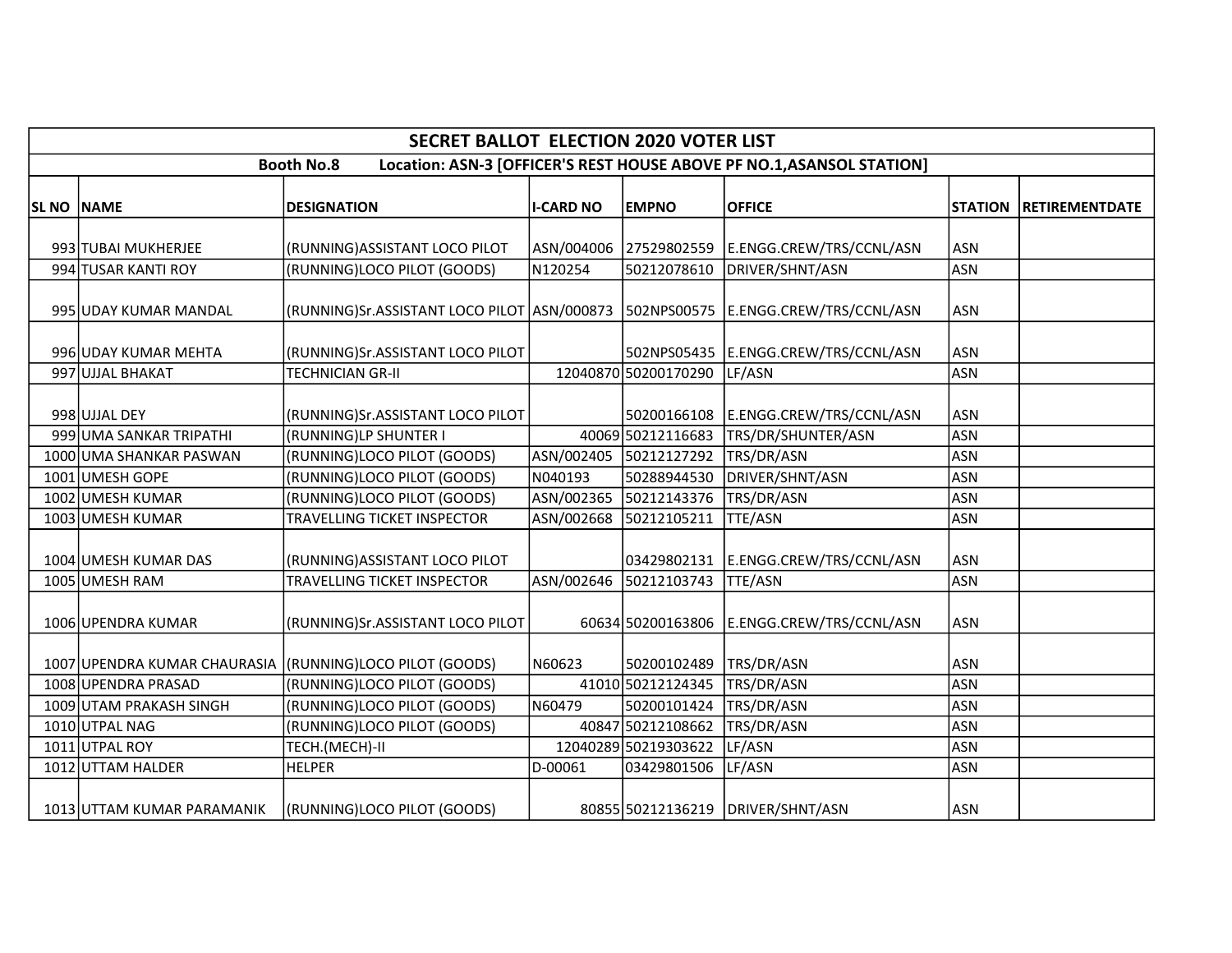| SECRET BALLOT ELECTION 2020 VOTER LIST | | | | | | | |
|---|---|---|---|---|---|---|---|
| Booth No.8 Location: ASN-3 [OFFICER'S REST HOUSE ABOVE PF NO.1,ASANSOL STATION] | | | | | | | |
| SL NO | NAME | DESIGNATION | I-CARD NO | EMPNO | OFFICE | STATION | RETIREMENTDATE |
| 993 | TUBAI MUKHERJEE | (RUNNING)ASSISTANT LOCO PILOT | ASN/004006 | 27529802559 | E.ENGG.CREW/TRS/CCNL/ASN | ASN | |
| 994 | TUSAR KANTI ROY | (RUNNING)LOCO PILOT (GOODS) | N120254 | 50212078610 | DRIVER/SHNT/ASN | ASN | |
| 995 | UDAY KUMAR MANDAL | (RUNNING)Sr.ASSISTANT LOCO PILOT | ASN/000873 | 502NPS00575 | E.ENGG.CREW/TRS/CCNL/ASN | ASN | |
| 996 | UDAY KUMAR MEHTA | (RUNNING)Sr.ASSISTANT LOCO PILOT | | 502NPS05435 | E.ENGG.CREW/TRS/CCNL/ASN | ASN | |
| 997 | UJJAL BHAKAT | TECHNICIAN GR-II | 12040870 | 50200170290 | LF/ASN | ASN | |
| 998 | UJJAL DEY | (RUNNING)Sr.ASSISTANT LOCO PILOT | | 50200166108 | E.ENGG.CREW/TRS/CCNL/ASN | ASN | |
| 999 | UMA SANKAR TRIPATHI | (RUNNING)LP SHUNTER I | 40069 | 50212116683 | TRS/DR/SHUNTER/ASN | ASN | |
| 1000 | UMA SHANKAR PASWAN | (RUNNING)LOCO PILOT (GOODS) | ASN/002405 | 50212127292 | TRS/DR/ASN | ASN | |
| 1001 | UMESH GOPE | (RUNNING)LOCO PILOT (GOODS) | N040193 | 50288944530 | DRIVER/SHNT/ASN | ASN | |
| 1002 | UMESH KUMAR | (RUNNING)LOCO PILOT (GOODS) | ASN/002365 | 50212143376 | TRS/DR/ASN | ASN | |
| 1003 | UMESH KUMAR | TRAVELLING TICKET INSPECTOR | ASN/002668 | 50212105211 | TTE/ASN | ASN | |
| 1004 | UMESH KUMAR DAS | (RUNNING)ASSISTANT LOCO PILOT | | 03429802131 | E.ENGG.CREW/TRS/CCNL/ASN | ASN | |
| 1005 | UMESH RAM | TRAVELLING TICKET INSPECTOR | ASN/002646 | 50212103743 | TTE/ASN | ASN | |
| 1006 | UPENDRA KUMAR | (RUNNING)Sr.ASSISTANT LOCO PILOT | 60634 | 50200163806 | E.ENGG.CREW/TRS/CCNL/ASN | ASN | |
| 1007 | UPENDRA KUMAR CHAURASIA | (RUNNING)LOCO PILOT (GOODS) | N60623 | 50200102489 | TRS/DR/ASN | ASN | |
| 1008 | UPENDRA PRASAD | (RUNNING)LOCO PILOT (GOODS) | 41010 | 50212124345 | TRS/DR/ASN | ASN | |
| 1009 | UTAM PRAKASH SINGH | (RUNNING)LOCO PILOT (GOODS) | N60479 | 50200101424 | TRS/DR/ASN | ASN | |
| 1010 | UTPAL NAG | (RUNNING)LOCO PILOT (GOODS) | 40847 | 50212108662 | TRS/DR/ASN | ASN | |
| 1011 | UTPAL ROY | TECH.(MECH)-II | 12040289 | 50219303622 | LF/ASN | ASN | |
| 1012 | UTTAM HALDER | HELPER | D-00061 | 03429801506 | LF/ASN | ASN | |
| 1013 | UTTAM KUMAR PARAMANIK | (RUNNING)LOCO PILOT (GOODS) | 80855 | 50212136219 | DRIVER/SHNT/ASN | ASN | |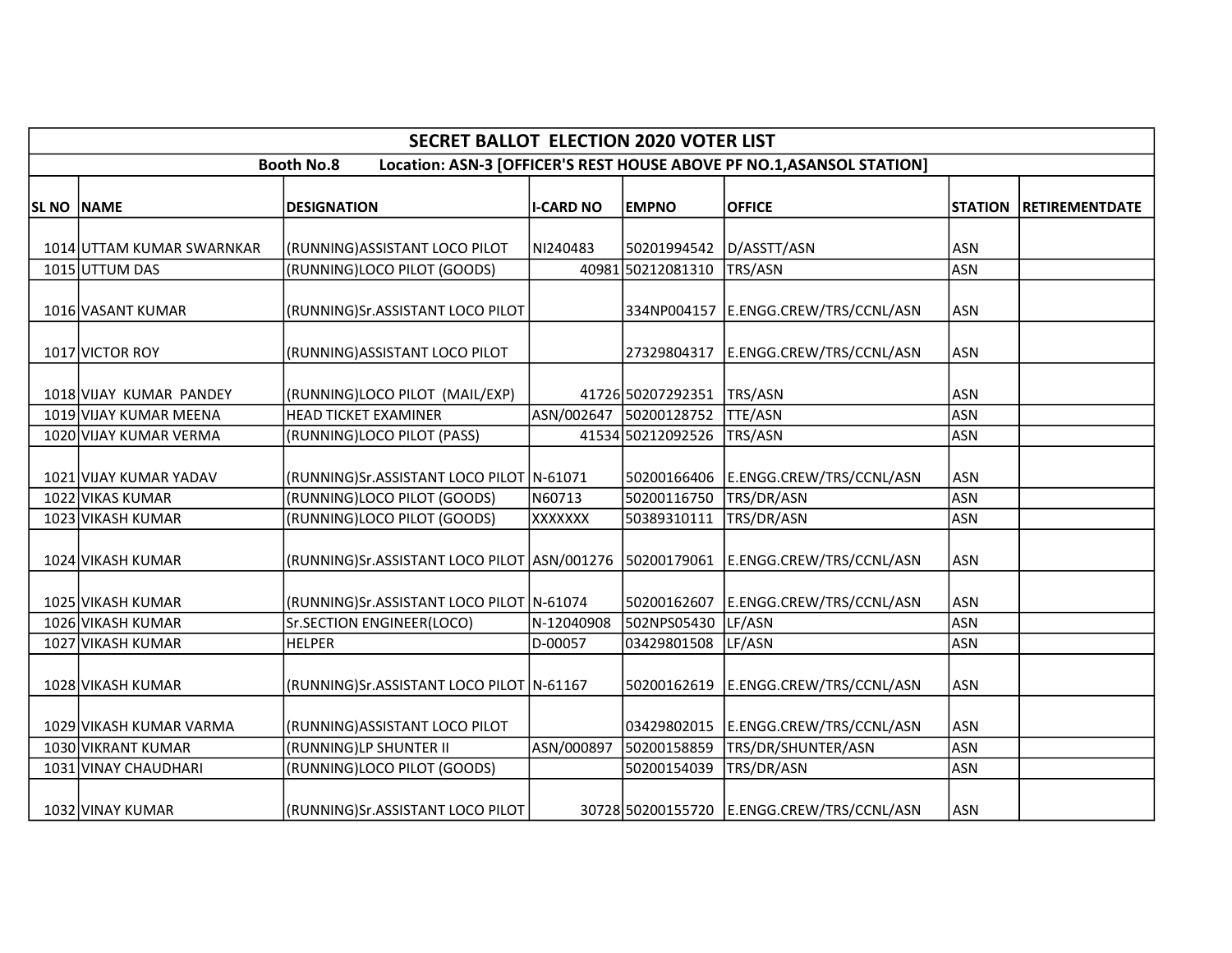| SECRET BALLOT ELECTION 2020 VOTER LIST | | | | | | | |
|---|---|---|---|---|---|---|---|
| Booth No.8 Location: ASN-3 [OFFICER'S REST HOUSE ABOVE PF NO.1,ASANSOL STATION] | | | | | | | |
| **SL NO** | **NAME** | **DESIGNATION** | **I-CARD NO** | **EMPNO** | **OFFICE** | **STATION** | **RETIREMENTDATE** |
| 1014 | UTTAM KUMAR SWARNKAR | (RUNNING)ASSISTANT LOCO PILOT | NI240483 | 50201994542 | D/ASSTT/ASN | ASN | |
| 1015 | UTTUM DAS | (RUNNING)LOCO PILOT (GOODS) | 40981 | 50212081310 | TRS/ASN | ASN | |
| 1016 | VASANT KUMAR | (RUNNING)Sr.ASSISTANT LOCO PILOT | | 334NP004157 | E.ENGG.CREW/TRS/CCNL/ASN | ASN | |
| 1017 | VICTOR ROY | (RUNNING)ASSISTANT LOCO PILOT | | 27329804317 | E.ENGG.CREW/TRS/CCNL/ASN | ASN | |
| 1018 | VIJAY KUMAR PANDEY | (RUNNING)LOCO PILOT (MAIL/EXP) | 41726 | 50207292351 | TRS/ASN | ASN | |
| 1019 | VIJAY KUMAR MEENA | HEAD TICKET EXAMINER | ASN/002647 | 50200128752 | TTE/ASN | ASN | |
| 1020 | VIJAY KUMAR VERMA | (RUNNING)LOCO PILOT (PASS) | 41534 | 50212092526 | TRS/ASN | ASN | |
| 1021 | VIJAY KUMAR YADAV | (RUNNING)Sr.ASSISTANT LOCO PILOT | N-61071 | 50200166406 | E.ENGG.CREW/TRS/CCNL/ASN | ASN | |
| 1022 | VIKAS KUMAR | (RUNNING)LOCO PILOT (GOODS) | N60713 | 50200116750 | TRS/DR/ASN | ASN | |
| 1023 | VIKASH KUMAR | (RUNNING)LOCO PILOT (GOODS) | XXXXXXX | 50389310111 | TRS/DR/ASN | ASN | |
| 1024 | VIKASH KUMAR | (RUNNING)Sr.ASSISTANT LOCO PILOT | ASN/001276 | 50200179061 | E.ENGG.CREW/TRS/CCNL/ASN | ASN | |
| 1025 | VIKASH KUMAR | (RUNNING)Sr.ASSISTANT LOCO PILOT | N-61074 | 50200162607 | E.ENGG.CREW/TRS/CCNL/ASN | ASN | |
| 1026 | VIKASH KUMAR | Sr.SECTION ENGINEER(LOCO) | N-12040908 | 502NPS05430 | LF/ASN | ASN | |
| 1027 | VIKASH KUMAR | HELPER | D-00057 | 03429801508 | LF/ASN | ASN | |
| 1028 | VIKASH KUMAR | (RUNNING)Sr.ASSISTANT LOCO PILOT | N-61167 | 50200162619 | E.ENGG.CREW/TRS/CCNL/ASN | ASN | |
| 1029 | VIKASH KUMAR VARMA | (RUNNING)ASSISTANT LOCO PILOT | | 03429802015 | E.ENGG.CREW/TRS/CCNL/ASN | ASN | |
| 1030 | VIKRANT KUMAR | (RUNNING)LP SHUNTER II | ASN/000897 | 50200158859 | TRS/DR/SHUNTER/ASN | ASN | |
| 1031 | VINAY CHAUDHARI | (RUNNING)LOCO PILOT (GOODS) | | 50200154039 | TRS/DR/ASN | ASN | |
| 1032 | VINAY KUMAR | (RUNNING)Sr.ASSISTANT LOCO PILOT | 30728 | 50200155720 | E.ENGG.CREW/TRS/CCNL/ASN | ASN | |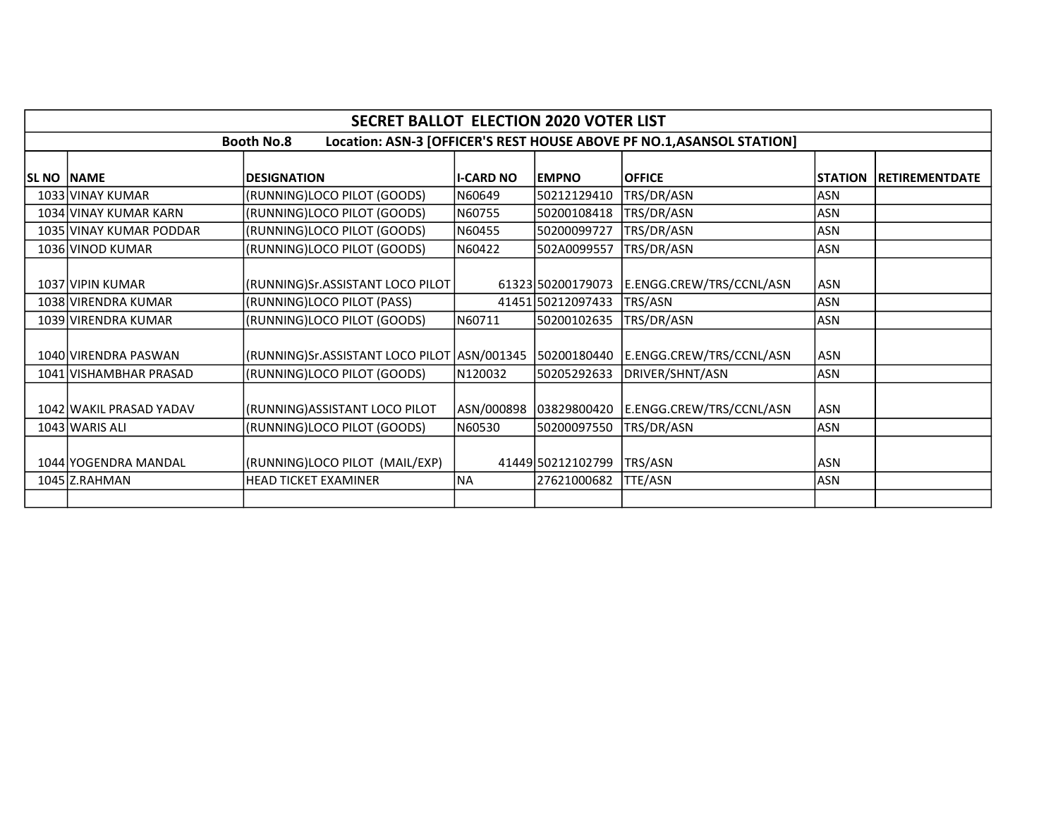| SECRET BALLOT ELECTION 2020 VOTER LIST | | | | | | | |
|---|---|---|---|---|---|---|---|
| Booth No.8 Location: ASN-3 [OFFICER'S REST HOUSE ABOVE PF NO.1,ASANSOL STATION] | | | | | | | |
| SL NO | NAME | DESIGNATION | I-CARD NO | EMPNO | OFFICE | STATION | RETIREMENTDATE |
| 1033 | VINAY KUMAR | (RUNNING)LOCO PILOT (GOODS) | N60649 | 50212129410 | TRS/DR/ASN | ASN | |
| 1034 | VINAY KUMAR KARN | (RUNNING)LOCO PILOT (GOODS) | N60755 | 50200108418 | TRS/DR/ASN | ASN | |
| 1035 | VINAY KUMAR PODDAR | (RUNNING)LOCO PILOT (GOODS) | N60455 | 50200099727 | TRS/DR/ASN | ASN | |
| 1036 | VINOD KUMAR | (RUNNING)LOCO PILOT (GOODS) | N60422 | 502A0099557 | TRS/DR/ASN | ASN | |
| 1037 | VIPIN KUMAR | (RUNNING)Sr.ASSISTANT LOCO PILOT | 61323 | 50200179073 | E.ENGG.CREW/TRS/CCNL/ASN | ASN | |
| 1038 | VIRENDRA KUMAR | (RUNNING)LOCO PILOT (PASS) | 41451 | 50212097433 | TRS/ASN | ASN | |
| 1039 | VIRENDRA KUMAR | (RUNNING)LOCO PILOT (GOODS) | N60711 | 50200102635 | TRS/DR/ASN | ASN | |
| 1040 | VIRENDRA PASWAN | (RUNNING)Sr.ASSISTANT LOCO PILOT | ASN/001345 | 50200180440 | E.ENGG.CREW/TRS/CCNL/ASN | ASN | |
| 1041 | VISHAMBHAR PRASAD | (RUNNING)LOCO PILOT (GOODS) | N120032 | 50205292633 | DRIVER/SHNT/ASN | ASN | |
| 1042 | WAKIL PRASAD YADAV | (RUNNING)ASSISTANT LOCO PILOT | ASN/000898 | 03829800420 | E.ENGG.CREW/TRS/CCNL/ASN | ASN | |
| 1043 | WARIS ALI | (RUNNING)LOCO PILOT (GOODS) | N60530 | 50200097550 | TRS/DR/ASN | ASN | |
| 1044 | YOGENDRA MANDAL | (RUNNING)LOCO PILOT (MAIL/EXP) | 41449 | 50212102799 | TRS/ASN | ASN | |
| 1045 | Z.RAHMAN | HEAD TICKET EXAMINER | NA | 27621000682 | TTE/ASN | ASN | |
| | | | | | | | |